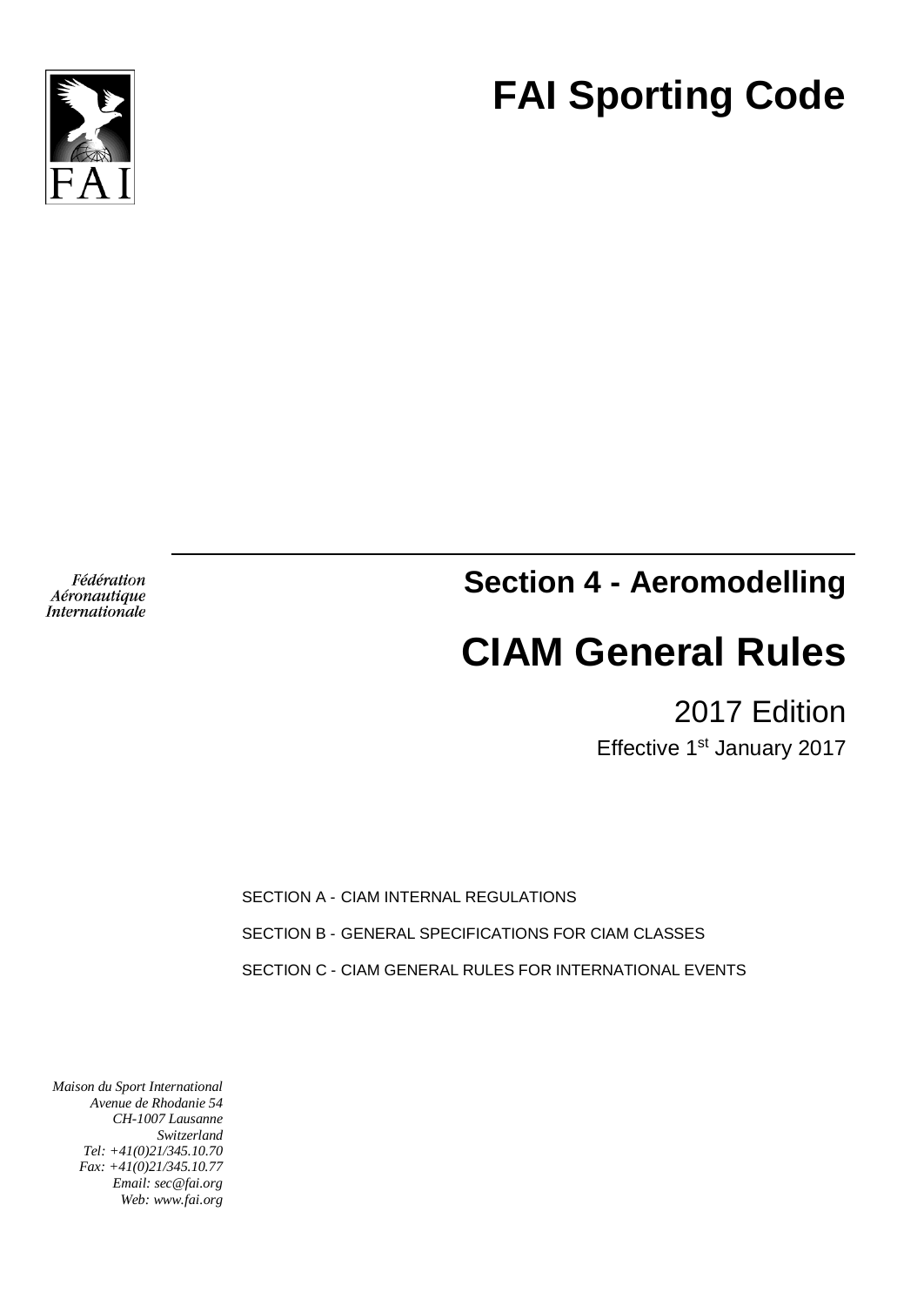# FAI Sporting Code

Fédération
Aéronautique
Internationale

## Section 4 - Aeromodelling

# CIAM General Rules

2017 Edition

Effective 1st January 2017

SECTION A - CIAM INTERNAL REGULATIONS

SECTION B - GENERAL SPECIFICATIONS FOR CIAM CLASSES

SECTION C - CIAM GENERAL RULES FOR INTERNATIONAL EVENTS

*Maison du Sport International*
*Avenue de Rhodanie 54*
*CH-1007 Lausanne*
*Switzerland*
*Tel: +41(0)21/345.10.70*
*Fax: +41(0)21/345.10.77*
*Email: sec@fai.org*
*Web: www.fai.org*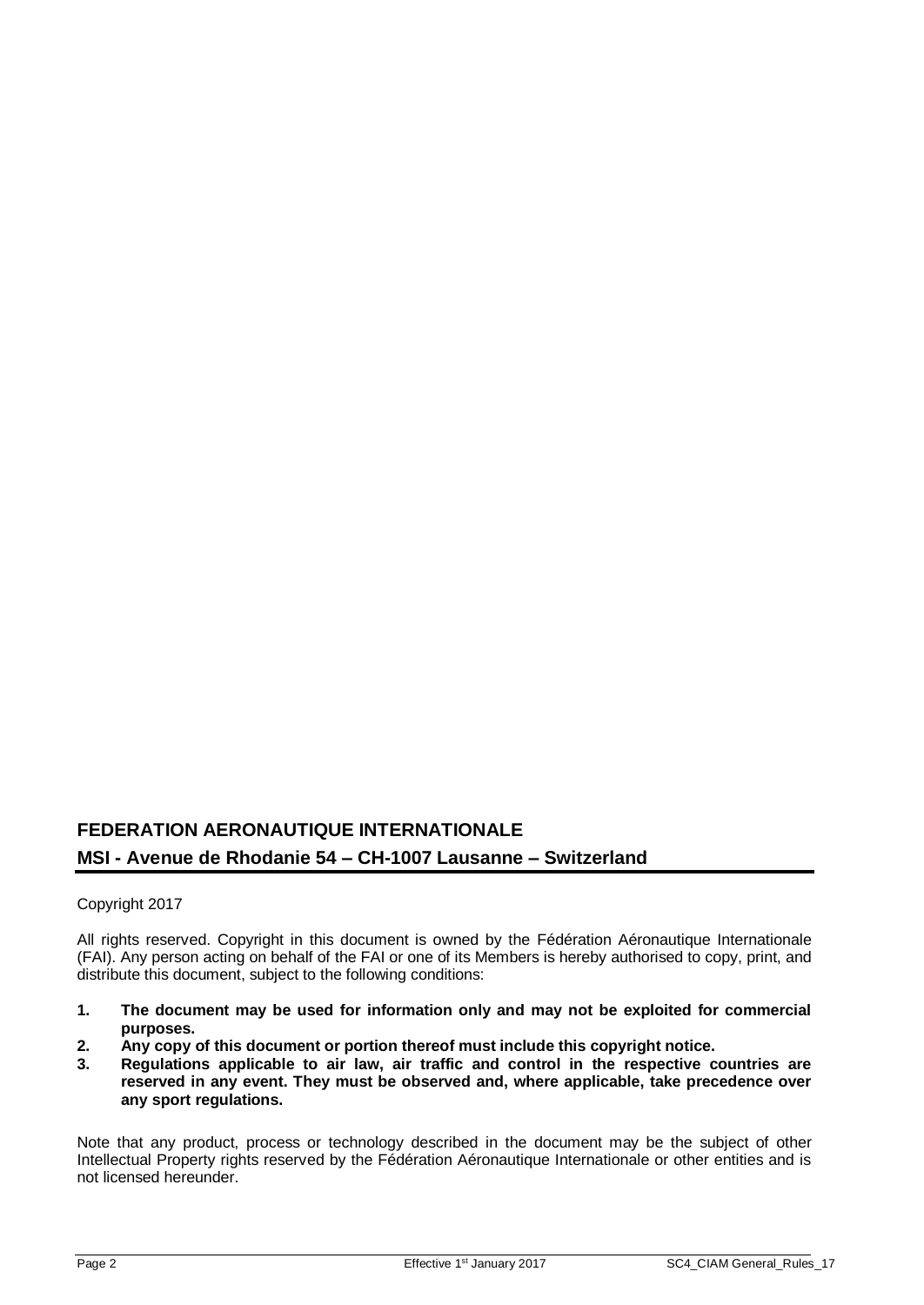**FEDERATION AERONAUTIQUE INTERNATIONALE**

**MSI - Avenue de Rhodanie 54 – CH-1007 Lausanne – Switzerland**

Copyright 2017

All rights reserved. Copyright in this document is owned by the Fédération Aéronautique Internationale (FAI). Any person acting on behalf of the FAI or one of its Members is hereby authorised to copy, print, and distribute this document, subject to the following conditions:

1. **The document may be used for information only and may not be exploited for commercial purposes.**
2. **Any copy of this document or portion thereof must include this copyright notice.**
3. **Regulations applicable to air law, air traffic and control in the respective countries are reserved in any event. They must be observed and, where applicable, take precedence over any sport regulations.**

Note that any product, process or technology described in the document may be the subject of other Intellectual Property rights reserved by the Fédération Aéronautique Internationale or other entities and is not licensed hereunder.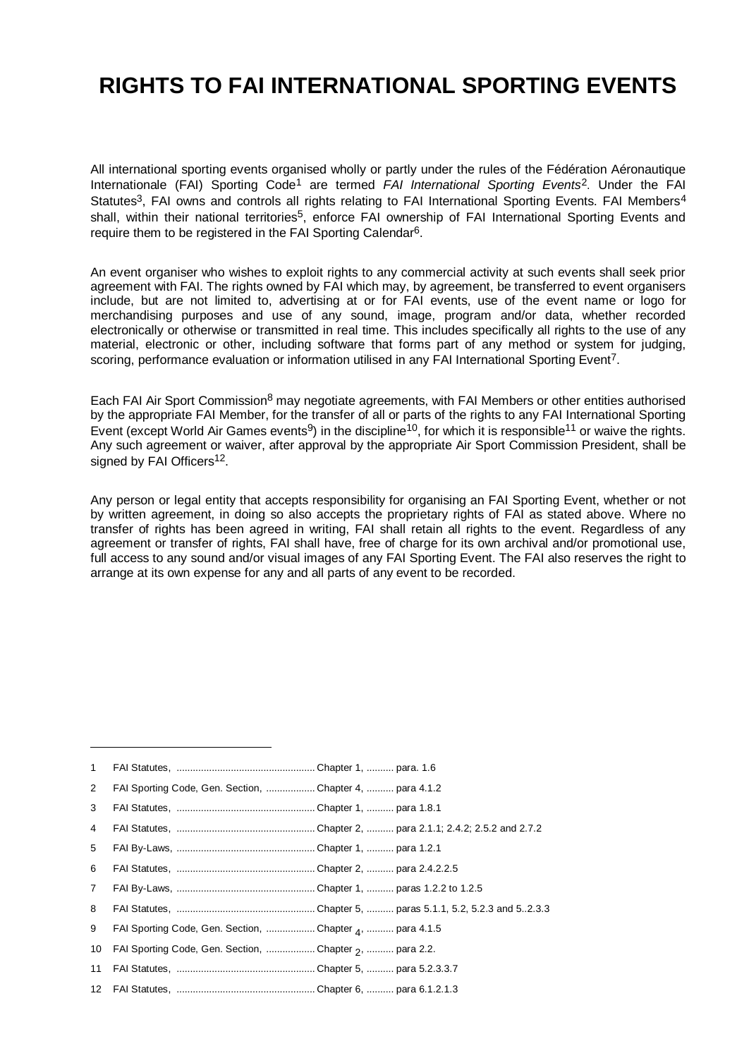# RIGHTS TO FAI INTERNATIONAL SPORTING EVENTS

All international sporting events organised wholly or partly under the rules of the Fédération Aéronautique Internationale (FAI) Sporting Code[1] are termed *FAI International Sporting Events*[2]. Under the FAI Statutes[3], FAI owns and controls all rights relating to FAI International Sporting Events. FAI Members[4] shall, within their national territories[5], enforce FAI ownership of FAI International Sporting Events and require them to be registered in the FAI Sporting Calendar[6].

An event organiser who wishes to exploit rights to any commercial activity at such events shall seek prior agreement with FAI. The rights owned by FAI which may, by agreement, be transferred to event organisers include, but are not limited to, advertising at or for FAI events, use of the event name or logo for merchandising purposes and use of any sound, image, program and/or data, whether recorded electronically or otherwise or transmitted in real time. This includes specifically all rights to the use of any material, electronic or other, including software that forms part of any method or system for judging, scoring, performance evaluation or information utilised in any FAI International Sporting Event[7].

Each FAI Air Sport Commission[8] may negotiate agreements, with FAI Members or other entities authorised by the appropriate FAI Member, for the transfer of all or parts of the rights to any FAI International Sporting Event (except World Air Games events[9]) in the discipline[10], for which it is responsible[11] or waive the rights. Any such agreement or waiver, after approval by the appropriate Air Sport Commission President, shall be signed by FAI Officers[12].

Any person or legal entity that accepts responsibility for organising an FAI Sporting Event, whether or not by written agreement, in doing so also accepts the proprietary rights of FAI as stated above. Where no transfer of rights has been agreed in writing, FAI shall retain all rights to the event. Regardless of any agreement or transfer of rights, FAI shall have, free of charge for its own archival and/or promotional use, full access to any sound and/or visual images of any FAI Sporting Event. The FAI also reserves the right to arrange at its own expense for any and all parts of any event to be recorded.

---

1. FAI Statutes, ........ Chapter 1, ........ para. 1.6
2. FAI Sporting Code, Gen. Section, ........ Chapter 4, ........ para 4.1.2
3. FAI Statutes, ........ Chapter 1, ........ para 1.8.1
4. FAI Statutes, ........ Chapter 2, ........ para 2.1.1; 2.4.2; 2.5.2 and 2.7.2
5. FAI By-Laws, ........ Chapter 1, ........ para 1.2.1
6. FAI Statutes, ........ Chapter 2, ........ para 2.4.2.2.5
7. FAI By-Laws, ........ Chapter 1, ........ paras 1.2.2 to 1.2.5
8. FAI Statutes, ........ Chapter 5, ........ paras 5.1.1, 5.2, 5.2.3 and 5..2.3.3
9. FAI Sporting Code, Gen. Section, ........ Chapter 4, ........ para 4.1.5
10. FAI Sporting Code, Gen. Section, ........ Chapter 2, ........ para 2.2.
11. FAI Statutes, ........ Chapter 5, ........ para 5.2.3.3.7
12. FAI Statutes, ........ Chapter 6, ........ para 6.1.2.1.3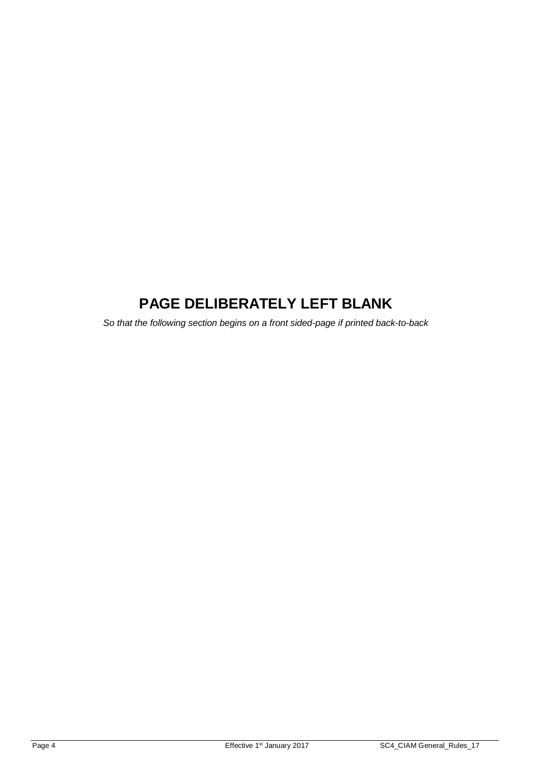# PAGE DELIBERATELY LEFT BLANK

*So that the following section begins on a front sided-page if printed back-to-back*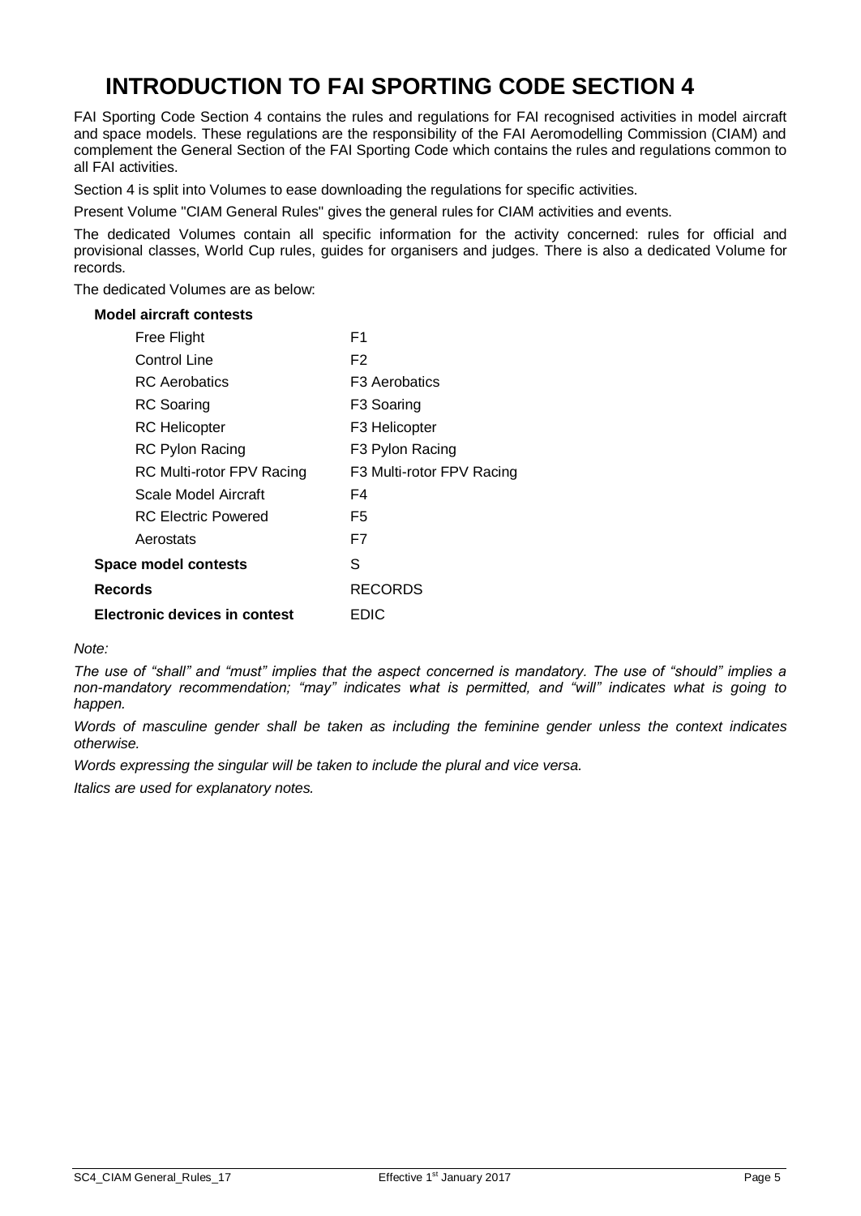# INTRODUCTION TO FAI SPORTING CODE SECTION 4

FAI Sporting Code Section 4 contains the rules and regulations for FAI recognised activities in model aircraft and space models. These regulations are the responsibility of the FAI Aeromodelling Commission (CIAM) and complement the General Section of the FAI Sporting Code which contains the rules and regulations common to all FAI activities.

Section 4 is split into Volumes to ease downloading the regulations for specific activities.

Present Volume "CIAM General Rules" gives the general rules for CIAM activities and events.

The dedicated Volumes contain all specific information for the activity concerned: rules for official and provisional classes, World Cup rules, guides for organisers and judges. There is also a dedicated Volume for records.

The dedicated Volumes are as below:

| | |
|---|---|
| **Model aircraft contests** | |
| Free Flight | F1 |
| Control Line | F2 |
| RC Aerobatics | F3 Aerobatics |
| RC Soaring | F3 Soaring |
| RC Helicopter | F3 Helicopter |
| RC Pylon Racing | F3 Pylon Racing |
| RC Multi-rotor FPV Racing | F3 Multi-rotor FPV Racing |
| Scale Model Aircraft | F4 |
| RC Electric Powered | F5 |
| Aerostats | F7 |
| **Space model contests** | S |
| **Records** | RECORDS |
| **Electronic devices in contest** | EDIC |

*Note:*

*The use of "shall" and "must" implies that the aspect concerned is mandatory. The use of "should" implies a non-mandatory recommendation; "may" indicates what is permitted, and "will" indicates what is going to happen.*

*Words of masculine gender shall be taken as including the feminine gender unless the context indicates otherwise.*

*Words expressing the singular will be taken to include the plural and vice versa.*

*Italics are used for explanatory notes.*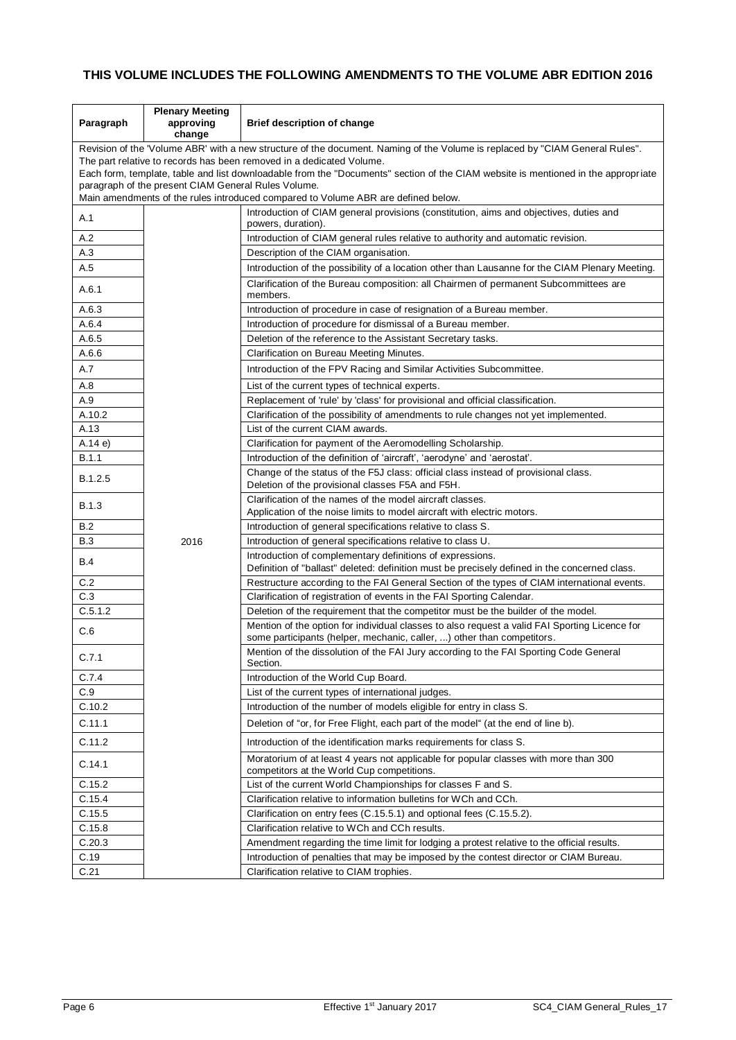**THIS VOLUME INCLUDES THE FOLLOWING AMENDMENTS TO THE VOLUME ABR EDITION 2016**

| Paragraph | Plenary Meeting approving change | Brief description of change |
|---|---|---|
| Revision of the 'Volume ABR' with a new structure of the document. Naming of the Volume is replaced by "CIAM General Rules". The part relative to records has been removed in a dedicated Volume. Each form, template, table and list downloadable from the "Documents" section of the CIAM website is mentioned in the appropriate paragraph of the present CIAM General Rules Volume. Main amendments of the rules introduced compared to Volume ABR are defined below. | | |
| A.1 | 2016 | Introduction of CIAM general provisions (constitution, aims and objectives, duties and powers, duration). |
| A.2 | | Introduction of CIAM general rules relative to authority and automatic revision. |
| A.3 | | Description of the CIAM organisation. |
| A.5 | | Introduction of the possibility of a location other than Lausanne for the CIAM Plenary Meeting. |
| A.6.1 | | Clarification of the Bureau composition: all Chairmen of permanent Subcommittees are members. |
| A.6.3 | | Introduction of procedure in case of resignation of a Bureau member. |
| A.6.4 | | Introduction of procedure for dismissal of a Bureau member. |
| A.6.5 | | Deletion of the reference to the Assistant Secretary tasks. |
| A.6.6 | | Clarification on Bureau Meeting Minutes. |
| A.7 | | Introduction of the FPV Racing and Similar Activities Subcommittee. |
| A.8 | | List of the current types of technical experts. |
| A.9 | | Replacement of 'rule' by 'class' for provisional and official classification. |
| A.10.2 | | Clarification of the possibility of amendments to rule changes not yet implemented. |
| A.13 | | List of the current CIAM awards. |
| A.14 e) | | Clarification for payment of the Aeromodelling Scholarship. |
| B.1.1 | | Introduction of the definition of 'aircraft', 'aerodyne' and 'aerostat'. |
| B.1.2.5 | | Change of the status of the F5J class: official class instead of provisional class. Deletion of the provisional classes F5A and F5H. |
| B.1.3 | | Clarification of the names of the model aircraft classes. Application of the noise limits to model aircraft with electric motors. |
| B.2 | | Introduction of general specifications relative to class S. |
| B.3 | | Introduction of general specifications relative to class U. |
| B.4 | | Introduction of complementary definitions of expressions. Definition of "ballast" deleted: definition must be precisely defined in the concerned class. |
| C.2 | | Restructure according to the FAI General Section of the types of CIAM international events. |
| C.3 | | Clarification of registration of events in the FAI Sporting Calendar. |
| C.5.1.2 | | Deletion of the requirement that the competitor must be the builder of the model. |
| C.6 | | Mention of the option for individual classes to also request a valid FAI Sporting Licence for some participants (helper, mechanic, caller, ...) other than competitors. |
| C.7.1 | | Mention of the dissolution of the FAI Jury according to the FAI Sporting Code General Section. |
| C.7.4 | | Introduction of the World Cup Board. |
| C.9 | | List of the current types of international judges. |
| C.10.2 | | Introduction of the number of models eligible for entry in class S. |
| C.11.1 | | Deletion of "or, for Free Flight, each part of the model" (at the end of line b). |
| C.11.2 | | Introduction of the identification marks requirements for class S. |
| C.14.1 | | Moratorium of at least 4 years not applicable for popular classes with more than 300 competitors at the World Cup competitions. |
| C.15.2 | | List of the current World Championships for classes F and S. |
| C.15.4 | | Clarification relative to information bulletins for WCh and CCh. |
| C.15.5 | | Clarification on entry fees (C.15.5.1) and optional fees (C.15.5.2). |
| C.15.8 | | Clarification relative to WCh and CCh results. |
| C.20.3 | | Amendment regarding the time limit for lodging a protest relative to the official results. |
| C.19 | | Introduction of penalties that may be imposed by the contest director or CIAM Bureau. |
| C.21 | | Clarification relative to CIAM trophies. |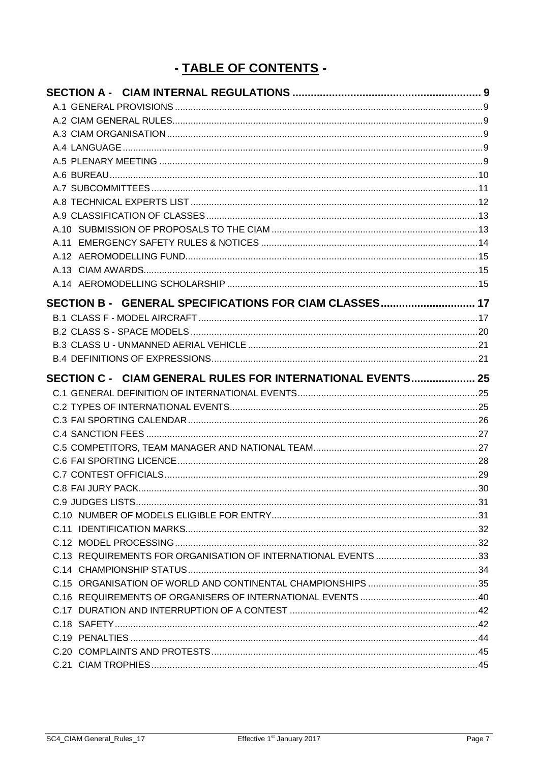# - TABLE OF CONTENTS -

| | |
|---|---|
| **SECTION A - CIAM INTERNAL REGULATIONS** | **9** |
| A.1 GENERAL PROVISIONS | 9 |
| A.2 CIAM GENERAL RULES | 9 |
| A.3 CIAM ORGANISATION | 9 |
| A.4 LANGUAGE | 9 |
| A.5 PLENARY MEETING | 9 |
| A.6 BUREAU | 10 |
| A.7 SUBCOMMITTEES | 11 |
| A.8 TECHNICAL EXPERTS LIST | 12 |
| A.9 CLASSIFICATION OF CLASSES | 13 |
| A.10 SUBMISSION OF PROPOSALS TO THE CIAM | 13 |
| A.11 EMERGENCY SAFETY RULES & NOTICES | 14 |
| A.12 AEROMODELLING FUND | 15 |
| A.13 CIAM AWARDS | 15 |
| A.14 AEROMODELLING SCHOLARSHIP | 15 |
| **SECTION B - GENERAL SPECIFICATIONS FOR CIAM CLASSES** | **17** |
| B.1 CLASS F - MODEL AIRCRAFT | 17 |
| B.2 CLASS S - SPACE MODELS | 20 |
| B.3 CLASS U - UNMANNED AERIAL VEHICLE | 21 |
| B.4 DEFINITIONS OF EXPRESSIONS | 21 |
| **SECTION C - CIAM GENERAL RULES FOR INTERNATIONAL EVENTS** | **25** |
| C.1 GENERAL DEFINITION OF INTERNATIONAL EVENTS | 25 |
| C.2 TYPES OF INTERNATIONAL EVENTS | 25 |
| C.3 FAI SPORTING CALENDAR | 26 |
| C.4 SANCTION FEES | 27 |
| C.5 COMPETITORS, TEAM MANAGER AND NATIONAL TEAM | 27 |
| C.6 FAI SPORTING LICENCE | 28 |
| C.7 CONTEST OFFICIALS | 29 |
| C.8 FAI JURY PACK | 30 |
| C.9 JUDGES LISTS | 31 |
| C.10 NUMBER OF MODELS ELIGIBLE FOR ENTRY | 31 |
| C.11 IDENTIFICATION MARKS | 32 |
| C.12 MODEL PROCESSING | 32 |
| C.13 REQUIREMENTS FOR ORGANISATION OF INTERNATIONAL EVENTS | 33 |
| C.14 CHAMPIONSHIP STATUS | 34 |
| C.15 ORGANISATION OF WORLD AND CONTINENTAL CHAMPIONSHIPS | 35 |
| C.16 REQUIREMENTS OF ORGANISERS OF INTERNATIONAL EVENTS | 40 |
| C.17 DURATION AND INTERRUPTION OF A CONTEST | 42 |
| C.18 SAFETY | 42 |
| C.19 PENALTIES | 44 |
| C.20 COMPLAINTS AND PROTESTS | 45 |
| C.21 CIAM TROPHIES | 45 |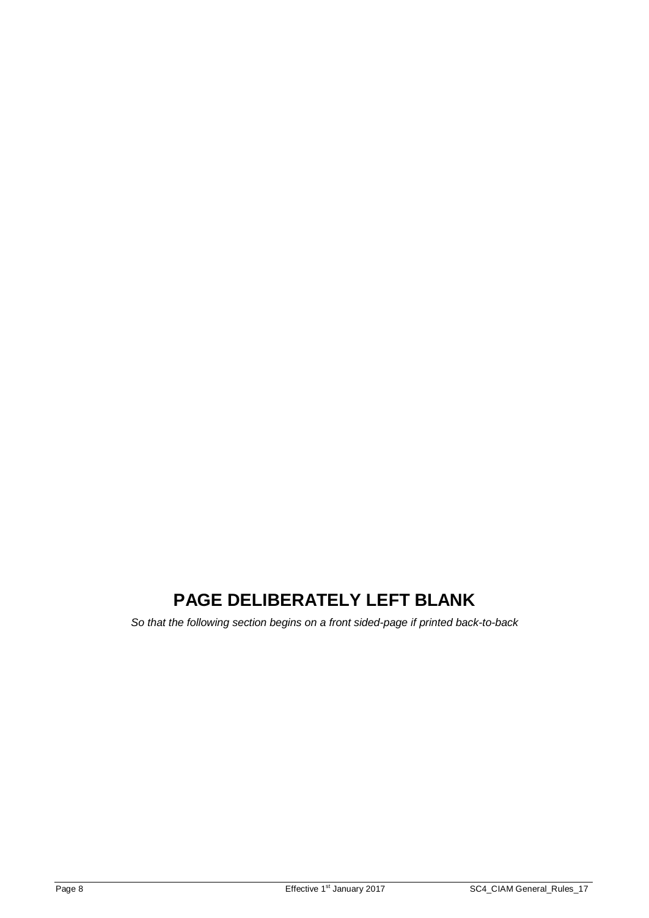# PAGE DELIBERATELY LEFT BLANK

*So that the following section begins on a front sided-page if printed back-to-back*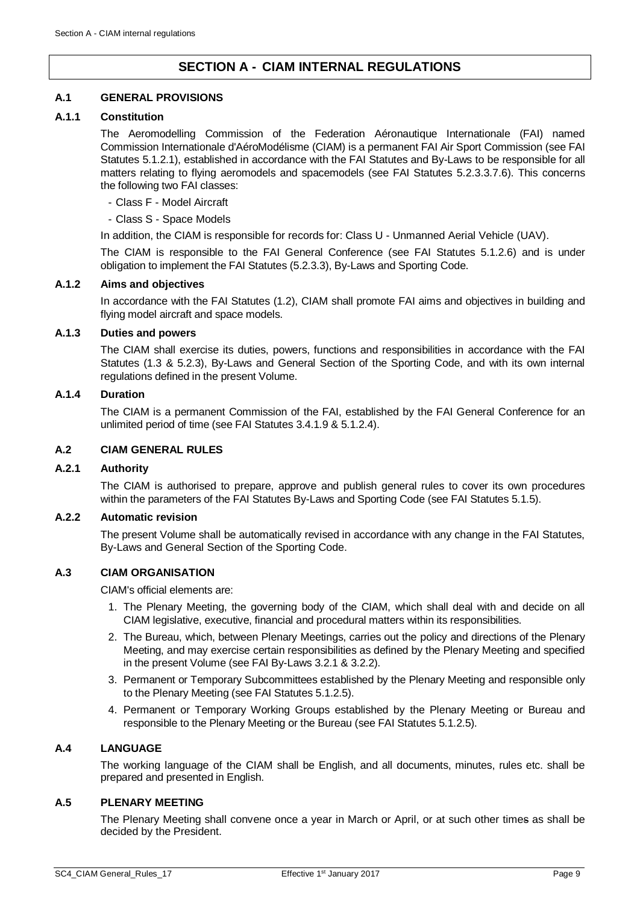# SECTION A - CIAM INTERNAL REGULATIONS

## A.1 GENERAL PROVISIONS

### A.1.1 Constitution

The Aeromodelling Commission of the Federation Aéronautique Internationale (FAI) named Commission Internationale d'AéroModélisme (CIAM) is a permanent FAI Air Sport Commission (see FAI Statutes 5.1.2.1), established in accordance with the FAI Statutes and By-Laws to be responsible for all matters relating to flying aeromodels and spacemodels (see FAI Statutes 5.2.3.3.7.6). This concerns the following two FAI classes:

- Class F - Model Aircraft
- Class S - Space Models

In addition, the CIAM is responsible for records for: Class U - Unmanned Aerial Vehicle (UAV).

The CIAM is responsible to the FAI General Conference (see FAI Statutes 5.1.2.6) and is under obligation to implement the FAI Statutes (5.2.3.3), By-Laws and Sporting Code.

### A.1.2 Aims and objectives

In accordance with the FAI Statutes (1.2), CIAM shall promote FAI aims and objectives in building and flying model aircraft and space models.

### A.1.3 Duties and powers

The CIAM shall exercise its duties, powers, functions and responsibilities in accordance with the FAI Statutes (1.3 & 5.2.3), By-Laws and General Section of the Sporting Code, and with its own internal regulations defined in the present Volume.

### A.1.4 Duration

The CIAM is a permanent Commission of the FAI, established by the FAI General Conference for an unlimited period of time (see FAI Statutes 3.4.1.9 & 5.1.2.4).

## A.2 CIAM GENERAL RULES

### A.2.1 Authority

The CIAM is authorised to prepare, approve and publish general rules to cover its own procedures within the parameters of the FAI Statutes By-Laws and Sporting Code (see FAI Statutes 5.1.5).

### A.2.2 Automatic revision

The present Volume shall be automatically revised in accordance with any change in the FAI Statutes, By-Laws and General Section of the Sporting Code.

## A.3 CIAM ORGANISATION

CIAM's official elements are:

1. The Plenary Meeting, the governing body of the CIAM, which shall deal with and decide on all CIAM legislative, executive, financial and procedural matters within its responsibilities.
2. The Bureau, which, between Plenary Meetings, carries out the policy and directions of the Plenary Meeting, and may exercise certain responsibilities as defined by the Plenary Meeting and specified in the present Volume (see FAI By-Laws 3.2.1 & 3.2.2).
3. Permanent or Temporary Subcommittees established by the Plenary Meeting and responsible only to the Plenary Meeting (see FAI Statutes 5.1.2.5).
4. Permanent or Temporary Working Groups established by the Plenary Meeting or Bureau and responsible to the Plenary Meeting or the Bureau (see FAI Statutes 5.1.2.5).

## A.4 LANGUAGE

The working language of the CIAM shall be English, and all documents, minutes, rules etc. shall be prepared and presented in English.

## A.5 PLENARY MEETING

The Plenary Meeting shall convene once a year in March or April, or at such other times as shall be decided by the President.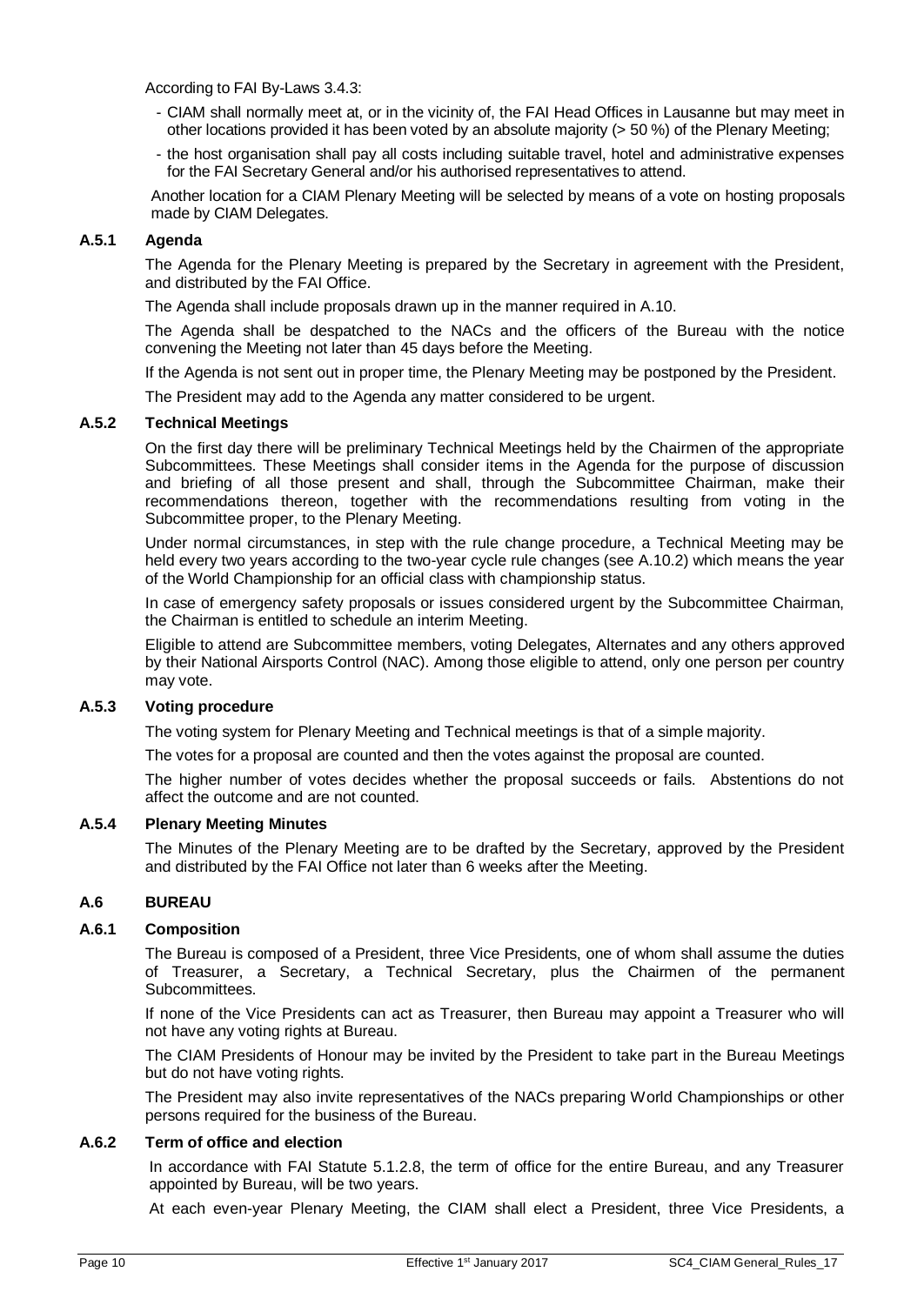According to FAI By-Laws 3.4.3:

- CIAM shall normally meet at, or in the vicinity of, the FAI Head Offices in Lausanne but may meet in other locations provided it has been voted by an absolute majority (> 50 %) of the Plenary Meeting;
- the host organisation shall pay all costs including suitable travel, hotel and administrative expenses for the FAI Secretary General and/or his authorised representatives to attend.

Another location for a CIAM Plenary Meeting will be selected by means of a vote on hosting proposals made by CIAM Delegates.

### A.5.1 Agenda

The Agenda for the Plenary Meeting is prepared by the Secretary in agreement with the President, and distributed by the FAI Office.

The Agenda shall include proposals drawn up in the manner required in A.10.

The Agenda shall be despatched to the NACs and the officers of the Bureau with the notice convening the Meeting not later than 45 days before the Meeting.

If the Agenda is not sent out in proper time, the Plenary Meeting may be postponed by the President.

The President may add to the Agenda any matter considered to be urgent.

### A.5.2 Technical Meetings

On the first day there will be preliminary Technical Meetings held by the Chairmen of the appropriate Subcommittees. These Meetings shall consider items in the Agenda for the purpose of discussion and briefing of all those present and shall, through the Subcommittee Chairman, make their recommendations thereon, together with the recommendations resulting from voting in the Subcommittee proper, to the Plenary Meeting.

Under normal circumstances, in step with the rule change procedure, a Technical Meeting may be held every two years according to the two-year cycle rule changes (see A.10.2) which means the year of the World Championship for an official class with championship status.

In case of emergency safety proposals or issues considered urgent by the Subcommittee Chairman, the Chairman is entitled to schedule an interim Meeting.

Eligible to attend are Subcommittee members, voting Delegates, Alternates and any others approved by their National Airsports Control (NAC). Among those eligible to attend, only one person per country may vote.

### A.5.3 Voting procedure

The voting system for Plenary Meeting and Technical meetings is that of a simple majority.

The votes for a proposal are counted and then the votes against the proposal are counted.

The higher number of votes decides whether the proposal succeeds or fails. Abstentions do not affect the outcome and are not counted.

### A.5.4 Plenary Meeting Minutes

The Minutes of the Plenary Meeting are to be drafted by the Secretary, approved by the President and distributed by the FAI Office not later than 6 weeks after the Meeting.

## A.6 BUREAU

### A.6.1 Composition

The Bureau is composed of a President, three Vice Presidents, one of whom shall assume the duties of Treasurer, a Secretary, a Technical Secretary, plus the Chairmen of the permanent Subcommittees.

If none of the Vice Presidents can act as Treasurer, then Bureau may appoint a Treasurer who will not have any voting rights at Bureau.

The CIAM Presidents of Honour may be invited by the President to take part in the Bureau Meetings but do not have voting rights.

The President may also invite representatives of the NACs preparing World Championships or other persons required for the business of the Bureau.

### A.6.2 Term of office and election

In accordance with FAI Statute 5.1.2.8, the term of office for the entire Bureau, and any Treasurer appointed by Bureau, will be two years.

At each even-year Plenary Meeting, the CIAM shall elect a President, three Vice Presidents, a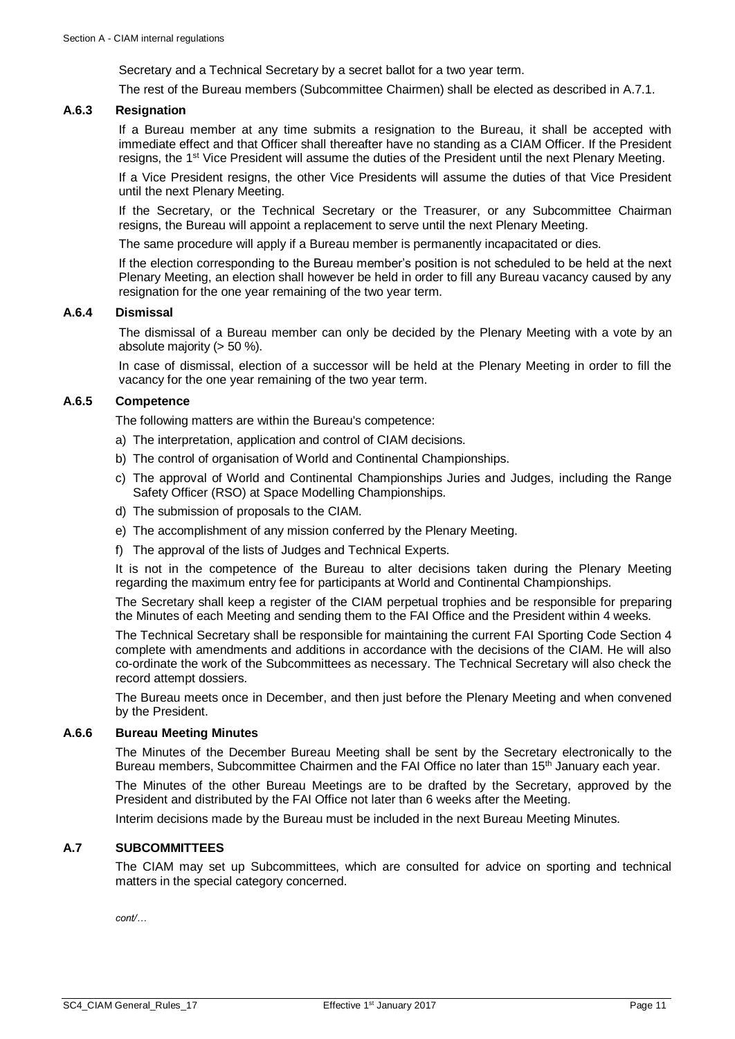Secretary and a Technical Secretary by a secret ballot for a two year term.

The rest of the Bureau members (Subcommittee Chairmen) shall be elected as described in A.7.1.

### A.6.3 Resignation

If a Bureau member at any time submits a resignation to the Bureau, it shall be accepted with immediate effect and that Officer shall thereafter have no standing as a CIAM Officer. If the President resigns, the 1st Vice President will assume the duties of the President until the next Plenary Meeting.

If a Vice President resigns, the other Vice Presidents will assume the duties of that Vice President until the next Plenary Meeting.

If the Secretary, or the Technical Secretary or the Treasurer, or any Subcommittee Chairman resigns, the Bureau will appoint a replacement to serve until the next Plenary Meeting.

The same procedure will apply if a Bureau member is permanently incapacitated or dies.

If the election corresponding to the Bureau member's position is not scheduled to be held at the next Plenary Meeting, an election shall however be held in order to fill any Bureau vacancy caused by any resignation for the one year remaining of the two year term.

### A.6.4 Dismissal

The dismissal of a Bureau member can only be decided by the Plenary Meeting with a vote by an absolute majority (> 50 %).

In case of dismissal, election of a successor will be held at the Plenary Meeting in order to fill the vacancy for the one year remaining of the two year term.

### A.6.5 Competence

The following matters are within the Bureau's competence:

a) The interpretation, application and control of CIAM decisions.

b) The control of organisation of World and Continental Championships.

c) The approval of World and Continental Championships Juries and Judges, including the Range Safety Officer (RSO) at Space Modelling Championships.

d) The submission of proposals to the CIAM.

e) The accomplishment of any mission conferred by the Plenary Meeting.

f) The approval of the lists of Judges and Technical Experts.

It is not in the competence of the Bureau to alter decisions taken during the Plenary Meeting regarding the maximum entry fee for participants at World and Continental Championships.

The Secretary shall keep a register of the CIAM perpetual trophies and be responsible for preparing the Minutes of each Meeting and sending them to the FAI Office and the President within 4 weeks.

The Technical Secretary shall be responsible for maintaining the current FAI Sporting Code Section 4 complete with amendments and additions in accordance with the decisions of the CIAM. He will also co-ordinate the work of the Subcommittees as necessary. The Technical Secretary will also check the record attempt dossiers.

The Bureau meets once in December, and then just before the Plenary Meeting and when convened by the President.

### A.6.6 Bureau Meeting Minutes

The Minutes of the December Bureau Meeting shall be sent by the Secretary electronically to the Bureau members, Subcommittee Chairmen and the FAI Office no later than 15th January each year.

The Minutes of the other Bureau Meetings are to be drafted by the Secretary, approved by the President and distributed by the FAI Office not later than 6 weeks after the Meeting.

Interim decisions made by the Bureau must be included in the next Bureau Meeting Minutes.

## A.7 SUBCOMMITTEES

The CIAM may set up Subcommittees, which are consulted for advice on sporting and technical matters in the special category concerned.

*cont/…*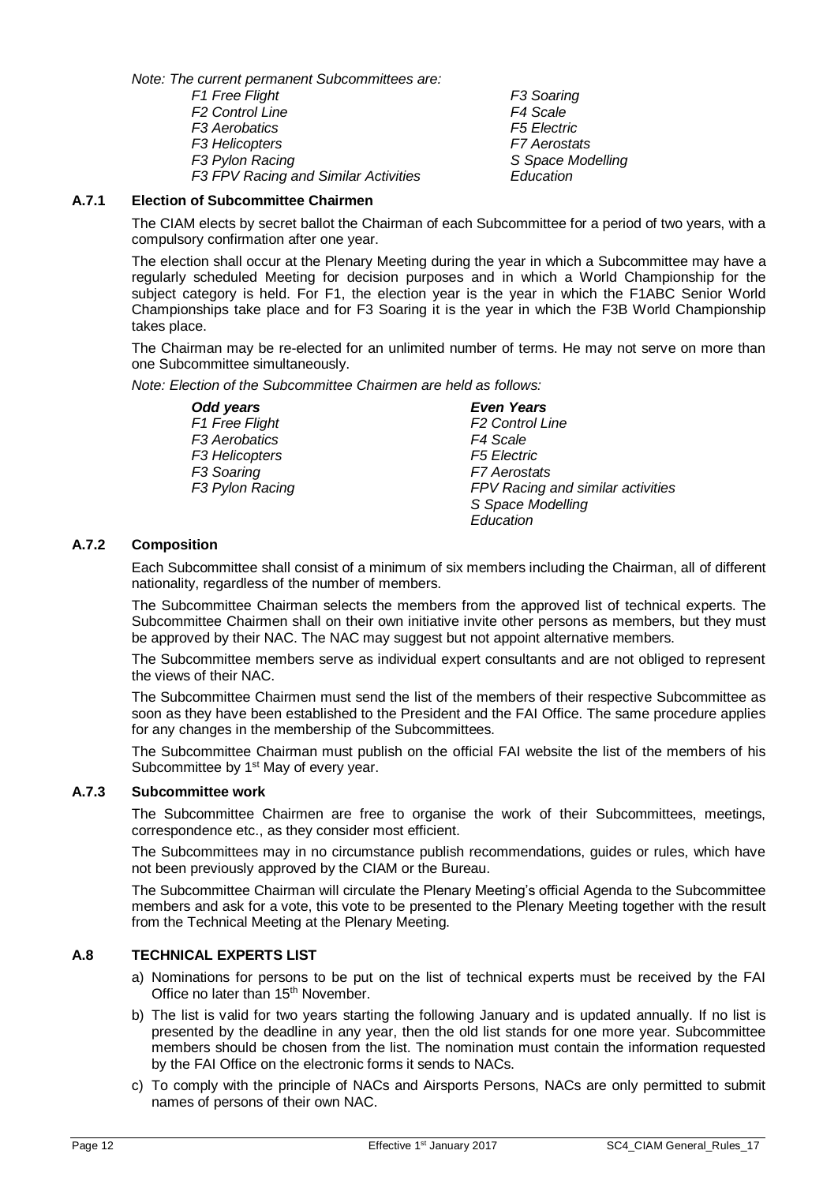*Note: The current permanent Subcommittees are:*

| | |
|---|---|
| *F1 Free Flight* | *F3 Soaring* |
| *F2 Control Line* | *F4 Scale* |
| *F3 Aerobatics* | *F5 Electric* |
| *F3 Helicopters* | *F7 Aerostats* |
| *F3 Pylon Racing* | *S Space Modelling* |
| *F3 FPV Racing and Similar Activities* | *Education* |

### A.7.1 Election of Subcommittee Chairmen

The CIAM elects by secret ballot the Chairman of each Subcommittee for a period of two years, with a compulsory confirmation after one year.

The election shall occur at the Plenary Meeting during the year in which a Subcommittee may have a regularly scheduled Meeting for decision purposes and in which a World Championship for the subject category is held. For F1, the election year is the year in which the F1ABC Senior World Championships take place and for F3 Soaring it is the year in which the F3B World Championship takes place.

The Chairman may be re-elected for an unlimited number of terms. He may not serve on more than one Subcommittee simultaneously.

*Note: Election of the Subcommittee Chairmen are held as follows:*

| ***Odd years*** | ***Even Years*** |
|---|---|
| *F1 Free Flight* | *F2 Control Line* |
| *F3 Aerobatics* | *F4 Scale* |
| *F3 Helicopters* | *F5 Electric* |
| *F3 Soaring* | *F7 Aerostats* |
| *F3 Pylon Racing* | *FPV Racing and similar activities* |
| | *S Space Modelling* |
| | *Education* |

### A.7.2 Composition

Each Subcommittee shall consist of a minimum of six members including the Chairman, all of different nationality, regardless of the number of members.

The Subcommittee Chairman selects the members from the approved list of technical experts. The Subcommittee Chairmen shall on their own initiative invite other persons as members, but they must be approved by their NAC. The NAC may suggest but not appoint alternative members.

The Subcommittee members serve as individual expert consultants and are not obliged to represent the views of their NAC.

The Subcommittee Chairmen must send the list of the members of their respective Subcommittee as soon as they have been established to the President and the FAI Office. The same procedure applies for any changes in the membership of the Subcommittees.

The Subcommittee Chairman must publish on the official FAI website the list of the members of his Subcommittee by 1st May of every year.

### A.7.3 Subcommittee work

The Subcommittee Chairmen are free to organise the work of their Subcommittees, meetings, correspondence etc., as they consider most efficient.

The Subcommittees may in no circumstance publish recommendations, guides or rules, which have not been previously approved by the CIAM or the Bureau.

The Subcommittee Chairman will circulate the Plenary Meeting's official Agenda to the Subcommittee members and ask for a vote, this vote to be presented to the Plenary Meeting together with the result from the Technical Meeting at the Plenary Meeting.

## A.8 TECHNICAL EXPERTS LIST

a) Nominations for persons to be put on the list of technical experts must be received by the FAI Office no later than 15th November.

b) The list is valid for two years starting the following January and is updated annually. If no list is presented by the deadline in any year, then the old list stands for one more year. Subcommittee members should be chosen from the list. The nomination must contain the information requested by the FAI Office on the electronic forms it sends to NACs.

c) To comply with the principle of NACs and Airsports Persons, NACs are only permitted to submit names of persons of their own NAC.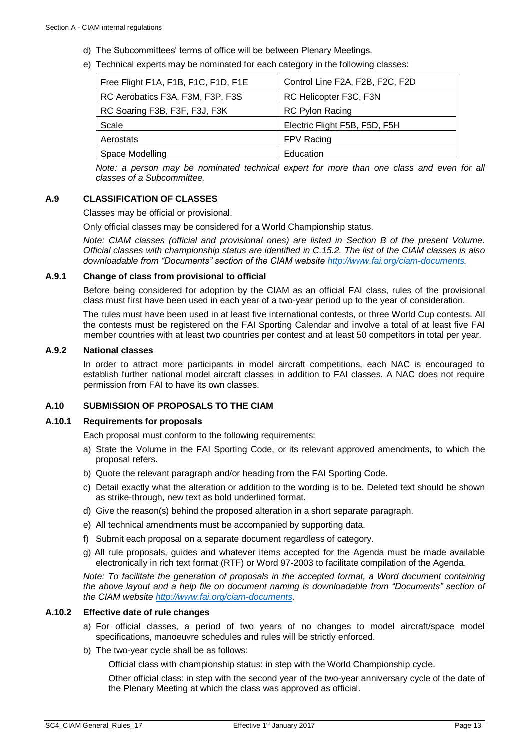d) The Subcommittees' terms of office will be between Plenary Meetings.

e) Technical experts may be nominated for each category in the following classes:

| Free Flight F1A, F1B, F1C, F1D, F1E | Control Line F2A, F2B, F2C, F2D |
|---|---|
| RC Aerobatics F3A, F3M, F3P, F3S | RC Helicopter F3C, F3N |
| RC Soaring F3B, F3F, F3J, F3K | RC Pylon Racing |
| Scale | Electric Flight F5B, F5D, F5H |
| Aerostats | FPV Racing |
| Space Modelling | Education |

*Note: a person may be nominated technical expert for more than one class and even for all classes of a Subcommittee.*

### A.9 CLASSIFICATION OF CLASSES

Classes may be official or provisional.

Only official classes may be considered for a World Championship status.

*Note: CIAM classes (official and provisional ones) are listed in Section B of the present Volume. Official classes with championship status are identified in C.15.2. The list of the CIAM classes is also downloadable from "Documents" section of the CIAM website http://www.fai.org/ciam-documents.*

#### A.9.1 Change of class from provisional to official

Before being considered for adoption by the CIAM as an official FAI class, rules of the provisional class must first have been used in each year of a two-year period up to the year of consideration.

The rules must have been used in at least five international contests, or three World Cup contests. All the contests must be registered on the FAI Sporting Calendar and involve a total of at least five FAI member countries with at least two countries per contest and at least 50 competitors in total per year.

#### A.9.2 National classes

In order to attract more participants in model aircraft competitions, each NAC is encouraged to establish further national model aircraft classes in addition to FAI classes. A NAC does not require permission from FAI to have its own classes.

### A.10 SUBMISSION OF PROPOSALS TO THE CIAM

#### A.10.1 Requirements for proposals

Each proposal must conform to the following requirements:

a) State the Volume in the FAI Sporting Code, or its relevant approved amendments, to which the proposal refers.

b) Quote the relevant paragraph and/or heading from the FAI Sporting Code.

c) Detail exactly what the alteration or addition to the wording is to be. Deleted text should be shown as strike-through, new text as bold underlined format.

d) Give the reason(s) behind the proposed alteration in a short separate paragraph.

e) All technical amendments must be accompanied by supporting data.

f) Submit each proposal on a separate document regardless of category.

g) All rule proposals, guides and whatever items accepted for the Agenda must be made available electronically in rich text format (RTF) or Word 97-2003 to facilitate compilation of the Agenda.

*Note: To facilitate the generation of proposals in the accepted format, a Word document containing the above layout and a help file on document naming is downloadable from "Documents" section of the CIAM website http://www.fai.org/ciam-documents.*

#### A.10.2 Effective date of rule changes

a) For official classes, a period of two years of no changes to model aircraft/space model specifications, manoeuvre schedules and rules will be strictly enforced.

b) The two-year cycle shall be as follows:

Official class with championship status: in step with the World Championship cycle.

Other official class: in step with the second year of the two-year anniversary cycle of the date of the Plenary Meeting at which the class was approved as official.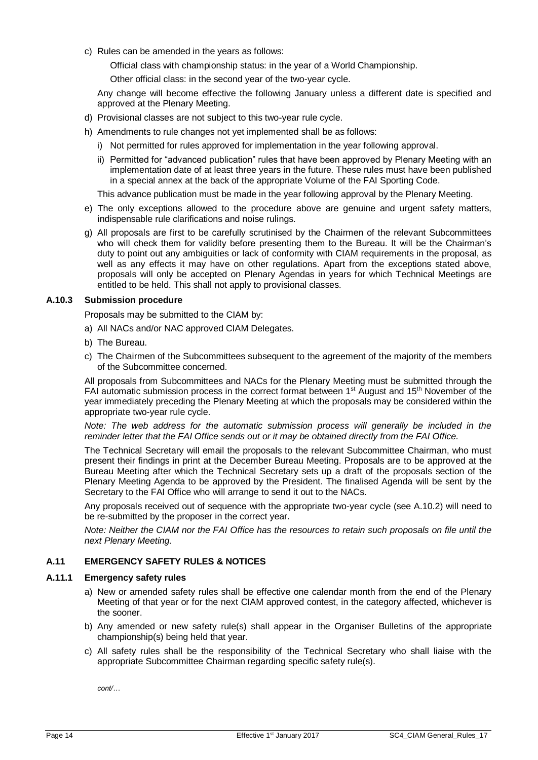c) Rules can be amended in the years as follows:

   Official class with championship status: in the year of a World Championship.

   Other official class: in the second year of the two-year cycle.

   Any change will become effective the following January unless a different date is specified and approved at the Plenary Meeting.

d) Provisional classes are not subject to this two-year rule cycle.

h) Amendments to rule changes not yet implemented shall be as follows:

   i) Not permitted for rules approved for implementation in the year following approval.

   ii) Permitted for "advanced publication" rules that have been approved by Plenary Meeting with an implementation date of at least three years in the future. These rules must have been published in a special annex at the back of the appropriate Volume of the FAI Sporting Code.

   This advance publication must be made in the year following approval by the Plenary Meeting.

e) The only exceptions allowed to the procedure above are genuine and urgent safety matters, indispensable rule clarifications and noise rulings.

g) All proposals are first to be carefully scrutinised by the Chairmen of the relevant Subcommittees who will check them for validity before presenting them to the Bureau. It will be the Chairman's duty to point out any ambiguities or lack of conformity with CIAM requirements in the proposal, as well as any effects it may have on other regulations. Apart from the exceptions stated above, proposals will only be accepted on Plenary Agendas in years for which Technical Meetings are entitled to be held. This shall not apply to provisional classes.

### A.10.3 Submission procedure

Proposals may be submitted to the CIAM by:

a) All NACs and/or NAC approved CIAM Delegates.

b) The Bureau.

c) The Chairmen of the Subcommittees subsequent to the agreement of the majority of the members of the Subcommittee concerned.

All proposals from Subcommittees and NACs for the Plenary Meeting must be submitted through the FAI automatic submission process in the correct format between 1st August and 15th November of the year immediately preceding the Plenary Meeting at which the proposals may be considered within the appropriate two-year rule cycle.

*Note: The web address for the automatic submission process will generally be included in the reminder letter that the FAI Office sends out or it may be obtained directly from the FAI Office.*

The Technical Secretary will email the proposals to the relevant Subcommittee Chairman, who must present their findings in print at the December Bureau Meeting. Proposals are to be approved at the Bureau Meeting after which the Technical Secretary sets up a draft of the proposals section of the Plenary Meeting Agenda to be approved by the President. The finalised Agenda will be sent by the Secretary to the FAI Office who will arrange to send it out to the NACs.

Any proposals received out of sequence with the appropriate two-year cycle (see A.10.2) will need to be re-submitted by the proposer in the correct year.

*Note: Neither the CIAM nor the FAI Office has the resources to retain such proposals on file until the next Plenary Meeting.*

## A.11 EMERGENCY SAFETY RULES & NOTICES

### A.11.1 Emergency safety rules

a) New or amended safety rules shall be effective one calendar month from the end of the Plenary Meeting of that year or for the next CIAM approved contest, in the category affected, whichever is the sooner.

b) Any amended or new safety rule(s) shall appear in the Organiser Bulletins of the appropriate championship(s) being held that year.

c) All safety rules shall be the responsibility of the Technical Secretary who shall liaise with the appropriate Subcommittee Chairman regarding specific safety rule(s).

*cont/…*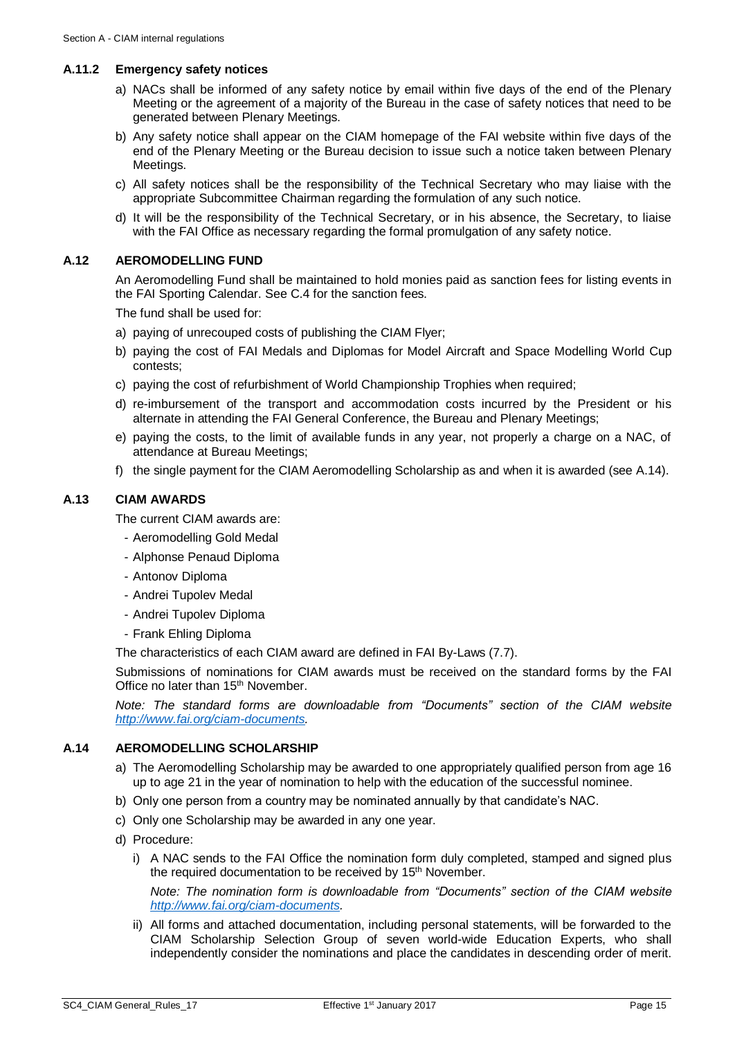### A.11.2 Emergency safety notices

a) NACs shall be informed of any safety notice by email within five days of the end of the Plenary Meeting or the agreement of a majority of the Bureau in the case of safety notices that need to be generated between Plenary Meetings.

b) Any safety notice shall appear on the CIAM homepage of the FAI website within five days of the end of the Plenary Meeting or the Bureau decision to issue such a notice taken between Plenary Meetings.

c) All safety notices shall be the responsibility of the Technical Secretary who may liaise with the appropriate Subcommittee Chairman regarding the formulation of any such notice.

d) It will be the responsibility of the Technical Secretary, or in his absence, the Secretary, to liaise with the FAI Office as necessary regarding the formal promulgation of any safety notice.

## A.12 AEROMODELLING FUND

An Aeromodelling Fund shall be maintained to hold monies paid as sanction fees for listing events in the FAI Sporting Calendar. See C.4 for the sanction fees.

The fund shall be used for:

a) paying of unrecouped costs of publishing the CIAM Flyer;

b) paying the cost of FAI Medals and Diplomas for Model Aircraft and Space Modelling World Cup contests;

c) paying the cost of refurbishment of World Championship Trophies when required;

d) re-imbursement of the transport and accommodation costs incurred by the President or his alternate in attending the FAI General Conference, the Bureau and Plenary Meetings;

e) paying the costs, to the limit of available funds in any year, not properly a charge on a NAC, of attendance at Bureau Meetings;

f) the single payment for the CIAM Aeromodelling Scholarship as and when it is awarded (see A.14).

## A.13 CIAM AWARDS

The current CIAM awards are:

- Aeromodelling Gold Medal
- Alphonse Penaud Diploma
- Antonov Diploma
- Andrei Tupolev Medal
- Andrei Tupolev Diploma
- Frank Ehling Diploma

The characteristics of each CIAM award are defined in FAI By-Laws (7.7).

Submissions of nominations for CIAM awards must be received on the standard forms by the FAI Office no later than 15th November.

*Note: The standard forms are downloadable from "Documents" section of the CIAM website [http://www.fai.org/ciam-documents](http://www.fai.org/ciam-documents).*

## A.14 AEROMODELLING SCHOLARSHIP

a) The Aeromodelling Scholarship may be awarded to one appropriately qualified person from age 16 up to age 21 in the year of nomination to help with the education of the successful nominee.

b) Only one person from a country may be nominated annually by that candidate's NAC.

c) Only one Scholarship may be awarded in any one year.

d) Procedure:

   i) A NAC sends to the FAI Office the nomination form duly completed, stamped and signed plus the required documentation to be received by 15th November.

   *Note: The nomination form is downloadable from "Documents" section of the CIAM website [http://www.fai.org/ciam-documents](http://www.fai.org/ciam-documents).*

   ii) All forms and attached documentation, including personal statements, will be forwarded to the CIAM Scholarship Selection Group of seven world-wide Education Experts, who shall independently consider the nominations and place the candidates in descending order of merit.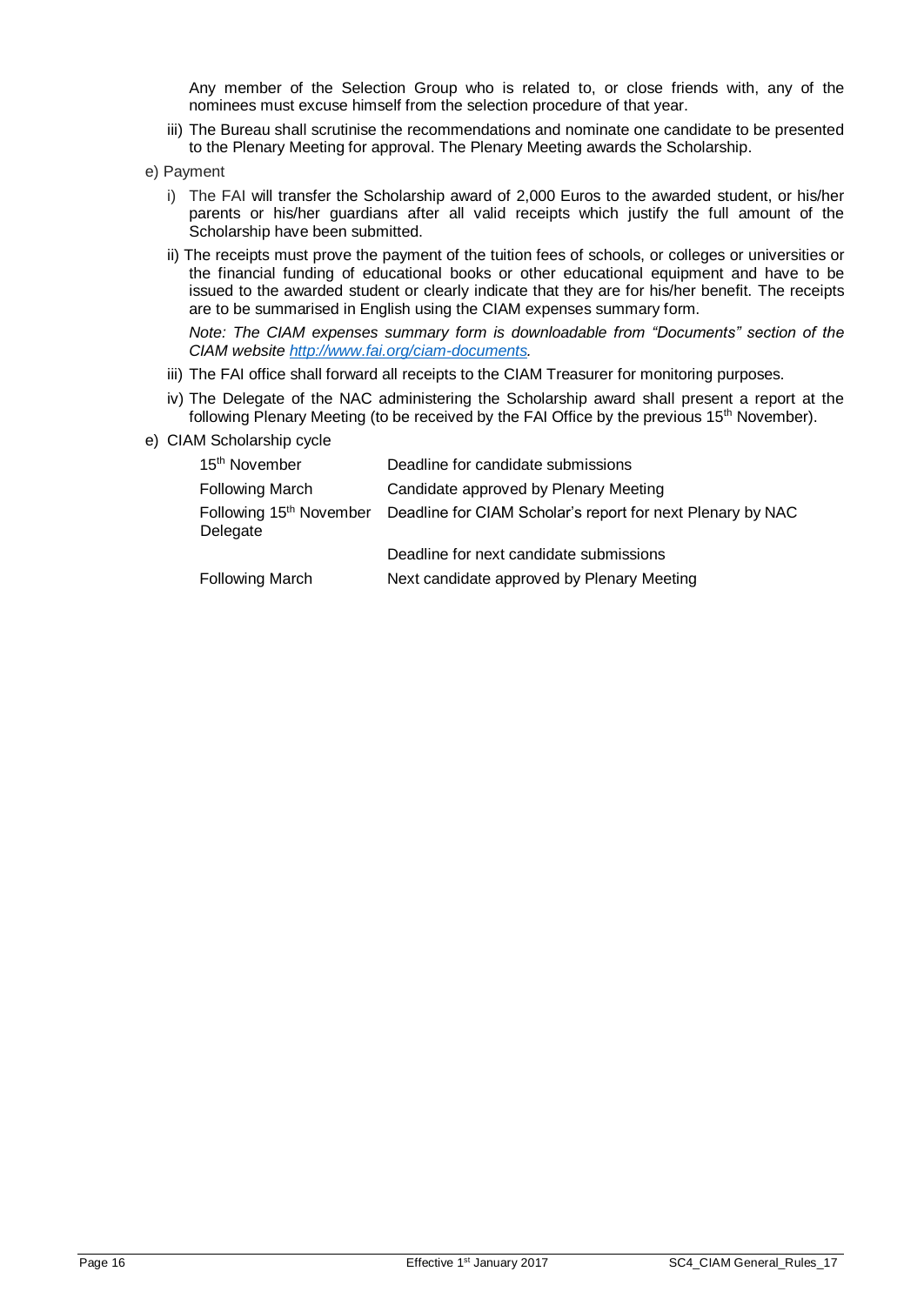Any member of the Selection Group who is related to, or close friends with, any of the nominees must excuse himself from the selection procedure of that year.

iii) The Bureau shall scrutinise the recommendations and nominate one candidate to be presented to the Plenary Meeting for approval. The Plenary Meeting awards the Scholarship.

e) Payment

i) The FAI will transfer the Scholarship award of 2,000 Euros to the awarded student, or his/her parents or his/her guardians after all valid receipts which justify the full amount of the Scholarship have been submitted.

ii) The receipts must prove the payment of the tuition fees of schools, or colleges or universities or the financial funding of educational books or other educational equipment and have to be issued to the awarded student or clearly indicate that they are for his/her benefit. The receipts are to be summarised in English using the CIAM expenses summary form.

*Note: The CIAM expenses summary form is downloadable from "Documents" section of the CIAM website [http://www.fai.org/ciam-documents](http://www.fai.org/ciam-documents).*

iii) The FAI office shall forward all receipts to the CIAM Treasurer for monitoring purposes.

iv) The Delegate of the NAC administering the Scholarship award shall present a report at the following Plenary Meeting (to be received by the FAI Office by the previous 15th November).

e) CIAM Scholarship cycle

| | |
|---|---|
| 15th November | Deadline for candidate submissions |
| Following March | Candidate approved by Plenary Meeting |
| Following 15th November | Deadline for CIAM Scholar's report for next Plenary by NAC Delegate |
| | Deadline for next candidate submissions |
| Following March | Next candidate approved by Plenary Meeting |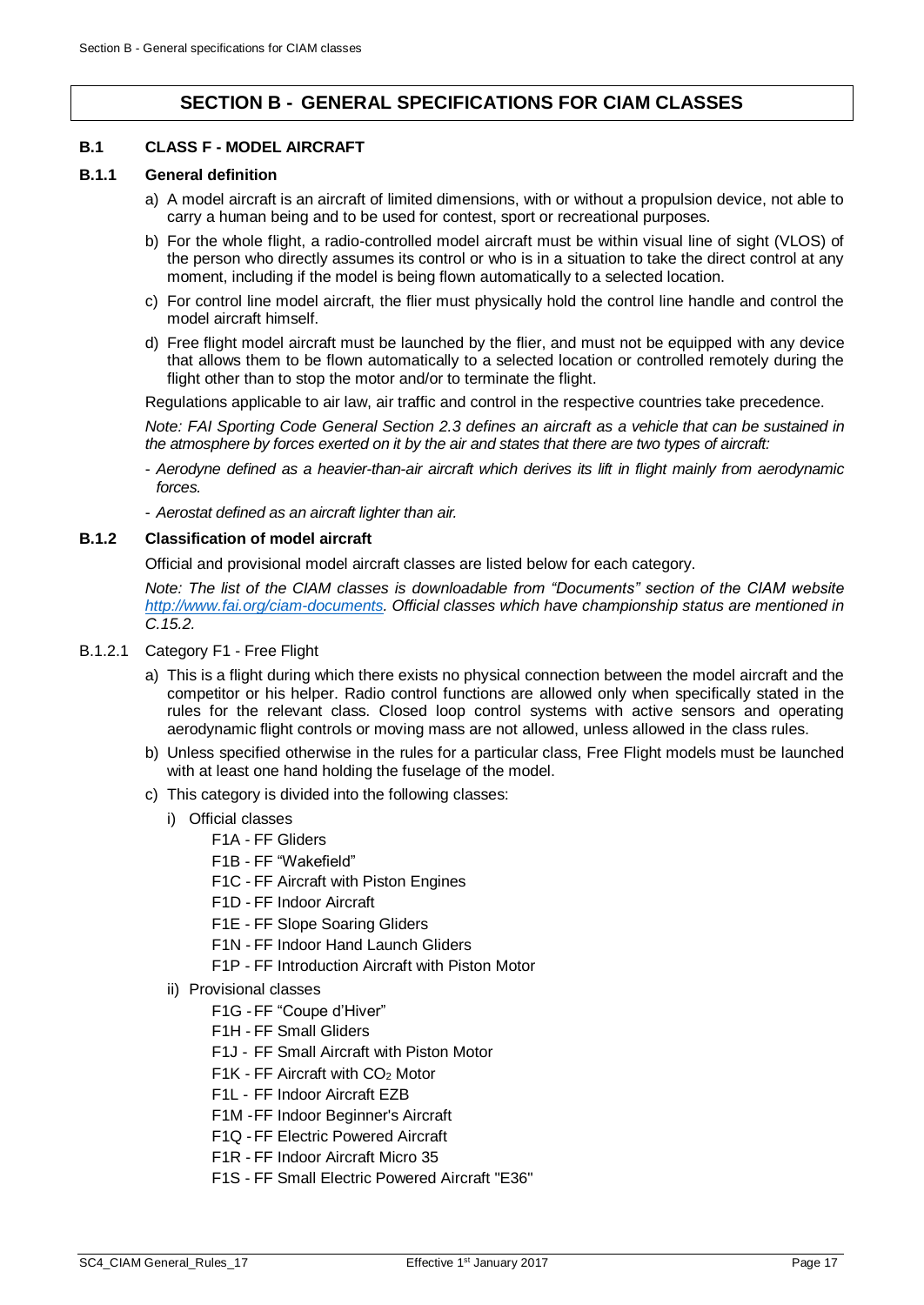# SECTION B - GENERAL SPECIFICATIONS FOR CIAM CLASSES

## B.1 CLASS F - MODEL AIRCRAFT

### B.1.1 General definition

a) A model aircraft is an aircraft of limited dimensions, with or without a propulsion device, not able to carry a human being and to be used for contest, sport or recreational purposes.

b) For the whole flight, a radio-controlled model aircraft must be within visual line of sight (VLOS) of the person who directly assumes its control or who is in a situation to take the direct control at any moment, including if the model is being flown automatically to a selected location.

c) For control line model aircraft, the flier must physically hold the control line handle and control the model aircraft himself.

d) Free flight model aircraft must be launched by the flier, and must not be equipped with any device that allows them to be flown automatically to a selected location or controlled remotely during the flight other than to stop the motor and/or to terminate the flight.

Regulations applicable to air law, air traffic and control in the respective countries take precedence.

*Note: FAI Sporting Code General Section 2.3 defines an aircraft as a vehicle that can be sustained in the atmosphere by forces exerted on it by the air and states that there are two types of aircraft:*

- *Aerodyne defined as a heavier-than-air aircraft which derives its lift in flight mainly from aerodynamic forces.*
- *Aerostat defined as an aircraft lighter than air.*

### B.1.2 Classification of model aircraft

Official and provisional model aircraft classes are listed below for each category.

*Note: The list of the CIAM classes is downloadable from "Documents" section of the CIAM website http://www.fai.org/ciam-documents. Official classes which have championship status are mentioned in C.15.2.*

B.1.2.1 Category F1 - Free Flight

a) This is a flight during which there exists no physical connection between the model aircraft and the competitor or his helper. Radio control functions are allowed only when specifically stated in the rules for the relevant class. Closed loop control systems with active sensors and operating aerodynamic flight controls or moving mass are not allowed, unless allowed in the class rules.

b) Unless specified otherwise in the rules for a particular class, Free Flight models must be launched with at least one hand holding the fuselage of the model.

c) This category is divided into the following classes:

i) Official classes

- F1A - FF Gliders
- F1B - FF "Wakefield"
- F1C - FF Aircraft with Piston Engines
- F1D - FF Indoor Aircraft
- F1E - FF Slope Soaring Gliders
- F1N - FF Indoor Hand Launch Gliders
- F1P - FF Introduction Aircraft with Piston Motor

ii) Provisional classes

- F1G - FF "Coupe d'Hiver"
- F1H - FF Small Gliders
- F1J - FF Small Aircraft with Piston Motor
- F1K - FF Aircraft with $CO_2$ Motor
- F1L - FF Indoor Aircraft EZB
- F1M - FF Indoor Beginner's Aircraft
- F1Q - FF Electric Powered Aircraft
- F1R - FF Indoor Aircraft Micro 35
- F1S - FF Small Electric Powered Aircraft "E36"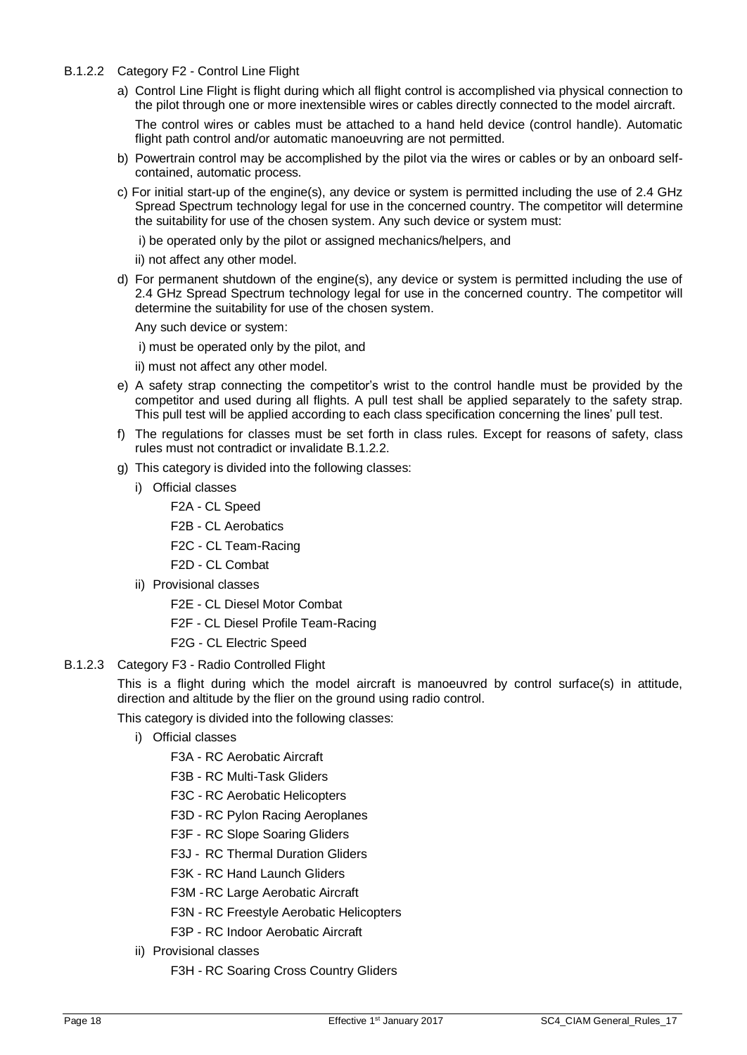B.1.2.2 Category F2 - Control Line Flight

a) Control Line Flight is flight during which all flight control is accomplished via physical connection to the pilot through one or more inextensible wires or cables directly connected to the model aircraft.

   The control wires or cables must be attached to a hand held device (control handle). Automatic flight path control and/or automatic manoeuvring are not permitted.

b) Powertrain control may be accomplished by the pilot via the wires or cables or by an onboard self-contained, automatic process.

c) For initial start-up of the engine(s), any device or system is permitted including the use of 2.4 GHz Spread Spectrum technology legal for use in the concerned country. The competitor will determine the suitability for use of the chosen system. Any such device or system must:

   i) be operated only by the pilot or assigned mechanics/helpers, and

   ii) not affect any other model.

d) For permanent shutdown of the engine(s), any device or system is permitted including the use of 2.4 GHz Spread Spectrum technology legal for use in the concerned country. The competitor will determine the suitability for use of the chosen system.

   Any such device or system:

   i) must be operated only by the pilot, and

   ii) must not affect any other model.

e) A safety strap connecting the competitor's wrist to the control handle must be provided by the competitor and used during all flights. A pull test shall be applied separately to the safety strap. This pull test will be applied according to each class specification concerning the lines' pull test.

f) The regulations for classes must be set forth in class rules. Except for reasons of safety, class rules must not contradict or invalidate B.1.2.2.

g) This category is divided into the following classes:

   i) Official classes

      F2A - CL Speed

      F2B - CL Aerobatics

      F2C - CL Team-Racing

      F2D - CL Combat

   ii) Provisional classes

      F2E - CL Diesel Motor Combat

      F2F - CL Diesel Profile Team-Racing

      F2G - CL Electric Speed

B.1.2.3 Category F3 - Radio Controlled Flight

This is a flight during which the model aircraft is manoeuvred by control surface(s) in attitude, direction and altitude by the flier on the ground using radio control.

This category is divided into the following classes:

i) Official classes

   F3A - RC Aerobatic Aircraft

   F3B - RC Multi-Task Gliders

   F3C - RC Aerobatic Helicopters

   F3D - RC Pylon Racing Aeroplanes

   F3F - RC Slope Soaring Gliders

   F3J - RC Thermal Duration Gliders

   F3K - RC Hand Launch Gliders

   F3M - RC Large Aerobatic Aircraft

   F3N - RC Freestyle Aerobatic Helicopters

   F3P - RC Indoor Aerobatic Aircraft

ii) Provisional classes

   F3H - RC Soaring Cross Country Gliders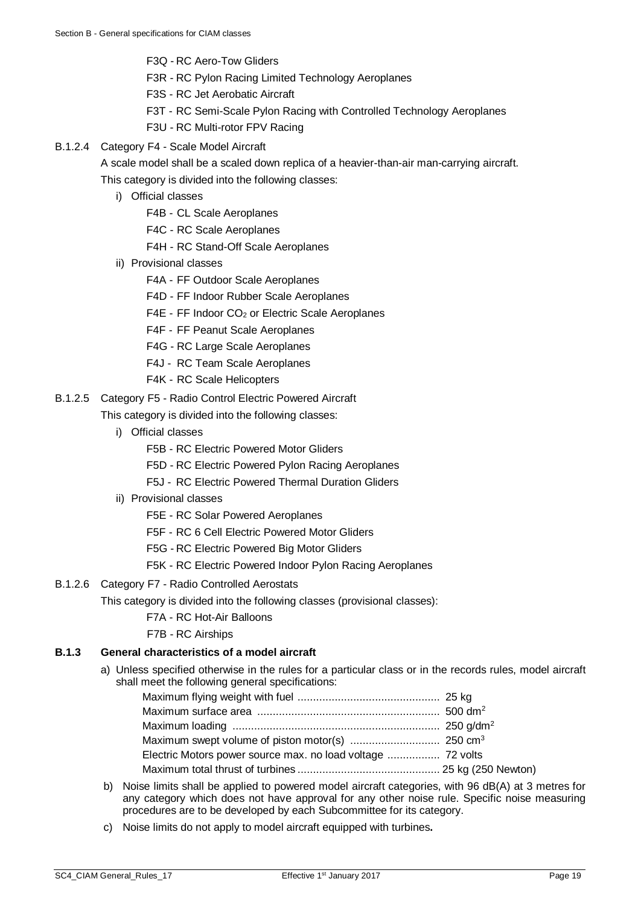F3Q - RC Aero-Tow Gliders

F3R - RC Pylon Racing Limited Technology Aeroplanes

F3S - RC Jet Aerobatic Aircraft

F3T - RC Semi-Scale Pylon Racing with Controlled Technology Aeroplanes

F3U - RC Multi-rotor FPV Racing

B.1.2.4 Category F4 - Scale Model Aircraft

A scale model shall be a scaled down replica of a heavier-than-air man-carrying aircraft.

This category is divided into the following classes:

i) Official classes

   F4B - CL Scale Aeroplanes

   F4C - RC Scale Aeroplanes

   F4H - RC Stand-Off Scale Aeroplanes

ii) Provisional classes

   F4A - FF Outdoor Scale Aeroplanes

   F4D - FF Indoor Rubber Scale Aeroplanes

   F4E - FF Indoor $CO_2$ or Electric Scale Aeroplanes

   F4F - FF Peanut Scale Aeroplanes

   F4G - RC Large Scale Aeroplanes

   F4J - RC Team Scale Aeroplanes

   F4K - RC Scale Helicopters

B.1.2.5 Category F5 - Radio Control Electric Powered Aircraft

This category is divided into the following classes:

i) Official classes

   F5B - RC Electric Powered Motor Gliders

   F5D - RC Electric Powered Pylon Racing Aeroplanes

   F5J - RC Electric Powered Thermal Duration Gliders

ii) Provisional classes

   F5E - RC Solar Powered Aeroplanes

   F5F - RC 6 Cell Electric Powered Motor Gliders

   F5G - RC Electric Powered Big Motor Gliders

   F5K - RC Electric Powered Indoor Pylon Racing Aeroplanes

B.1.2.6 Category F7 - Radio Controlled Aerostats

This category is divided into the following classes (provisional classes):

   F7A - RC Hot-Air Balloons

   F7B - RC Airships

### B.1.3 General characteristics of a model aircraft

a) Unless specified otherwise in the rules for a particular class or in the records rules, model aircraft shall meet the following general specifications:

   Maximum flying weight with fuel .............................................. 25 kg
   Maximum surface area .......................................................... 500 $dm^2$
   Maximum loading .................................................................. 250 $g/dm^2$
   Maximum swept volume of piston motor(s) ............................ 250 $cm^3$
   Electric Motors power source max. no load voltage ................. 72 volts
   Maximum total thrust of turbines .............................................. 25 kg (250 Newton)

b) Noise limits shall be applied to powered model aircraft categories, with 96 dB(A) at 3 metres for any category which does not have approval for any other noise rule. Specific noise measuring procedures are to be developed by each Subcommittee for its category.

c) Noise limits do not apply to model aircraft equipped with turbines**.**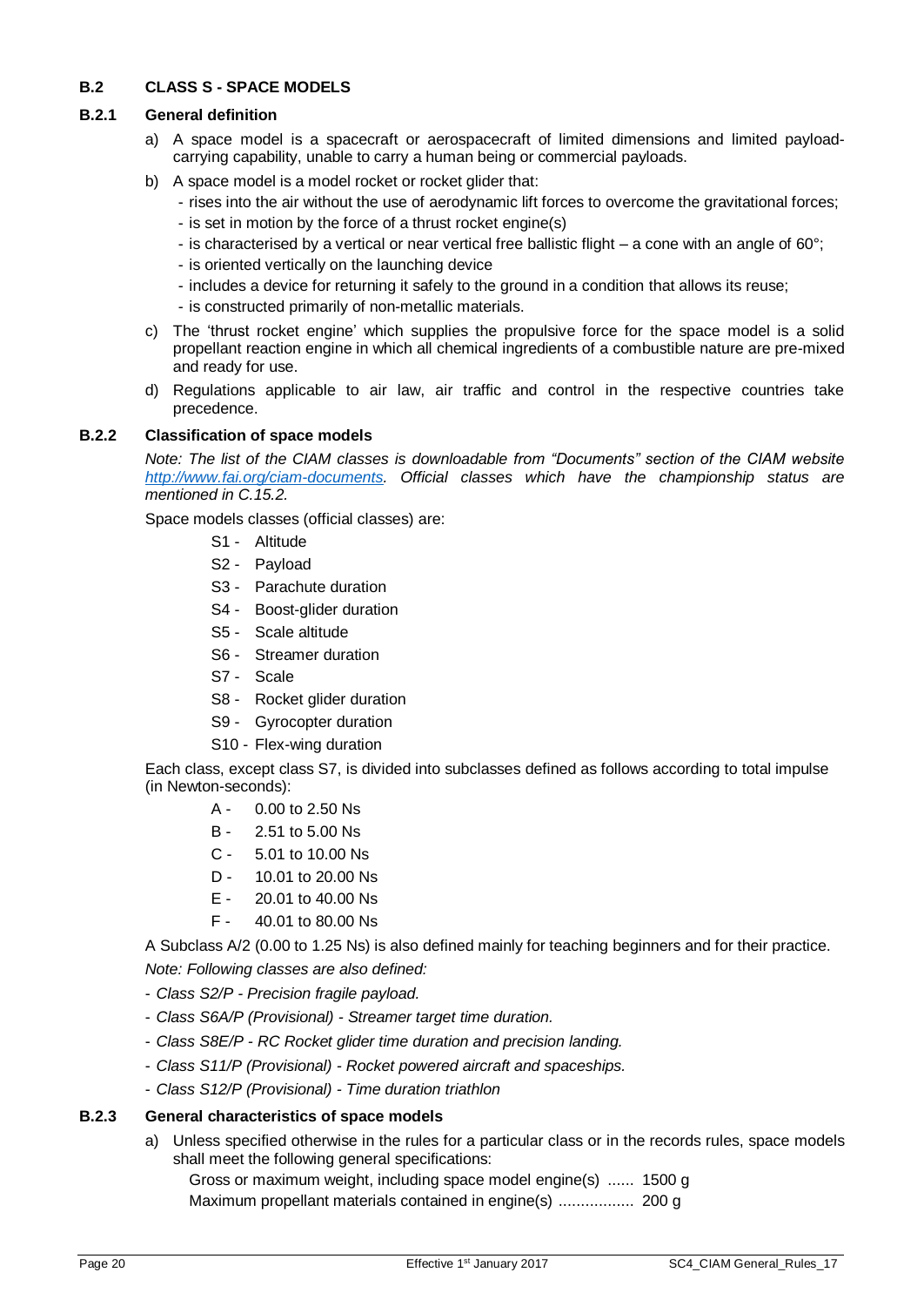## B.2 CLASS S - SPACE MODELS

### B.2.1 General definition

a) A space model is a spacecraft or aerospacecraft of limited dimensions and limited payload-carrying capability, unable to carry a human being or commercial payloads.

b) A space model is a model rocket or rocket glider that:
   - rises into the air without the use of aerodynamic lift forces to overcome the gravitational forces;
   - is set in motion by the force of a thrust rocket engine(s)
   - is characterised by a vertical or near vertical free ballistic flight – a cone with an angle of 60°;
   - is oriented vertically on the launching device
   - includes a device for returning it safely to the ground in a condition that allows its reuse;
   - is constructed primarily of non-metallic materials.

c) The 'thrust rocket engine' which supplies the propulsive force for the space model is a solid propellant reaction engine in which all chemical ingredients of a combustible nature are pre-mixed and ready for use.

d) Regulations applicable to air law, air traffic and control in the respective countries take precedence.

### B.2.2 Classification of space models

*Note: The list of the CIAM classes is downloadable from "Documents" section of the CIAM website [http://www.fai.org/ciam-documents](http://www.fai.org/ciam-documents). Official classes which have the championship status are mentioned in C.15.2.*

Space models classes (official classes) are:

- S1 - Altitude
- S2 - Payload
- S3 - Parachute duration
- S4 - Boost-glider duration
- S5 - Scale altitude
- S6 - Streamer duration
- S7 - Scale
- S8 - Rocket glider duration
- S9 - Gyrocopter duration
- S10 - Flex-wing duration

Each class, except class S7, is divided into subclasses defined as follows according to total impulse (in Newton-seconds):

- A - 0.00 to 2.50 Ns
- B - 2.51 to 5.00 Ns
- C - 5.01 to 10.00 Ns
- D - 10.01 to 20.00 Ns
- E - 20.01 to 40.00 Ns
- F - 40.01 to 80.00 Ns

A Subclass A/2 (0.00 to 1.25 Ns) is also defined mainly for teaching beginners and for their practice.

*Note: Following classes are also defined:*

- *Class S2/P - Precision fragile payload.*
- *Class S6A/P (Provisional) - Streamer target time duration.*
- *Class S8E/P - RC Rocket glider time duration and precision landing.*
- *Class S11/P (Provisional) - Rocket powered aircraft and spaceships.*
- *Class S12/P (Provisional) - Time duration triathlon*

### B.2.3 General characteristics of space models

a) Unless specified otherwise in the rules for a particular class or in the records rules, space models shall meet the following general specifications:

   Gross or maximum weight, including space model engine(s) ...... 1500 g
   Maximum propellant materials contained in engine(s) ................ 200 g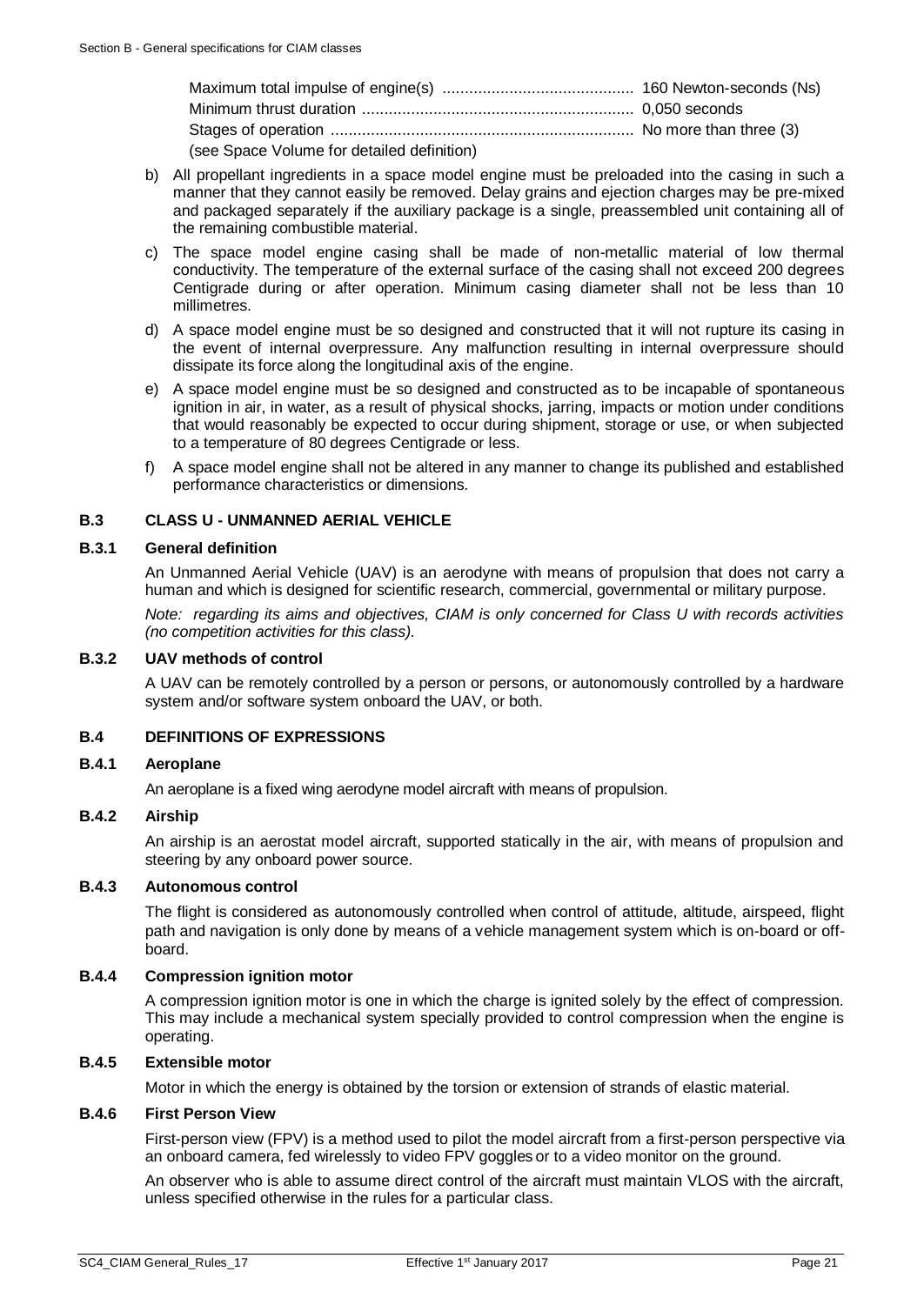Maximum total impulse of engine(s) ........................................... 160 Newton-seconds (Ns)
Minimum thrust duration ............................................................ 0,050 seconds
Stages of operation .................................................................... No more than three (3)
(see Space Volume for detailed definition)

b) All propellant ingredients in a space model engine must be preloaded into the casing in such a manner that they cannot easily be removed. Delay grains and ejection charges may be pre-mixed and packaged separately if the auxiliary package is a single, preassembled unit containing all of the remaining combustible material.

c) The space model engine casing shall be made of non-metallic material of low thermal conductivity. The temperature of the external surface of the casing shall not exceed 200 degrees Centigrade during or after operation. Minimum casing diameter shall not be less than 10 millimetres.

d) A space model engine must be so designed and constructed that it will not rupture its casing in the event of internal overpressure. Any malfunction resulting in internal overpressure should dissipate its force along the longitudinal axis of the engine.

e) A space model engine must be so designed and constructed as to be incapable of spontaneous ignition in air, in water, as a result of physical shocks, jarring, impacts or motion under conditions that would reasonably be expected to occur during shipment, storage or use, or when subjected to a temperature of 80 degrees Centigrade or less.

f) A space model engine shall not be altered in any manner to change its published and established performance characteristics or dimensions.

## B.3 CLASS U - UNMANNED AERIAL VEHICLE

### B.3.1 General definition

An Unmanned Aerial Vehicle (UAV) is an aerodyne with means of propulsion that does not carry a human and which is designed for scientific research, commercial, governmental or military purpose.

*Note: regarding its aims and objectives, CIAM is only concerned for Class U with records activities (no competition activities for this class).*

### B.3.2 UAV methods of control

A UAV can be remotely controlled by a person or persons, or autonomously controlled by a hardware system and/or software system onboard the UAV, or both.

## B.4 DEFINITIONS OF EXPRESSIONS

### B.4.1 Aeroplane

An aeroplane is a fixed wing aerodyne model aircraft with means of propulsion.

### B.4.2 Airship

An airship is an aerostat model aircraft, supported statically in the air, with means of propulsion and steering by any onboard power source.

### B.4.3 Autonomous control

The flight is considered as autonomously controlled when control of attitude, altitude, airspeed, flight path and navigation is only done by means of a vehicle management system which is on-board or off-board.

### B.4.4 Compression ignition motor

A compression ignition motor is one in which the charge is ignited solely by the effect of compression. This may include a mechanical system specially provided to control compression when the engine is operating.

### B.4.5 Extensible motor

Motor in which the energy is obtained by the torsion or extension of strands of elastic material.

### B.4.6 First Person View

First-person view (FPV) is a method used to pilot the model aircraft from a first-person perspective via an onboard camera, fed wirelessly to video FPV goggles or to a video monitor on the ground.

An observer who is able to assume direct control of the aircraft must maintain VLOS with the aircraft, unless specified otherwise in the rules for a particular class.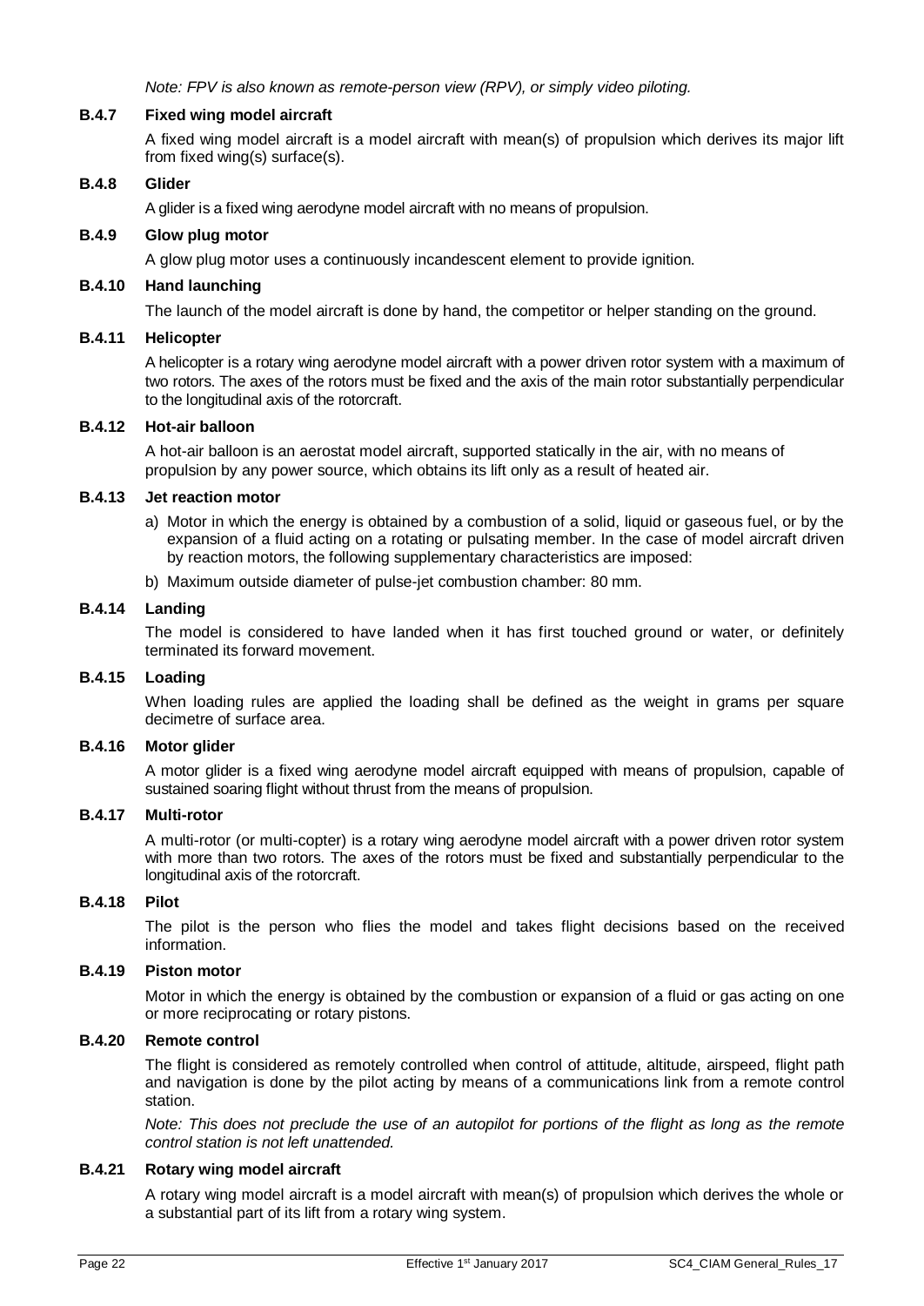*Note: FPV is also known as remote-person view (RPV), or simply video piloting.*

### B.4.7 Fixed wing model aircraft

A fixed wing model aircraft is a model aircraft with mean(s) of propulsion which derives its major lift from fixed wing(s) surface(s).

### B.4.8 Glider

A glider is a fixed wing aerodyne model aircraft with no means of propulsion.

### B.4.9 Glow plug motor

A glow plug motor uses a continuously incandescent element to provide ignition.

### B.4.10 Hand launching

The launch of the model aircraft is done by hand, the competitor or helper standing on the ground.

### B.4.11 Helicopter

A helicopter is a rotary wing aerodyne model aircraft with a power driven rotor system with a maximum of two rotors. The axes of the rotors must be fixed and the axis of the main rotor substantially perpendicular to the longitudinal axis of the rotorcraft.

### B.4.12 Hot-air balloon

A hot-air balloon is an aerostat model aircraft, supported statically in the air, with no means of propulsion by any power source, which obtains its lift only as a result of heated air.

### B.4.13 Jet reaction motor

a) Motor in which the energy is obtained by a combustion of a solid, liquid or gaseous fuel, or by the expansion of a fluid acting on a rotating or pulsating member. In the case of model aircraft driven by reaction motors, the following supplementary characteristics are imposed:

b) Maximum outside diameter of pulse-jet combustion chamber: 80 mm.

### B.4.14 Landing

The model is considered to have landed when it has first touched ground or water, or definitely terminated its forward movement.

### B.4.15 Loading

When loading rules are applied the loading shall be defined as the weight in grams per square decimetre of surface area.

### B.4.16 Motor glider

A motor glider is a fixed wing aerodyne model aircraft equipped with means of propulsion, capable of sustained soaring flight without thrust from the means of propulsion.

### B.4.17 Multi-rotor

A multi-rotor (or multi-copter) is a rotary wing aerodyne model aircraft with a power driven rotor system with more than two rotors. The axes of the rotors must be fixed and substantially perpendicular to the longitudinal axis of the rotorcraft.

### B.4.18 Pilot

The pilot is the person who flies the model and takes flight decisions based on the received information.

### B.4.19 Piston motor

Motor in which the energy is obtained by the combustion or expansion of a fluid or gas acting on one or more reciprocating or rotary pistons.

### B.4.20 Remote control

The flight is considered as remotely controlled when control of attitude, altitude, airspeed, flight path and navigation is done by the pilot acting by means of a communications link from a remote control station.

*Note: This does not preclude the use of an autopilot for portions of the flight as long as the remote control station is not left unattended.*

### B.4.21 Rotary wing model aircraft

A rotary wing model aircraft is a model aircraft with mean(s) of propulsion which derives the whole or a substantial part of its lift from a rotary wing system.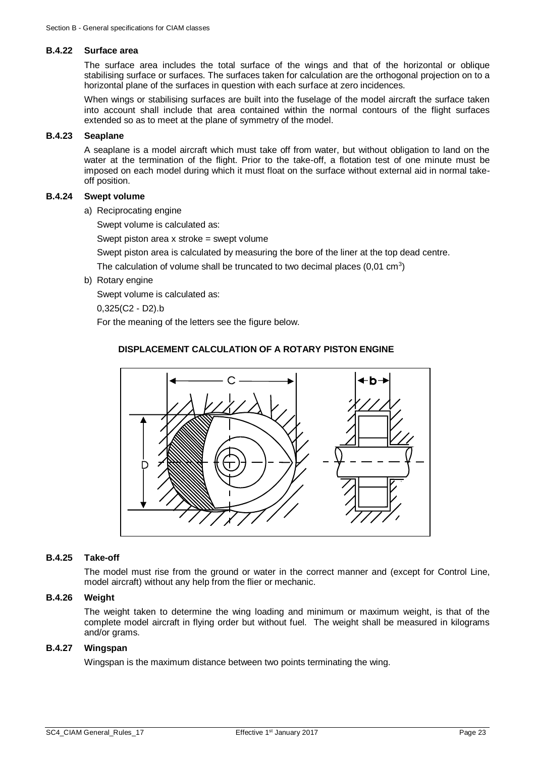### B.4.22 Surface area

The surface area includes the total surface of the wings and that of the horizontal or oblique stabilising surface or surfaces. The surfaces taken for calculation are the orthogonal projection on to a horizontal plane of the surfaces in question with each surface at zero incidences.

When wings or stabilising surfaces are built into the fuselage of the model aircraft the surface taken into account shall include that area contained within the normal contours of the flight surfaces extended so as to meet at the plane of symmetry of the model.

### B.4.23 Seaplane

A seaplane is a model aircraft which must take off from water, but without obligation to land on the water at the termination of the flight. Prior to the take-off, a flotation test of one minute must be imposed on each model during which it must float on the surface without external aid in normal take-off position.

### B.4.24 Swept volume

a) Reciprocating engine

Swept volume is calculated as:

Swept piston area x stroke = swept volume

Swept piston area is calculated by measuring the bore of the liner at the top dead centre.

The calculation of volume shall be truncated to two decimal places (0,01 $cm^3$)

b) Rotary engine

Swept volume is calculated as:

0,325(C2 - D2).b

For the meaning of the letters see the figure below.

**DISPLACEMENT CALCULATION OF A ROTARY PISTON ENGINE**

### B.4.25 Take-off

The model must rise from the ground or water in the correct manner and (except for Control Line, model aircraft) without any help from the flier or mechanic.

### B.4.26 Weight

The weight taken to determine the wing loading and minimum or maximum weight, is that of the complete model aircraft in flying order but without fuel. The weight shall be measured in kilograms and/or grams.

### B.4.27 Wingspan

Wingspan is the maximum distance between two points terminating the wing.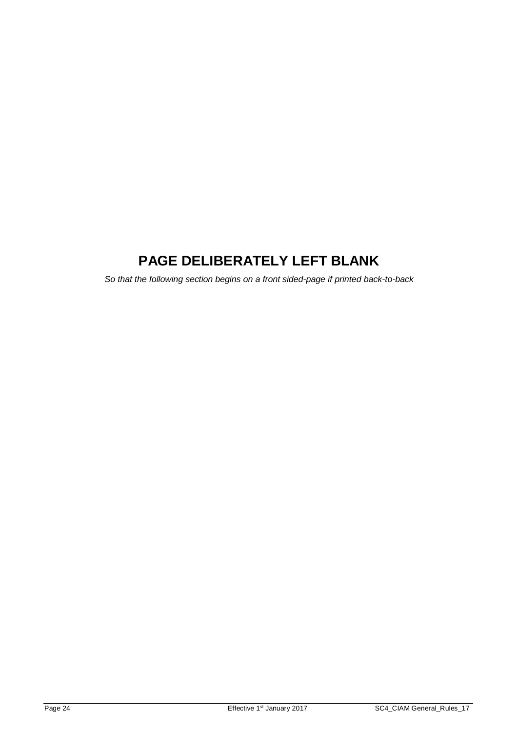# PAGE DELIBERATELY LEFT BLANK

*So that the following section begins on a front sided-page if printed back-to-back*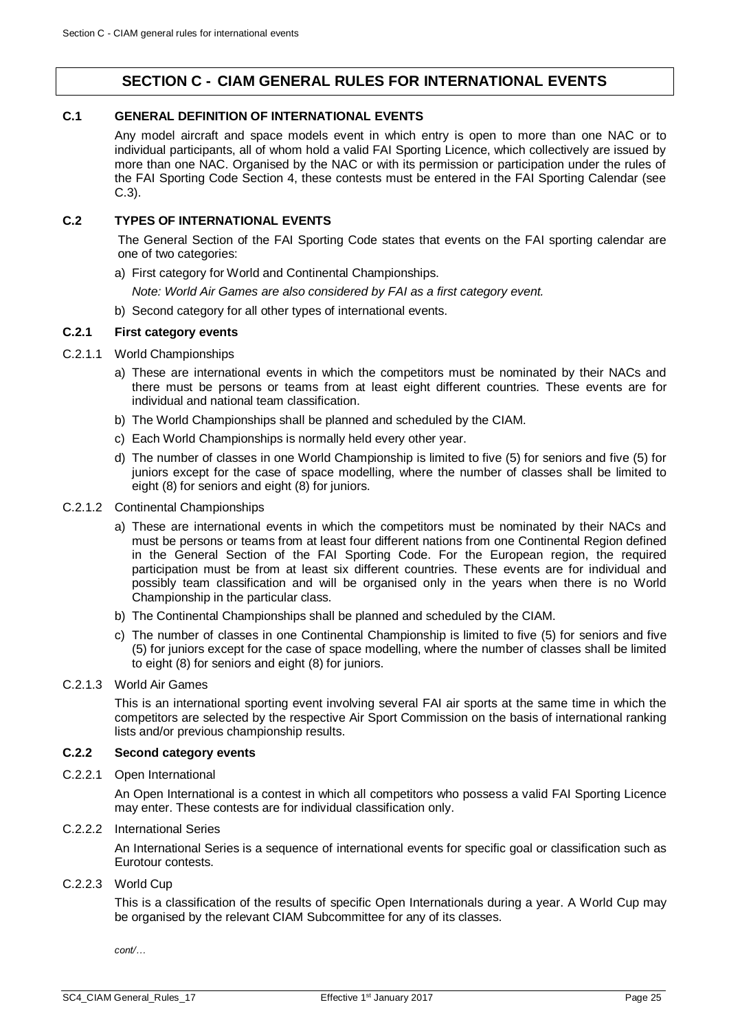# SECTION C - CIAM GENERAL RULES FOR INTERNATIONAL EVENTS

## C.1 GENERAL DEFINITION OF INTERNATIONAL EVENTS

Any model aircraft and space models event in which entry is open to more than one NAC or to individual participants, all of whom hold a valid FAI Sporting Licence, which collectively are issued by more than one NAC. Organised by the NAC or with its permission or participation under the rules of the FAI Sporting Code Section 4, these contests must be entered in the FAI Sporting Calendar (see C.3).

## C.2 TYPES OF INTERNATIONAL EVENTS

The General Section of the FAI Sporting Code states that events on the FAI sporting calendar are one of two categories:

a) First category for World and Continental Championships.

   *Note: World Air Games are also considered by FAI as a first category event.*

b) Second category for all other types of international events.

### C.2.1 First category events

C.2.1.1 World Championships

a) These are international events in which the competitors must be nominated by their NACs and there must be persons or teams from at least eight different countries. These events are for individual and national team classification.

b) The World Championships shall be planned and scheduled by the CIAM.

c) Each World Championships is normally held every other year.

d) The number of classes in one World Championship is limited to five (5) for seniors and five (5) for juniors except for the case of space modelling, where the number of classes shall be limited to eight (8) for seniors and eight (8) for juniors.

C.2.1.2 Continental Championships

a) These are international events in which the competitors must be nominated by their NACs and must be persons or teams from at least four different nations from one Continental Region defined in the General Section of the FAI Sporting Code. For the European region, the required participation must be from at least six different countries. These events are for individual and possibly team classification and will be organised only in the years when there is no World Championship in the particular class.

b) The Continental Championships shall be planned and scheduled by the CIAM.

c) The number of classes in one Continental Championship is limited to five (5) for seniors and five (5) for juniors except for the case of space modelling, where the number of classes shall be limited to eight (8) for seniors and eight (8) for juniors.

C.2.1.3 World Air Games

This is an international sporting event involving several FAI air sports at the same time in which the competitors are selected by the respective Air Sport Commission on the basis of international ranking lists and/or previous championship results.

### C.2.2 Second category events

C.2.2.1 Open International

An Open International is a contest in which all competitors who possess a valid FAI Sporting Licence may enter. These contests are for individual classification only.

C.2.2.2 International Series

An International Series is a sequence of international events for specific goal or classification such as Eurotour contests.

C.2.2.3 World Cup

This is a classification of the results of specific Open Internationals during a year. A World Cup may be organised by the relevant CIAM Subcommittee for any of its classes.

*cont/…*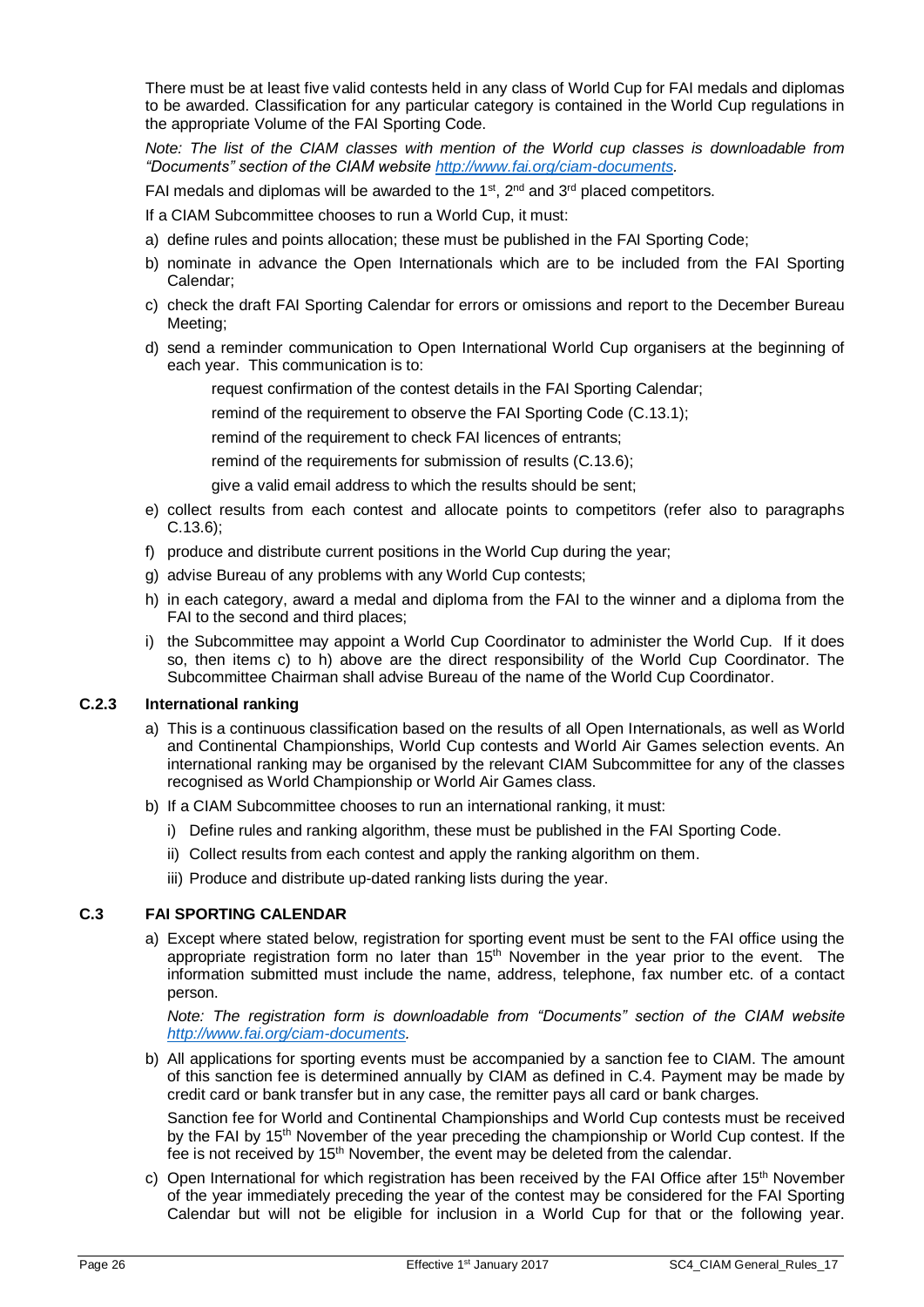There must be at least five valid contests held in any class of World Cup for FAI medals and diplomas to be awarded. Classification for any particular category is contained in the World Cup regulations in the appropriate Volume of the FAI Sporting Code.

*Note: The list of the CIAM classes with mention of the World cup classes is downloadable from "Documents" section of the CIAM website [http://www.fai.org/ciam-documents](http://www.fai.org/ciam-documents).*

FAI medals and diplomas will be awarded to the 1st, 2nd and 3rd placed competitors.

If a CIAM Subcommittee chooses to run a World Cup, it must:

a) define rules and points allocation; these must be published in the FAI Sporting Code;
b) nominate in advance the Open Internationals which are to be included from the FAI Sporting Calendar;
c) check the draft FAI Sporting Calendar for errors or omissions and report to the December Bureau Meeting;
d) send a reminder communication to Open International World Cup organisers at the beginning of each year. This communication is to:

   request confirmation of the contest details in the FAI Sporting Calendar;

   remind of the requirement to observe the FAI Sporting Code (C.13.1);

   remind of the requirement to check FAI licences of entrants;

   remind of the requirements for submission of results (C.13.6);

   give a valid email address to which the results should be sent;

e) collect results from each contest and allocate points to competitors (refer also to paragraphs C.13.6);
f) produce and distribute current positions in the World Cup during the year;
g) advise Bureau of any problems with any World Cup contests;
h) in each category, award a medal and diploma from the FAI to the winner and a diploma from the FAI to the second and third places;
i) the Subcommittee may appoint a World Cup Coordinator to administer the World Cup. If it does so, then items c) to h) above are the direct responsibility of the World Cup Coordinator. The Subcommittee Chairman shall advise Bureau of the name of the World Cup Coordinator.

### C.2.3 International ranking

a) This is a continuous classification based on the results of all Open Internationals, as well as World and Continental Championships, World Cup contests and World Air Games selection events. An international ranking may be organised by the relevant CIAM Subcommittee for any of the classes recognised as World Championship or World Air Games class.
b) If a CIAM Subcommittee chooses to run an international ranking, it must:
   i) Define rules and ranking algorithm, these must be published in the FAI Sporting Code.
   ii) Collect results from each contest and apply the ranking algorithm on them.
   iii) Produce and distribute up-dated ranking lists during the year.

## C.3 FAI SPORTING CALENDAR

a) Except where stated below, registration for sporting event must be sent to the FAI office using the appropriate registration form no later than 15th November in the year prior to the event. The information submitted must include the name, address, telephone, fax number etc. of a contact person.

   *Note: The registration form is downloadable from "Documents" section of the CIAM website [http://www.fai.org/ciam-documents](http://www.fai.org/ciam-documents).*

b) All applications for sporting events must be accompanied by a sanction fee to CIAM. The amount of this sanction fee is determined annually by CIAM as defined in C.4. Payment may be made by credit card or bank transfer but in any case, the remitter pays all card or bank charges.

   Sanction fee for World and Continental Championships and World Cup contests must be received by the FAI by 15th November of the year preceding the championship or World Cup contest. If the fee is not received by 15th November, the event may be deleted from the calendar.

c) Open International for which registration has been received by the FAI Office after 15th November of the year immediately preceding the year of the contest may be considered for the FAI Sporting Calendar but will not be eligible for inclusion in a World Cup for that or the following year.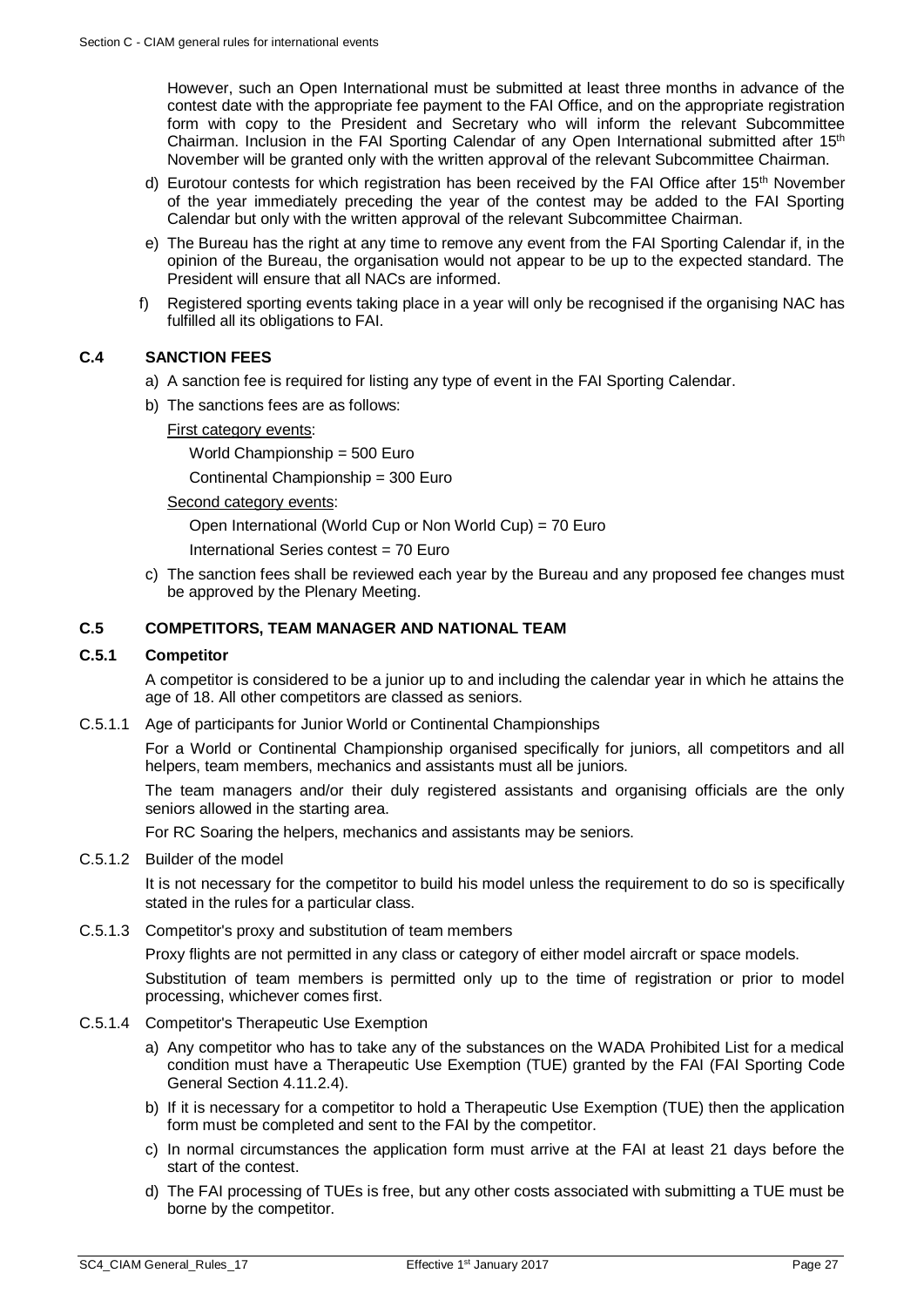However, such an Open International must be submitted at least three months in advance of the contest date with the appropriate fee payment to the FAI Office, and on the appropriate registration form with copy to the President and Secretary who will inform the relevant Subcommittee Chairman. Inclusion in the FAI Sporting Calendar of any Open International submitted after 15th November will be granted only with the written approval of the relevant Subcommittee Chairman.

d) Eurotour contests for which registration has been received by the FAI Office after 15th November of the year immediately preceding the year of the contest may be added to the FAI Sporting Calendar but only with the written approval of the relevant Subcommittee Chairman.

e) The Bureau has the right at any time to remove any event from the FAI Sporting Calendar if, in the opinion of the Bureau, the organisation would not appear to be up to the expected standard. The President will ensure that all NACs are informed.

f) Registered sporting events taking place in a year will only be recognised if the organising NAC has fulfilled all its obligations to FAI.

## C.4 SANCTION FEES

a) A sanction fee is required for listing any type of event in the FAI Sporting Calendar.

b) The sanctions fees are as follows:

First category events:

World Championship = 500 Euro

Continental Championship = 300 Euro

Second category events:

Open International (World Cup or Non World Cup) = 70 Euro

International Series contest = 70 Euro

c) The sanction fees shall be reviewed each year by the Bureau and any proposed fee changes must be approved by the Plenary Meeting.

## C.5 COMPETITORS, TEAM MANAGER AND NATIONAL TEAM

### C.5.1 Competitor

A competitor is considered to be a junior up to and including the calendar year in which he attains the age of 18. All other competitors are classed as seniors.

C.5.1.1 Age of participants for Junior World or Continental Championships

For a World or Continental Championship organised specifically for juniors, all competitors and all helpers, team members, mechanics and assistants must all be juniors.

The team managers and/or their duly registered assistants and organising officials are the only seniors allowed in the starting area.

For RC Soaring the helpers, mechanics and assistants may be seniors.

C.5.1.2 Builder of the model

It is not necessary for the competitor to build his model unless the requirement to do so is specifically stated in the rules for a particular class.

C.5.1.3 Competitor's proxy and substitution of team members

Proxy flights are not permitted in any class or category of either model aircraft or space models.

Substitution of team members is permitted only up to the time of registration or prior to model processing, whichever comes first.

C.5.1.4 Competitor's Therapeutic Use Exemption

a) Any competitor who has to take any of the substances on the WADA Prohibited List for a medical condition must have a Therapeutic Use Exemption (TUE) granted by the FAI (FAI Sporting Code General Section 4.11.2.4).

b) If it is necessary for a competitor to hold a Therapeutic Use Exemption (TUE) then the application form must be completed and sent to the FAI by the competitor.

c) In normal circumstances the application form must arrive at the FAI at least 21 days before the start of the contest.

d) The FAI processing of TUEs is free, but any other costs associated with submitting a TUE must be borne by the competitor.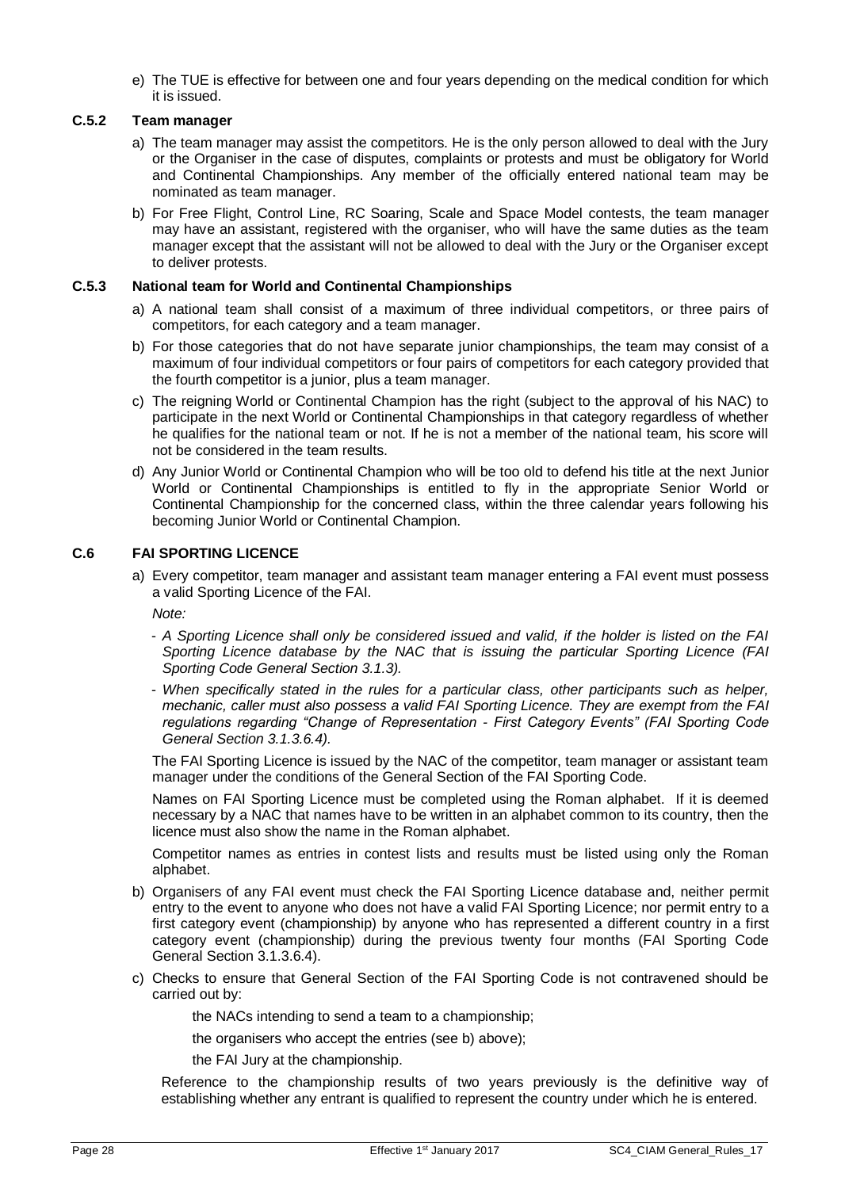e) The TUE is effective for between one and four years depending on the medical condition for which it is issued.

### C.5.2 Team manager

a) The team manager may assist the competitors. He is the only person allowed to deal with the Jury or the Organiser in the case of disputes, complaints or protests and must be obligatory for World and Continental Championships. Any member of the officially entered national team may be nominated as team manager.

b) For Free Flight, Control Line, RC Soaring, Scale and Space Model contests, the team manager may have an assistant, registered with the organiser, who will have the same duties as the team manager except that the assistant will not be allowed to deal with the Jury or the Organiser except to deliver protests.

### C.5.3 National team for World and Continental Championships

a) A national team shall consist of a maximum of three individual competitors, or three pairs of competitors, for each category and a team manager.

b) For those categories that do not have separate junior championships, the team may consist of a maximum of four individual competitors or four pairs of competitors for each category provided that the fourth competitor is a junior, plus a team manager.

c) The reigning World or Continental Champion has the right (subject to the approval of his NAC) to participate in the next World or Continental Championships in that category regardless of whether he qualifies for the national team or not. If he is not a member of the national team, his score will not be considered in the team results.

d) Any Junior World or Continental Champion who will be too old to defend his title at the next Junior World or Continental Championships is entitled to fly in the appropriate Senior World or Continental Championship for the concerned class, within the three calendar years following his becoming Junior World or Continental Champion.

## C.6 FAI SPORTING LICENCE

a) Every competitor, team manager and assistant team manager entering a FAI event must possess a valid Sporting Licence of the FAI.

*Note:*

- *A Sporting Licence shall only be considered issued and valid, if the holder is listed on the FAI Sporting Licence database by the NAC that is issuing the particular Sporting Licence (FAI Sporting Code General Section 3.1.3).*
- *When specifically stated in the rules for a particular class, other participants such as helper, mechanic, caller must also possess a valid FAI Sporting Licence. They are exempt from the FAI regulations regarding "Change of Representation - First Category Events" (FAI Sporting Code General Section 3.1.3.6.4).*

The FAI Sporting Licence is issued by the NAC of the competitor, team manager or assistant team manager under the conditions of the General Section of the FAI Sporting Code.

Names on FAI Sporting Licence must be completed using the Roman alphabet. If it is deemed necessary by a NAC that names have to be written in an alphabet common to its country, then the licence must also show the name in the Roman alphabet.

Competitor names as entries in contest lists and results must be listed using only the Roman alphabet.

b) Organisers of any FAI event must check the FAI Sporting Licence database and, neither permit entry to the event to anyone who does not have a valid FAI Sporting Licence; nor permit entry to a first category event (championship) by anyone who has represented a different country in a first category event (championship) during the previous twenty four months (FAI Sporting Code General Section 3.1.3.6.4).

c) Checks to ensure that General Section of the FAI Sporting Code is not contravened should be carried out by:

the NACs intending to send a team to a championship;

the organisers who accept the entries (see b) above);

the FAI Jury at the championship.

Reference to the championship results of two years previously is the definitive way of establishing whether any entrant is qualified to represent the country under which he is entered.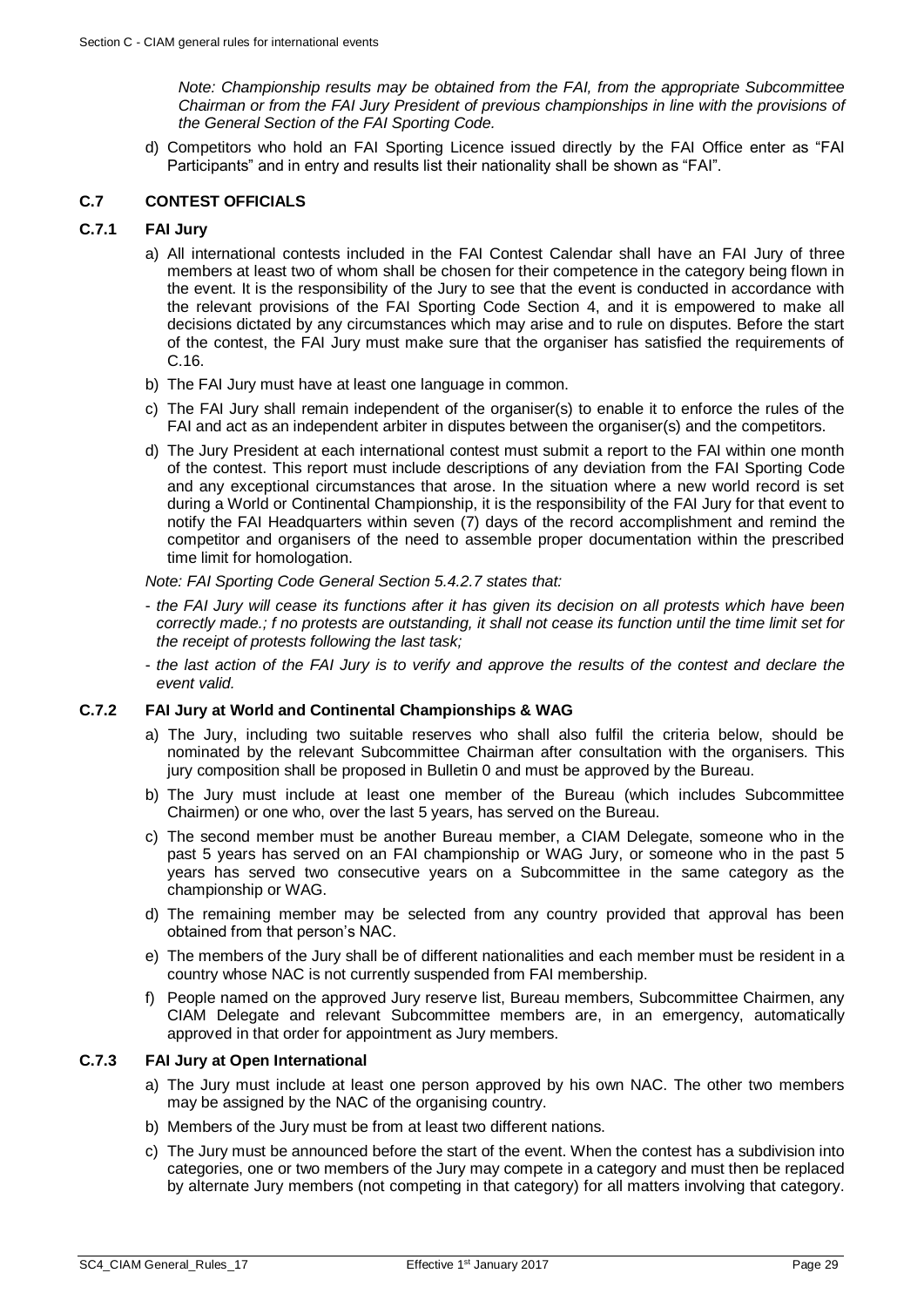*Note: Championship results may be obtained from the FAI, from the appropriate Subcommittee Chairman or from the FAI Jury President of previous championships in line with the provisions of the General Section of the FAI Sporting Code.*

d) Competitors who hold an FAI Sporting Licence issued directly by the FAI Office enter as "FAI Participants" and in entry and results list their nationality shall be shown as "FAI".

## C.7 CONTEST OFFICIALS

### C.7.1 FAI Jury

a) All international contests included in the FAI Contest Calendar shall have an FAI Jury of three members at least two of whom shall be chosen for their competence in the category being flown in the event. It is the responsibility of the Jury to see that the event is conducted in accordance with the relevant provisions of the FAI Sporting Code Section 4, and it is empowered to make all decisions dictated by any circumstances which may arise and to rule on disputes. Before the start of the contest, the FAI Jury must make sure that the organiser has satisfied the requirements of C.16.

b) The FAI Jury must have at least one language in common.

c) The FAI Jury shall remain independent of the organiser(s) to enable it to enforce the rules of the FAI and act as an independent arbiter in disputes between the organiser(s) and the competitors.

d) The Jury President at each international contest must submit a report to the FAI within one month of the contest. This report must include descriptions of any deviation from the FAI Sporting Code and any exceptional circumstances that arose. In the situation where a new world record is set during a World or Continental Championship, it is the responsibility of the FAI Jury for that event to notify the FAI Headquarters within seven (7) days of the record accomplishment and remind the competitor and organisers of the need to assemble proper documentation within the prescribed time limit for homologation.

*Note: FAI Sporting Code General Section 5.4.2.7 states that:*

- *the FAI Jury will cease its functions after it has given its decision on all protests which have been correctly made.; f no protests are outstanding, it shall not cease its function until the time limit set for the receipt of protests following the last task;*
- *the last action of the FAI Jury is to verify and approve the results of the contest and declare the event valid.*

### C.7.2 FAI Jury at World and Continental Championships & WAG

a) The Jury, including two suitable reserves who shall also fulfil the criteria below, should be nominated by the relevant Subcommittee Chairman after consultation with the organisers. This jury composition shall be proposed in Bulletin 0 and must be approved by the Bureau.

b) The Jury must include at least one member of the Bureau (which includes Subcommittee Chairmen) or one who, over the last 5 years, has served on the Bureau.

c) The second member must be another Bureau member, a CIAM Delegate, someone who in the past 5 years has served on an FAI championship or WAG Jury, or someone who in the past 5 years has served two consecutive years on a Subcommittee in the same category as the championship or WAG.

d) The remaining member may be selected from any country provided that approval has been obtained from that person's NAC.

e) The members of the Jury shall be of different nationalities and each member must be resident in a country whose NAC is not currently suspended from FAI membership.

f) People named on the approved Jury reserve list, Bureau members, Subcommittee Chairmen, any CIAM Delegate and relevant Subcommittee members are, in an emergency, automatically approved in that order for appointment as Jury members.

### C.7.3 FAI Jury at Open International

a) The Jury must include at least one person approved by his own NAC. The other two members may be assigned by the NAC of the organising country.

b) Members of the Jury must be from at least two different nations.

c) The Jury must be announced before the start of the event. When the contest has a subdivision into categories, one or two members of the Jury may compete in a category and must then be replaced by alternate Jury members (not competing in that category) for all matters involving that category.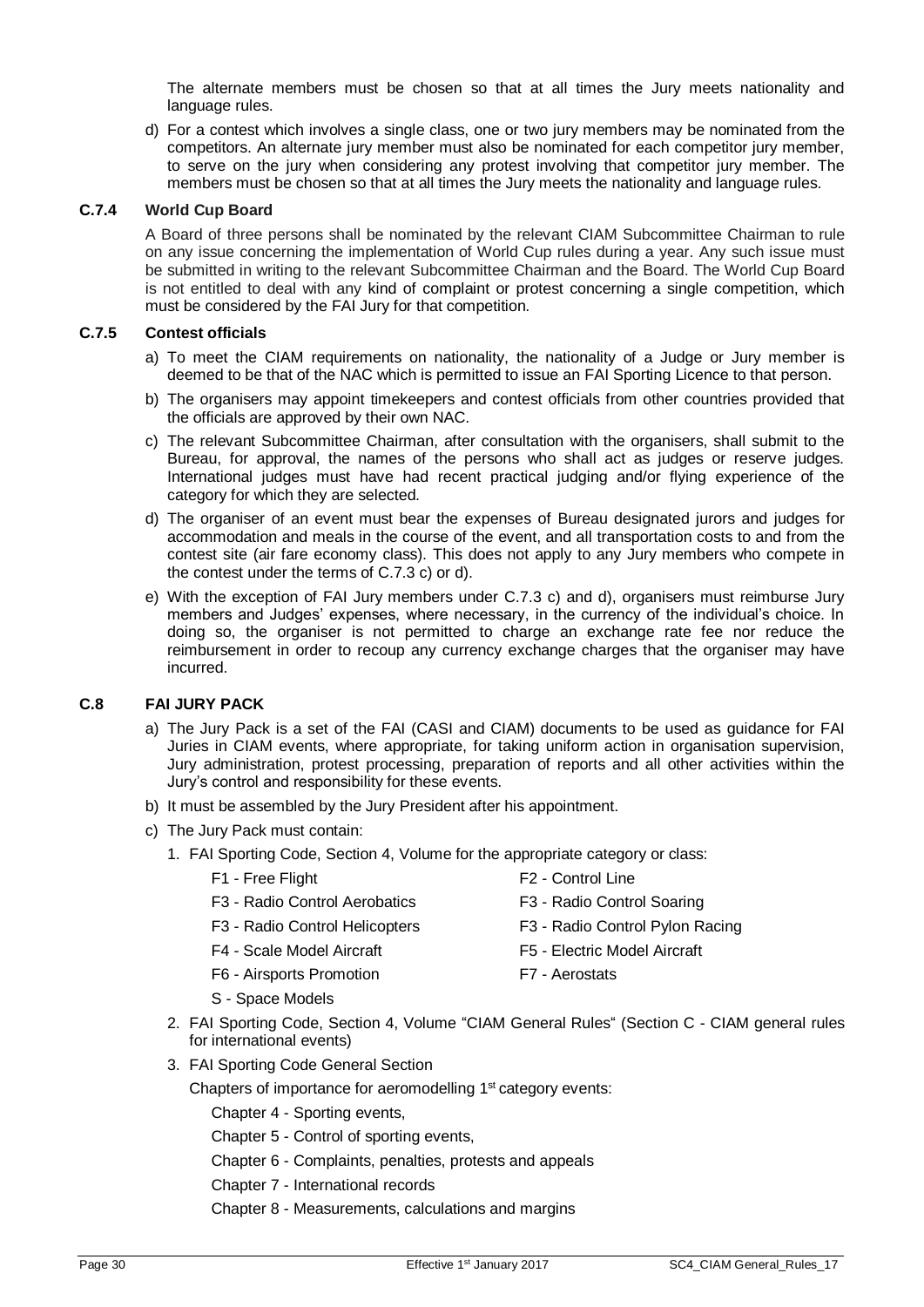The alternate members must be chosen so that at all times the Jury meets nationality and language rules.

d) For a contest which involves a single class, one or two jury members may be nominated from the competitors. An alternate jury member must also be nominated for each competitor jury member, to serve on the jury when considering any protest involving that competitor jury member. The members must be chosen so that at all times the Jury meets the nationality and language rules.

### C.7.4 World Cup Board

A Board of three persons shall be nominated by the relevant CIAM Subcommittee Chairman to rule on any issue concerning the implementation of World Cup rules during a year. Any such issue must be submitted in writing to the relevant Subcommittee Chairman and the Board. The World Cup Board is not entitled to deal with any kind of complaint or protest concerning a single competition, which must be considered by the FAI Jury for that competition.

### C.7.5 Contest officials

a) To meet the CIAM requirements on nationality, the nationality of a Judge or Jury member is deemed to be that of the NAC which is permitted to issue an FAI Sporting Licence to that person.

b) The organisers may appoint timekeepers and contest officials from other countries provided that the officials are approved by their own NAC.

c) The relevant Subcommittee Chairman, after consultation with the organisers, shall submit to the Bureau, for approval, the names of the persons who shall act as judges or reserve judges. International judges must have had recent practical judging and/or flying experience of the category for which they are selected.

d) The organiser of an event must bear the expenses of Bureau designated jurors and judges for accommodation and meals in the course of the event, and all transportation costs to and from the contest site (air fare economy class). This does not apply to any Jury members who compete in the contest under the terms of C.7.3 c) or d).

e) With the exception of FAI Jury members under C.7.3 c) and d), organisers must reimburse Jury members and Judges' expenses, where necessary, in the currency of the individual's choice. In doing so, the organiser is not permitted to charge an exchange rate fee nor reduce the reimbursement in order to recoup any currency exchange charges that the organiser may have incurred.

## C.8 FAI JURY PACK

a) The Jury Pack is a set of the FAI (CASI and CIAM) documents to be used as guidance for FAI Juries in CIAM events, where appropriate, for taking uniform action in organisation supervision, Jury administration, protest processing, preparation of reports and all other activities within the Jury's control and responsibility for these events.

b) It must be assembled by the Jury President after his appointment.

c) The Jury Pack must contain:

1. FAI Sporting Code, Section 4, Volume for the appropriate category or class:
   - F1 - Free Flight
   - F2 - Control Line
   - F3 - Radio Control Aerobatics
   - F3 - Radio Control Soaring
   - F3 - Radio Control Helicopters
   - F3 - Radio Control Pylon Racing
   - F4 - Scale Model Aircraft
   - F5 - Electric Model Aircraft
   - F6 - Airsports Promotion
   - F7 - Aerostats
   - S - Space Models
2. FAI Sporting Code, Section 4, Volume "CIAM General Rules" (Section C - CIAM general rules for international events)
3. FAI Sporting Code General Section

   Chapters of importance for aeromodelling 1st category events:

   Chapter 4 - Sporting events,

   Chapter 5 - Control of sporting events,

   Chapter 6 - Complaints, penalties, protests and appeals

   Chapter 7 - International records

   Chapter 8 - Measurements, calculations and margins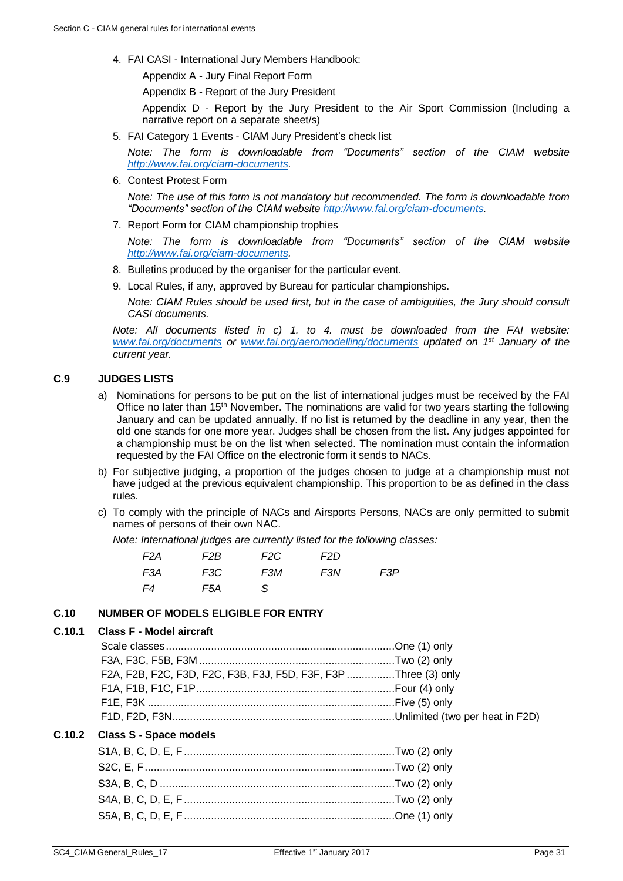4. FAI CASI - International Jury Members Handbook:

   Appendix A - Jury Final Report Form

   Appendix B - Report of the Jury President

   Appendix D - Report by the Jury President to the Air Sport Commission (Including a narrative report on a separate sheet/s)

5. FAI Category 1 Events - CIAM Jury President's check list

   *Note: The form is downloadable from "Documents" section of the CIAM website [http://www.fai.org/ciam-documents](http://www.fai.org/ciam-documents).*

6. Contest Protest Form

   *Note: The use of this form is not mandatory but recommended. The form is downloadable from "Documents" section of the CIAM website [http://www.fai.org/ciam-documents](http://www.fai.org/ciam-documents).*

7. Report Form for CIAM championship trophies

   *Note: The form is downloadable from "Documents" section of the CIAM website [http://www.fai.org/ciam-documents](http://www.fai.org/ciam-documents).*

8. Bulletins produced by the organiser for the particular event.

9. Local Rules, if any, approved by Bureau for particular championships.

   *Note: CIAM Rules should be used first, but in the case of ambiguities, the Jury should consult CASI documents.*

*Note: All documents listed in c) 1. to 4. must be downloaded from the FAI website: [www.fai.org/documents](http://www.fai.org/documents) or [www.fai.org/aeromodelling/documents](http://www.fai.org/aeromodelling/documents) updated on 1st January of the current year.*

## C.9 JUDGES LISTS

a) Nominations for persons to be put on the list of international judges must be received by the FAI Office no later than 15th November. The nominations are valid for two years starting the following January and can be updated annually. If no list is returned by the deadline in any year, then the old one stands for one more year. Judges shall be chosen from the list. Any judges appointed for a championship must be on the list when selected. The nomination must contain the information requested by the FAI Office on the electronic form it sends to NACs.

b) For subjective judging, a proportion of the judges chosen to judge at a championship must not have judged at the previous equivalent championship. This proportion to be as defined in the class rules.

c) To comply with the principle of NACs and Airsports Persons, NACs are only permitted to submit names of persons of their own NAC.

*Note: International judges are currently listed for the following classes:*

| | | | | |
|---|---|---|---|---|
| *F2A* | *F2B* | *F2C* | *F2D* | |
| *F3A* | *F3C* | *F3M* | *F3N* | *F3P* |
| *F4* | *F5A* | *S* | | |

## C.10 NUMBER OF MODELS ELIGIBLE FOR ENTRY

### C.10.1 Class F - Model aircraft

| | |
|---|---|
| Scale classes | One (1) only |
| F3A, F3C, F5B, F3M | Two (2) only |
| F2A, F2B, F2C, F3D, F2C, F3B, F3J, F5D, F3F, F3P | Three (3) only |
| F1A, F1B, F1C, F1P | Four (4) only |
| F1E, F3K | Five (5) only |
| F1D, F2D, F3N | Unlimited (two per heat in F2D) |

### C.10.2 Class S - Space models

| | |
|---|---|
| S1A, B, C, D, E, F | Two (2) only |
| S2C, E, F | Two (2) only |
| S3A, B, C, D | Two (2) only |
| S4A, B, C, D, E, F | Two (2) only |
| S5A, B, C, D, E, F | One (1) only |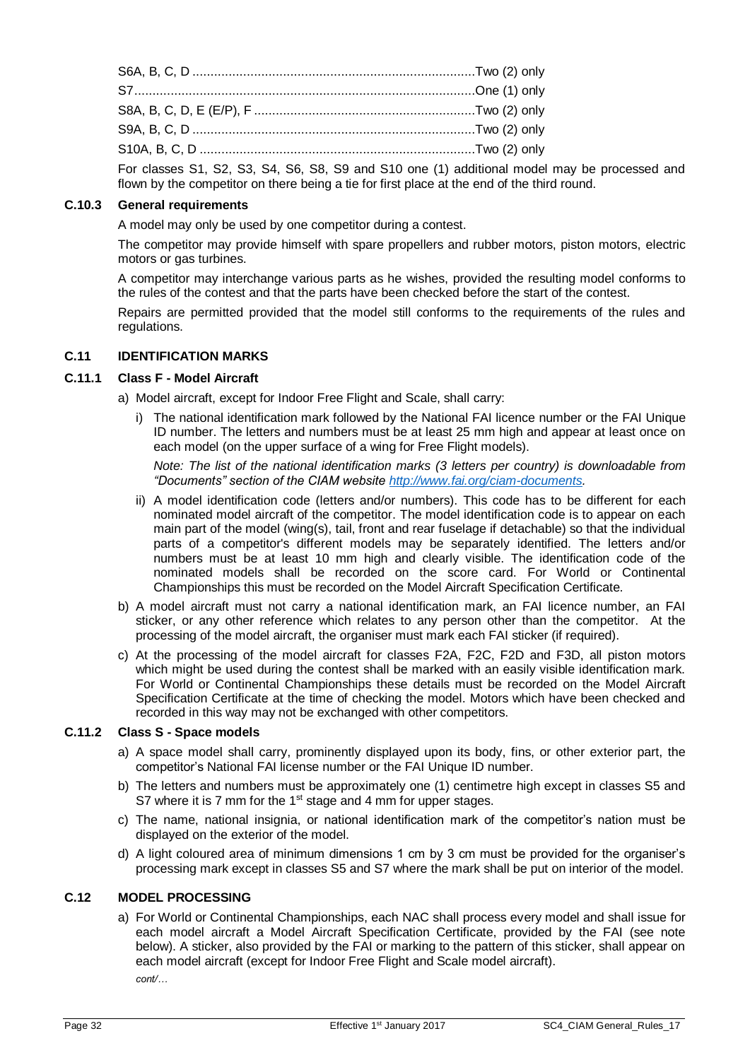S6A, B, C, D .............................................................................Two (2) only

S7.............................................................................................One (1) only

S8A, B, C, D, E (E/P), F ............................................................Two (2) only

S9A, B, C, D .............................................................................Two (2) only

S10A, B, C, D ...........................................................................Two (2) only

For classes S1, S2, S3, S4, S6, S8, S9 and S10 one (1) additional model may be processed and flown by the competitor on there being a tie for first place at the end of the third round.

### C.10.3 General requirements

A model may only be used by one competitor during a contest.

The competitor may provide himself with spare propellers and rubber motors, piston motors, electric motors or gas turbines.

A competitor may interchange various parts as he wishes, provided the resulting model conforms to the rules of the contest and that the parts have been checked before the start of the contest.

Repairs are permitted provided that the model still conforms to the requirements of the rules and regulations.

## C.11 IDENTIFICATION MARKS

### C.11.1 Class F - Model Aircraft

a) Model aircraft, except for Indoor Free Flight and Scale, shall carry:

i) The national identification mark followed by the National FAI licence number or the FAI Unique ID number. The letters and numbers must be at least 25 mm high and appear at least once on each model (on the upper surface of a wing for Free Flight models).

*Note: The list of the national identification marks (3 letters per country) is downloadable from "Documents" section of the CIAM website [http://www.fai.org/ciam-documents](http://www.fai.org/ciam-documents).*

ii) A model identification code (letters and/or numbers). This code has to be different for each nominated model aircraft of the competitor. The model identification code is to appear on each main part of the model (wing(s), tail, front and rear fuselage if detachable) so that the individual parts of a competitor's different models may be separately identified. The letters and/or numbers must be at least 10 mm high and clearly visible. The identification code of the nominated models shall be recorded on the score card. For World or Continental Championships this must be recorded on the Model Aircraft Specification Certificate.

b) A model aircraft must not carry a national identification mark, an FAI licence number, an FAI sticker, or any other reference which relates to any person other than the competitor. At the processing of the model aircraft, the organiser must mark each FAI sticker (if required).

c) At the processing of the model aircraft for classes F2A, F2C, F2D and F3D, all piston motors which might be used during the contest shall be marked with an easily visible identification mark. For World or Continental Championships these details must be recorded on the Model Aircraft Specification Certificate at the time of checking the model. Motors which have been checked and recorded in this way may not be exchanged with other competitors.

### C.11.2 Class S - Space models

a) A space model shall carry, prominently displayed upon its body, fins, or other exterior part, the competitor's National FAI license number or the FAI Unique ID number.

b) The letters and numbers must be approximately one (1) centimetre high except in classes S5 and S7 where it is 7 mm for the 1st stage and 4 mm for upper stages.

c) The name, national insignia, or national identification mark of the competitor's nation must be displayed on the exterior of the model.

d) A light coloured area of minimum dimensions 1 cm by 3 cm must be provided for the organiser's processing mark except in classes S5 and S7 where the mark shall be put on interior of the model.

## C.12 MODEL PROCESSING

a) For World or Continental Championships, each NAC shall process every model and shall issue for each model aircraft a Model Aircraft Specification Certificate, provided by the FAI (see note below). A sticker, also provided by the FAI or marking to the pattern of this sticker, shall appear on each model aircraft (except for Indoor Free Flight and Scale model aircraft).

*cont/…*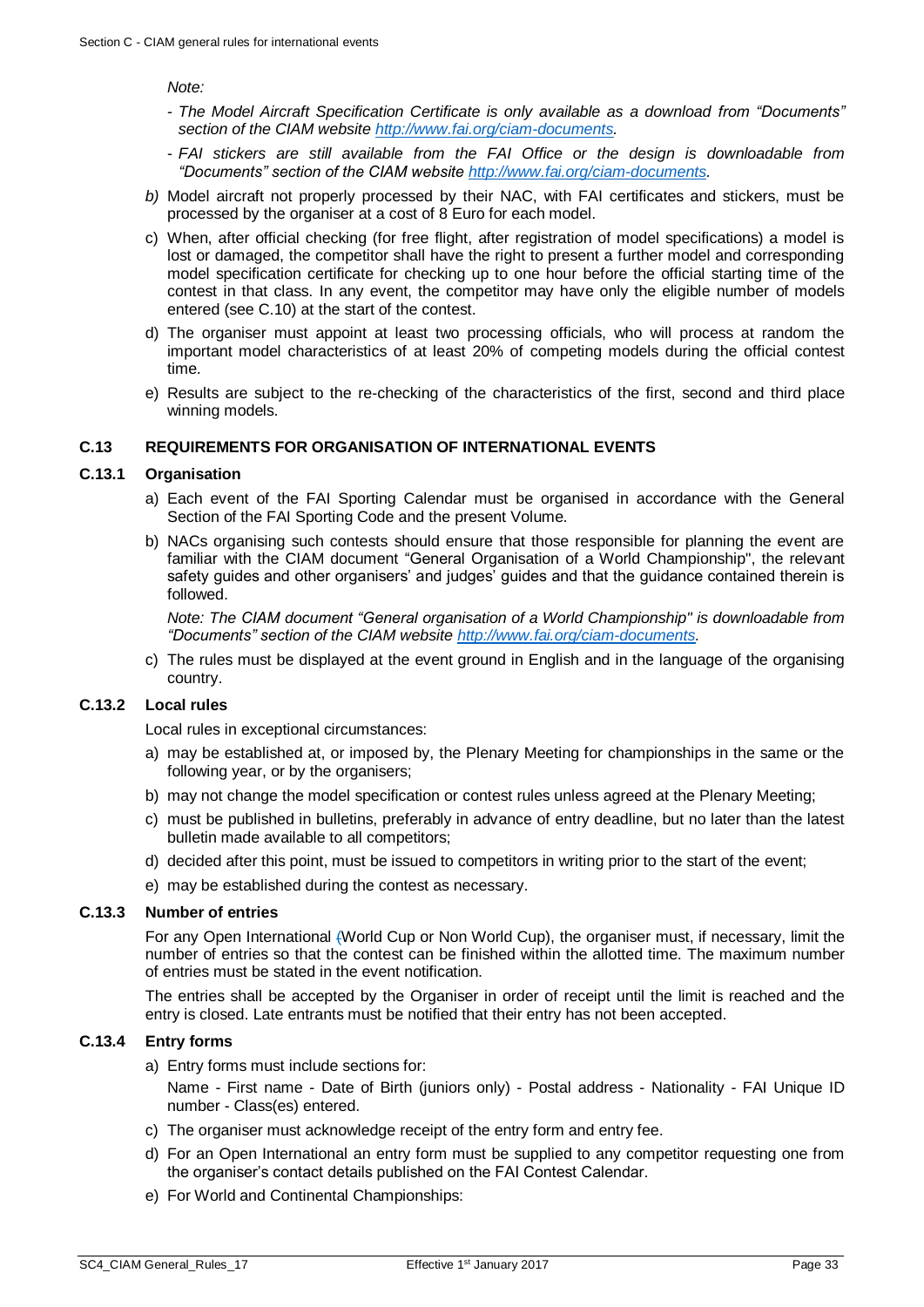*Note:*

- *The Model Aircraft Specification Certificate is only available as a download from "Documents" section of the CIAM website [http://www.fai.org/ciam-documents](http://www.fai.org/ciam-documents).*
- *FAI stickers are still available from the FAI Office or the design is downloadable from "Documents" section of the CIAM website [http://www.fai.org/ciam-documents](http://www.fai.org/ciam-documents).*

*b)* Model aircraft not properly processed by their NAC, with FAI certificates and stickers, must be processed by the organiser at a cost of 8 Euro for each model.

c) When, after official checking (for free flight, after registration of model specifications) a model is lost or damaged, the competitor shall have the right to present a further model and corresponding model specification certificate for checking up to one hour before the official starting time of the contest in that class. In any event, the competitor may have only the eligible number of models entered (see C.10) at the start of the contest.

d) The organiser must appoint at least two processing officials, who will process at random the important model characteristics of at least 20% of competing models during the official contest time.

e) Results are subject to the re-checking of the characteristics of the first, second and third place winning models.

## C.13 REQUIREMENTS FOR ORGANISATION OF INTERNATIONAL EVENTS

### C.13.1 Organisation

a) Each event of the FAI Sporting Calendar must be organised in accordance with the General Section of the FAI Sporting Code and the present Volume.

b) NACs organising such contests should ensure that those responsible for planning the event are familiar with the CIAM document "General Organisation of a World Championship", the relevant safety guides and other organisers' and judges' guides and that the guidance contained therein is followed.

*Note: The CIAM document "General organisation of a World Championship" is downloadable from "Documents" section of the CIAM website [http://www.fai.org/ciam-documents](http://www.fai.org/ciam-documents).*

c) The rules must be displayed at the event ground in English and in the language of the organising country.

### C.13.2 Local rules

Local rules in exceptional circumstances:

a) may be established at, or imposed by, the Plenary Meeting for championships in the same or the following year, or by the organisers;

b) may not change the model specification or contest rules unless agreed at the Plenary Meeting;

c) must be published in bulletins, preferably in advance of entry deadline, but no later than the latest bulletin made available to all competitors;

d) decided after this point, must be issued to competitors in writing prior to the start of the event;

e) may be established during the contest as necessary.

### C.13.3 Number of entries

For any Open International (World Cup or Non World Cup), the organiser must, if necessary, limit the number of entries so that the contest can be finished within the allotted time. The maximum number of entries must be stated in the event notification.

The entries shall be accepted by the Organiser in order of receipt until the limit is reached and the entry is closed. Late entrants must be notified that their entry has not been accepted.

### C.13.4 Entry forms

a) Entry forms must include sections for:

Name - First name - Date of Birth (juniors only) - Postal address - Nationality - FAI Unique ID number - Class(es) entered.

c) The organiser must acknowledge receipt of the entry form and entry fee.

d) For an Open International an entry form must be supplied to any competitor requesting one from the organiser's contact details published on the FAI Contest Calendar.

e) For World and Continental Championships: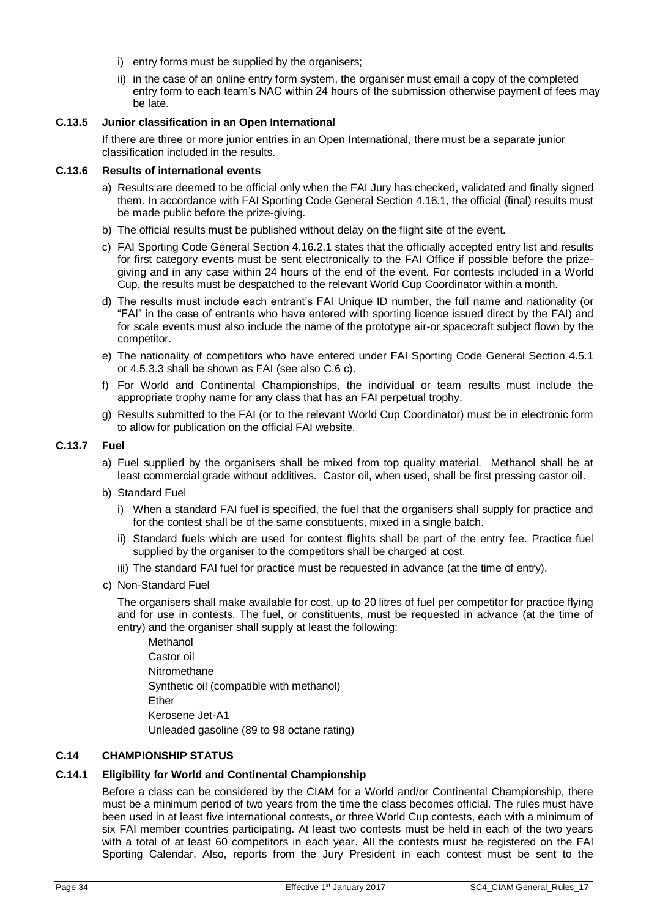i) entry forms must be supplied by the organisers;

ii) in the case of an online entry form system, the organiser must email a copy of the completed entry form to each team's NAC within 24 hours of the submission otherwise payment of fees may be late.

### C.13.5 Junior classification in an Open International

If there are three or more junior entries in an Open International, there must be a separate junior classification included in the results.

### C.13.6 Results of international events

a) Results are deemed to be official only when the FAI Jury has checked, validated and finally signed them. In accordance with FAI Sporting Code General Section 4.16.1, the official (final) results must be made public before the prize-giving.

b) The official results must be published without delay on the flight site of the event.

c) FAI Sporting Code General Section 4.16.2.1 states that the officially accepted entry list and results for first category events must be sent electronically to the FAI Office if possible before the prize-giving and in any case within 24 hours of the end of the event. For contests included in a World Cup, the results must be despatched to the relevant World Cup Coordinator within a month.

d) The results must include each entrant's FAI Unique ID number, the full name and nationality (or "FAI" in the case of entrants who have entered with sporting licence issued direct by the FAI) and for scale events must also include the name of the prototype air-or spacecraft subject flown by the competitor.

e) The nationality of competitors who have entered under FAI Sporting Code General Section 4.5.1 or 4.5.3.3 shall be shown as FAI (see also C.6 c).

f) For World and Continental Championships, the individual or team results must include the appropriate trophy name for any class that has an FAI perpetual trophy.

g) Results submitted to the FAI (or to the relevant World Cup Coordinator) must be in electronic form to allow for publication on the official FAI website.

### C.13.7 Fuel

a) Fuel supplied by the organisers shall be mixed from top quality material. Methanol shall be at least commercial grade without additives. Castor oil, when used, shall be first pressing castor oil.

b) Standard Fuel

i) When a standard FAI fuel is specified, the fuel that the organisers shall supply for practice and for the contest shall be of the same constituents, mixed in a single batch.

ii) Standard fuels which are used for contest flights shall be part of the entry fee. Practice fuel supplied by the organiser to the competitors shall be charged at cost.

iii) The standard FAI fuel for practice must be requested in advance (at the time of entry).

c) Non-Standard Fuel

The organisers shall make available for cost, up to 20 litres of fuel per competitor for practice flying and for use in contests. The fuel, or constituents, must be requested in advance (at the time of entry) and the organiser shall supply at least the following:

Methanol
Castor oil
Nitromethane
Synthetic oil (compatible with methanol)
Ether
Kerosene Jet-A1
Unleaded gasoline (89 to 98 octane rating)

## C.14 CHAMPIONSHIP STATUS

### C.14.1 Eligibility for World and Continental Championship

Before a class can be considered by the CIAM for a World and/or Continental Championship, there must be a minimum period of two years from the time the class becomes official. The rules must have been used in at least five international contests, or three World Cup contests, each with a minimum of six FAI member countries participating. At least two contests must be held in each of the two years with a total of at least 60 competitors in each year. All the contests must be registered on the FAI Sporting Calendar. Also, reports from the Jury President in each contest must be sent to the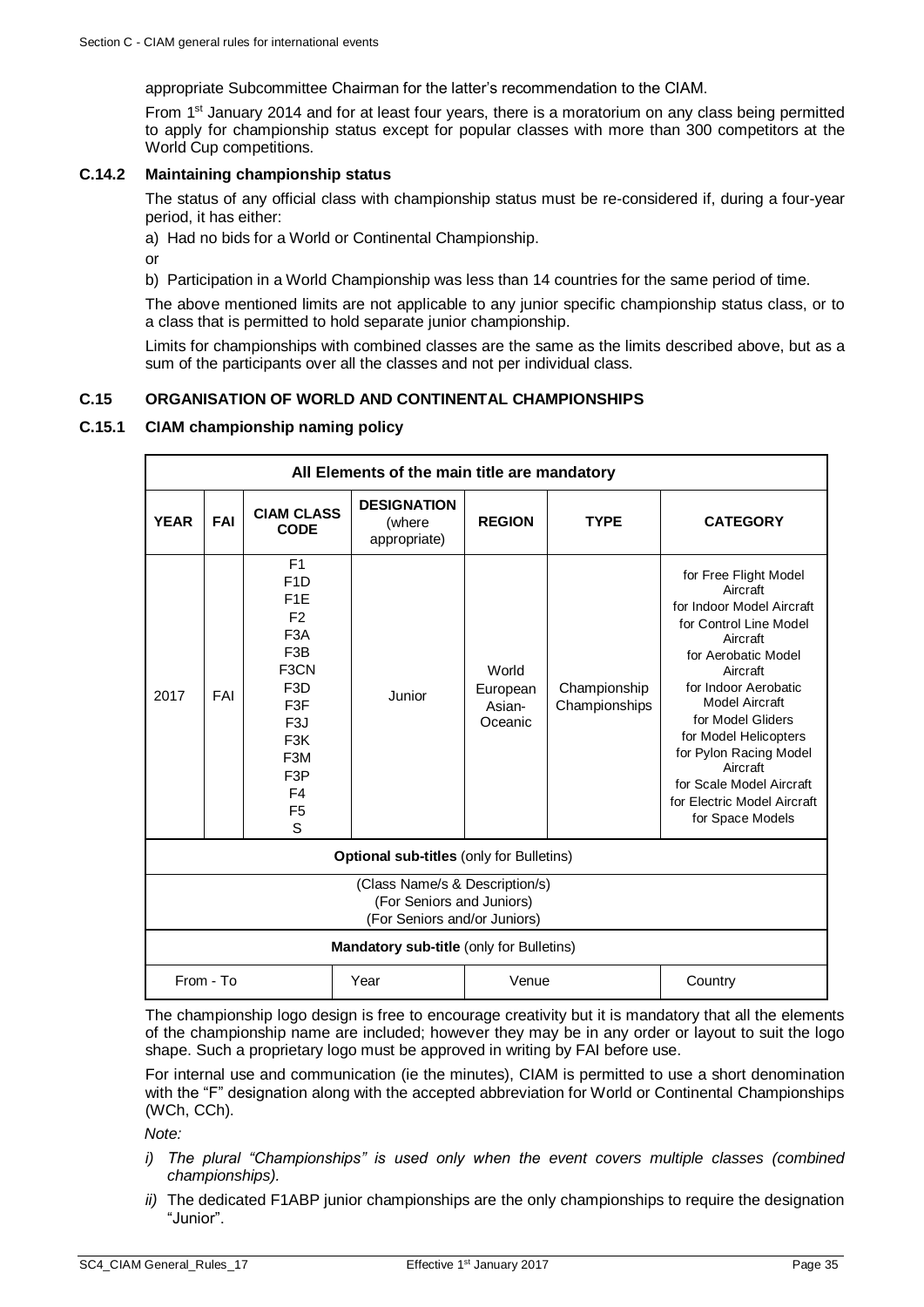appropriate Subcommittee Chairman for the latter's recommendation to the CIAM.

From 1st January 2014 and for at least four years, there is a moratorium on any class being permitted to apply for championship status except for popular classes with more than 300 competitors at the World Cup competitions.

### C.14.2 Maintaining championship status

The status of any official class with championship status must be re-considered if, during a four-year period, it has either:

a) Had no bids for a World or Continental Championship.

or

b) Participation in a World Championship was less than 14 countries for the same period of time.

The above mentioned limits are not applicable to any junior specific championship status class, or to a class that is permitted to hold separate junior championship.

Limits for championships with combined classes are the same as the limits described above, but as a sum of the participants over all the classes and not per individual class.

## C.15 ORGANISATION OF WORLD AND CONTINENTAL CHAMPIONSHIPS

### C.15.1 CIAM championship naming policy

| **All Elements of the main title are mandatory** | | | | | | |
|---|---|---|---|---|---|---|
| **YEAR** | **FAI** | **CIAM CLASS CODE** | **DESIGNATION** (where appropriate) | **REGION** | **TYPE** | **CATEGORY** |
| 2017 | FAI | F1<br>F1D<br>F1E<br>F2<br>F3A<br>F3B<br>F3CN<br>F3D<br>F3F<br>F3J<br>F3K<br>F3M<br>F3P<br>F4<br>F5<br>S | Junior | World<br>European<br>Asian-Oceanic | Championship<br>Championships | for Free Flight Model Aircraft<br>for Indoor Model Aircraft<br>for Control Line Model Aircraft<br>for Aerobatic Model Aircraft<br>for Indoor Aerobatic Model Aircraft<br>for Model Gliders<br>for Model Helicopters<br>for Pylon Racing Model Aircraft<br>for Scale Model Aircraft<br>for Electric Model Aircraft<br>for Space Models |
| **Optional sub-titles** (only for Bulletins) | | | | | | |
| (Class Name/s & Description/s)<br>(For Seniors and Juniors)<br>(For Seniors and/or Juniors) | | | | | | |
| **Mandatory sub-title** (only for Bulletins) | | | | | | |
| From - To | | | Year | Venue | | Country |

The championship logo design is free to encourage creativity but it is mandatory that all the elements of the championship name are included; however they may be in any order or layout to suit the logo shape. Such a proprietary logo must be approved in writing by FAI before use.

For internal use and communication (ie the minutes), CIAM is permitted to use a short denomination with the "F" designation along with the accepted abbreviation for World or Continental Championships (WCh, CCh).

*Note:*

*i) The plural "Championships" is used only when the event covers multiple classes (combined championships).*

*ii)* The dedicated F1ABP junior championships are the only championships to require the designation "Junior".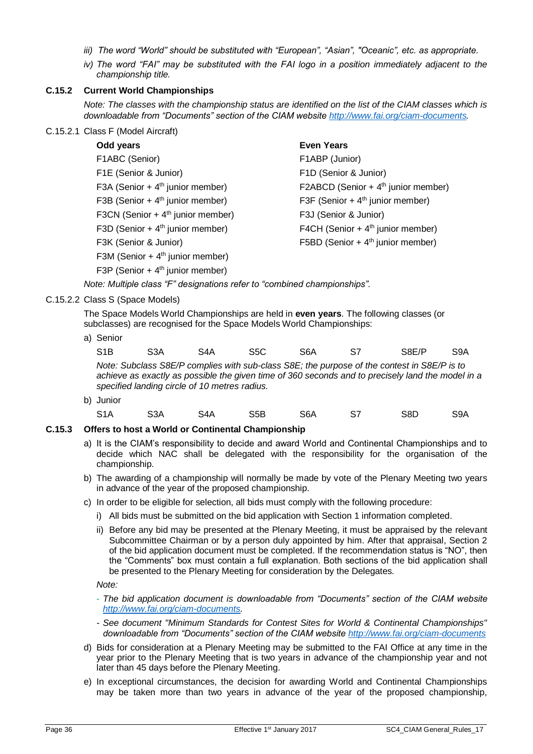*iii) The word "World" should be substituted with "European", "Asian", "Oceanic", etc. as appropriate.*

*iv) The word "FAI" may be substituted with the FAI logo in a position immediately adjacent to the championship title.*

### C.15.2 Current World Championships

*Note: The classes with the championship status are identified on the list of the CIAM classes which is downloadable from "Documents" section of the CIAM website http://www.fai.org/ciam-documents.*

C.15.2.1 Class F (Model Aircraft)

| **Odd years** | **Even Years** |
|---|---|
| F1ABC (Senior) | F1ABP (Junior) |
| F1E (Senior & Junior) | F1D (Senior & Junior) |
| F3A (Senior + 4th junior member) | F2ABCD (Senior + 4th junior member) |
| F3B (Senior + 4th junior member) | F3F (Senior + 4th junior member) |
| F3CN (Senior + 4th junior member) | F3J (Senior & Junior) |
| F3D (Senior + 4th junior member) | F4CH (Senior + 4th junior member) |
| F3K (Senior & Junior) | F5BD (Senior + 4th junior member) |
| F3M (Senior + 4th junior member) | |
| F3P (Senior + 4th junior member) | |

*Note: Multiple class "F" designations refer to "combined championships".*

C.15.2.2 Class S (Space Models)

The Space Models World Championships are held in **even years**. The following classes (or subclasses) are recognised for the Space Models World Championships:

a) Senior

S1B S3A S4A S5C S6A S7 S8E/P S9A

*Note: Subclass S8E/P complies with sub-class S8E; the purpose of the contest in S8E/P is to achieve as exactly as possible the given time of 360 seconds and to precisely land the model in a specified landing circle of 10 metres radius.*

b) Junior

S1A S3A S4A S5B S6A S7 S8D S9A

### C.15.3 Offers to host a World or Continental Championship

a) It is the CIAM's responsibility to decide and award World and Continental Championships and to decide which NAC shall be delegated with the responsibility for the organisation of the championship.

b) The awarding of a championship will normally be made by vote of the Plenary Meeting two years in advance of the year of the proposed championship.

c) In order to be eligible for selection, all bids must comply with the following procedure:

   i) All bids must be submitted on the bid application with Section 1 information completed.

   ii) Before any bid may be presented at the Plenary Meeting, it must be appraised by the relevant Subcommittee Chairman or by a person duly appointed by him. After that appraisal, Section 2 of the bid application document must be completed. If the recommendation status is "NO", then the "Comments" box must contain a full explanation. Both sections of the bid application shall be presented to the Plenary Meeting for consideration by the Delegates.

   *Note:*

   - *The bid application document is downloadable from "Documents" section of the CIAM website http://www.fai.org/ciam-documents.*
   - *See document "Minimum Standards for Contest Sites for World & Continental Championships" downloadable from "Documents" section of the CIAM website http://www.fai.org/ciam-documents*

d) Bids for consideration at a Plenary Meeting may be submitted to the FAI Office at any time in the year prior to the Plenary Meeting that is two years in advance of the championship year and not later than 45 days before the Plenary Meeting.

e) In exceptional circumstances, the decision for awarding World and Continental Championships may be taken more than two years in advance of the year of the proposed championship,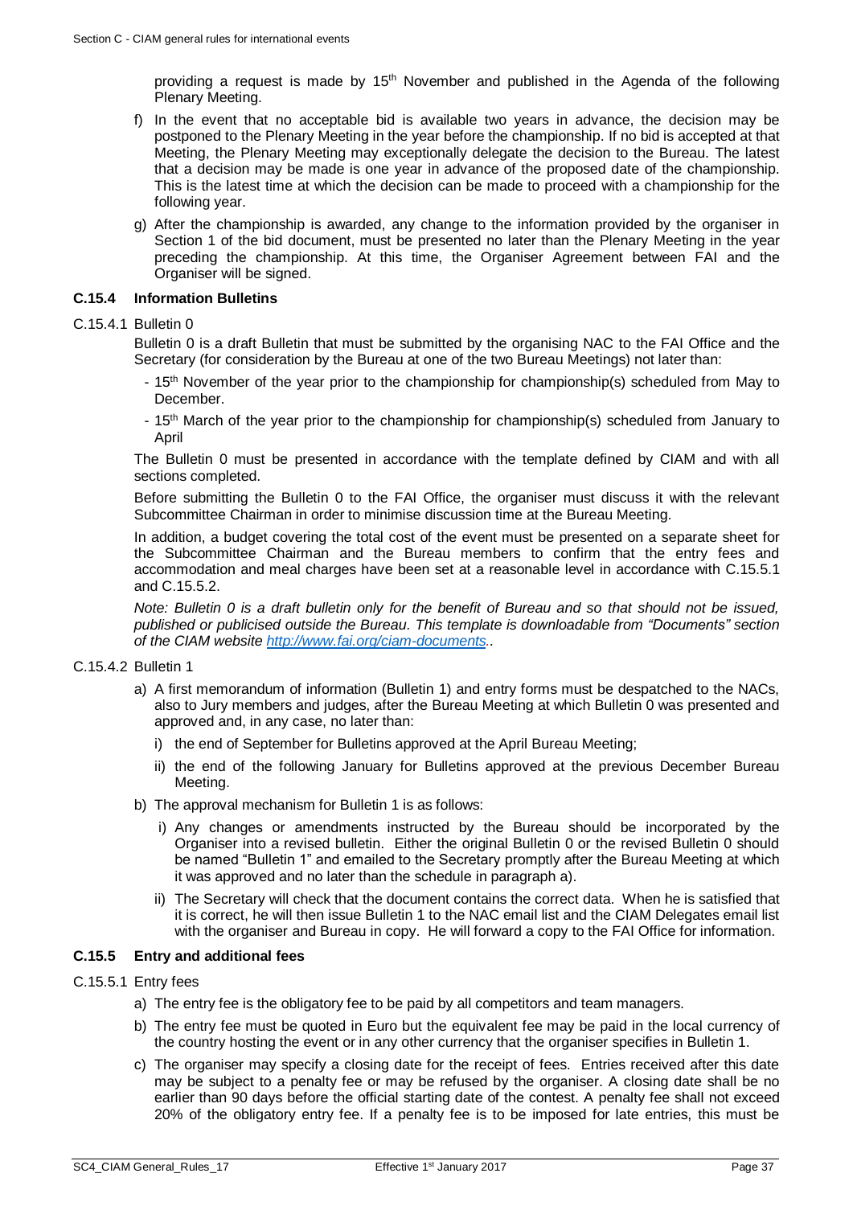providing a request is made by 15th November and published in the Agenda of the following Plenary Meeting.

f) In the event that no acceptable bid is available two years in advance, the decision may be postponed to the Plenary Meeting in the year before the championship. If no bid is accepted at that Meeting, the Plenary Meeting may exceptionally delegate the decision to the Bureau. The latest that a decision may be made is one year in advance of the proposed date of the championship. This is the latest time at which the decision can be made to proceed with a championship for the following year.

g) After the championship is awarded, any change to the information provided by the organiser in Section 1 of the bid document, must be presented no later than the Plenary Meeting in the year preceding the championship. At this time, the Organiser Agreement between FAI and the Organiser will be signed.

### C.15.4 Information Bulletins

C.15.4.1 Bulletin 0

Bulletin 0 is a draft Bulletin that must be submitted by the organising NAC to the FAI Office and the Secretary (for consideration by the Bureau at one of the two Bureau Meetings) not later than:

- 15th November of the year prior to the championship for championship(s) scheduled from May to December.
- 15th March of the year prior to the championship for championship(s) scheduled from January to April

The Bulletin 0 must be presented in accordance with the template defined by CIAM and with all sections completed.

Before submitting the Bulletin 0 to the FAI Office, the organiser must discuss it with the relevant Subcommittee Chairman in order to minimise discussion time at the Bureau Meeting.

In addition, a budget covering the total cost of the event must be presented on a separate sheet for the Subcommittee Chairman and the Bureau members to confirm that the entry fees and accommodation and meal charges have been set at a reasonable level in accordance with C.15.5.1 and C.15.5.2.

*Note: Bulletin 0 is a draft bulletin only for the benefit of Bureau and so that should not be issued, published or publicised outside the Bureau. This template is downloadable from "Documents" section of the CIAM website http://www.fai.org/ciam-documents..*

C.15.4.2 Bulletin 1

a) A first memorandum of information (Bulletin 1) and entry forms must be despatched to the NACs, also to Jury members and judges, after the Bureau Meeting at which Bulletin 0 was presented and approved and, in any case, no later than:
   i) the end of September for Bulletins approved at the April Bureau Meeting;
   ii) the end of the following January for Bulletins approved at the previous December Bureau Meeting.

b) The approval mechanism for Bulletin 1 is as follows:
   i) Any changes or amendments instructed by the Bureau should be incorporated by the Organiser into a revised bulletin. Either the original Bulletin 0 or the revised Bulletin 0 should be named "Bulletin 1" and emailed to the Secretary promptly after the Bureau Meeting at which it was approved and no later than the schedule in paragraph a).
   ii) The Secretary will check that the document contains the correct data. When he is satisfied that it is correct, he will then issue Bulletin 1 to the NAC email list and the CIAM Delegates email list with the organiser and Bureau in copy. He will forward a copy to the FAI Office for information.

### C.15.5 Entry and additional fees

C.15.5.1 Entry fees

a) The entry fee is the obligatory fee to be paid by all competitors and team managers.

b) The entry fee must be quoted in Euro but the equivalent fee may be paid in the local currency of the country hosting the event or in any other currency that the organiser specifies in Bulletin 1.

c) The organiser may specify a closing date for the receipt of fees. Entries received after this date may be subject to a penalty fee or may be refused by the organiser. A closing date shall be no earlier than 90 days before the official starting date of the contest. A penalty fee shall not exceed 20% of the obligatory entry fee. If a penalty fee is to be imposed for late entries, this must be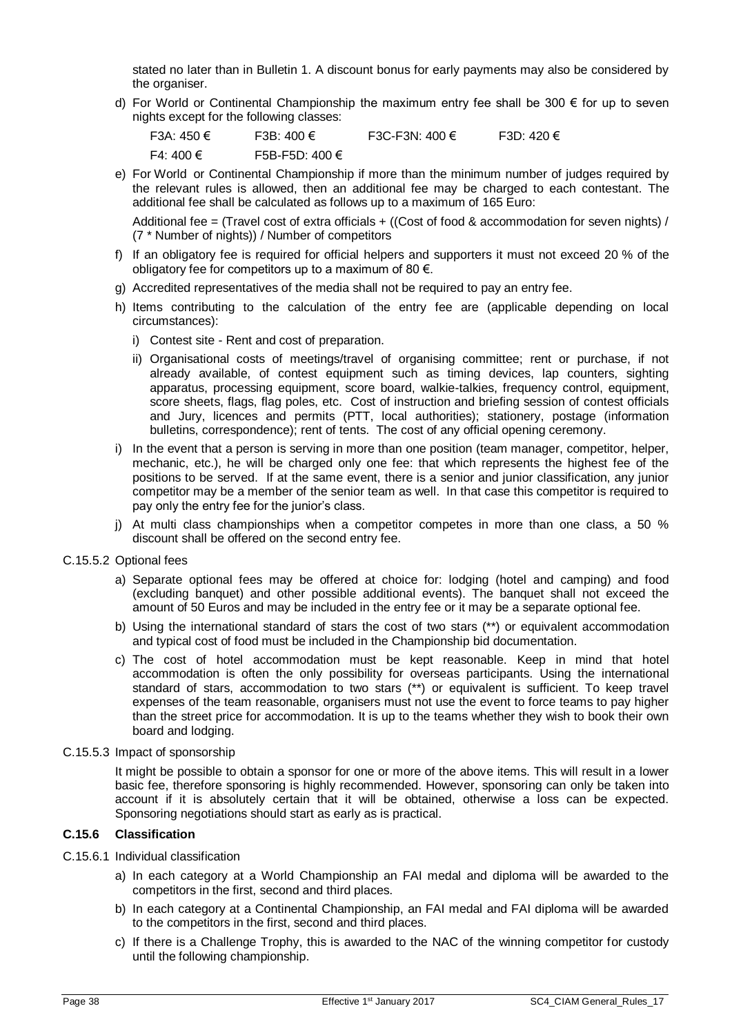stated no later than in Bulletin 1. A discount bonus for early payments may also be considered by the organiser.

d) For World or Continental Championship the maximum entry fee shall be 300 € for up to seven nights except for the following classes:

   F3A: 450 €  F3B: 400 €  F3C-F3N: 400 €  F3D: 420 €

   F4: 400 €  F5B-F5D: 400 €

e) For World or Continental Championship if more than the minimum number of judges required by the relevant rules is allowed, then an additional fee may be charged to each contestant. The additional fee shall be calculated as follows up to a maximum of 165 Euro:

   Additional fee = (Travel cost of extra officials + ((Cost of food & accommodation for seven nights) / (7 * Number of nights)) / Number of competitors

f) If an obligatory fee is required for official helpers and supporters it must not exceed 20 % of the obligatory fee for competitors up to a maximum of 80 €.

g) Accredited representatives of the media shall not be required to pay an entry fee.

h) Items contributing to the calculation of the entry fee are (applicable depending on local circumstances):

   i) Contest site - Rent and cost of preparation.

   ii) Organisational costs of meetings/travel of organising committee; rent or purchase, if not already available, of contest equipment such as timing devices, lap counters, sighting apparatus, processing equipment, score board, walkie-talkies, frequency control, equipment, score sheets, flags, flag poles, etc. Cost of instruction and briefing session of contest officials and Jury, licences and permits (PTT, local authorities); stationery, postage (information bulletins, correspondence); rent of tents. The cost of any official opening ceremony.

i) In the event that a person is serving in more than one position (team manager, competitor, helper, mechanic, etc.), he will be charged only one fee: that which represents the highest fee of the positions to be served. If at the same event, there is a senior and junior classification, any junior competitor may be a member of the senior team as well. In that case this competitor is required to pay only the entry fee for the junior's class.

j) At multi class championships when a competitor competes in more than one class, a 50 % discount shall be offered on the second entry fee.

C.15.5.2 Optional fees

a) Separate optional fees may be offered at choice for: lodging (hotel and camping) and food (excluding banquet) and other possible additional events). The banquet shall not exceed the amount of 50 Euros and may be included in the entry fee or it may be a separate optional fee.

b) Using the international standard of stars the cost of two stars (**) or equivalent accommodation and typical cost of food must be included in the Championship bid documentation.

c) The cost of hotel accommodation must be kept reasonable. Keep in mind that hotel accommodation is often the only possibility for overseas participants. Using the international standard of stars, accommodation to two stars (**) or equivalent is sufficient. To keep travel expenses of the team reasonable, organisers must not use the event to force teams to pay higher than the street price for accommodation. It is up to the teams whether they wish to book their own board and lodging.

C.15.5.3 Impact of sponsorship

It might be possible to obtain a sponsor for one or more of the above items. This will result in a lower basic fee, therefore sponsoring is highly recommended. However, sponsoring can only be taken into account if it is absolutely certain that it will be obtained, otherwise a loss can be expected. Sponsoring negotiations should start as early as is practical.

### C.15.6 Classification

C.15.6.1 Individual classification

a) In each category at a World Championship an FAI medal and diploma will be awarded to the competitors in the first, second and third places.

b) In each category at a Continental Championship, an FAI medal and FAI diploma will be awarded to the competitors in the first, second and third places.

c) If there is a Challenge Trophy, this is awarded to the NAC of the winning competitor for custody until the following championship.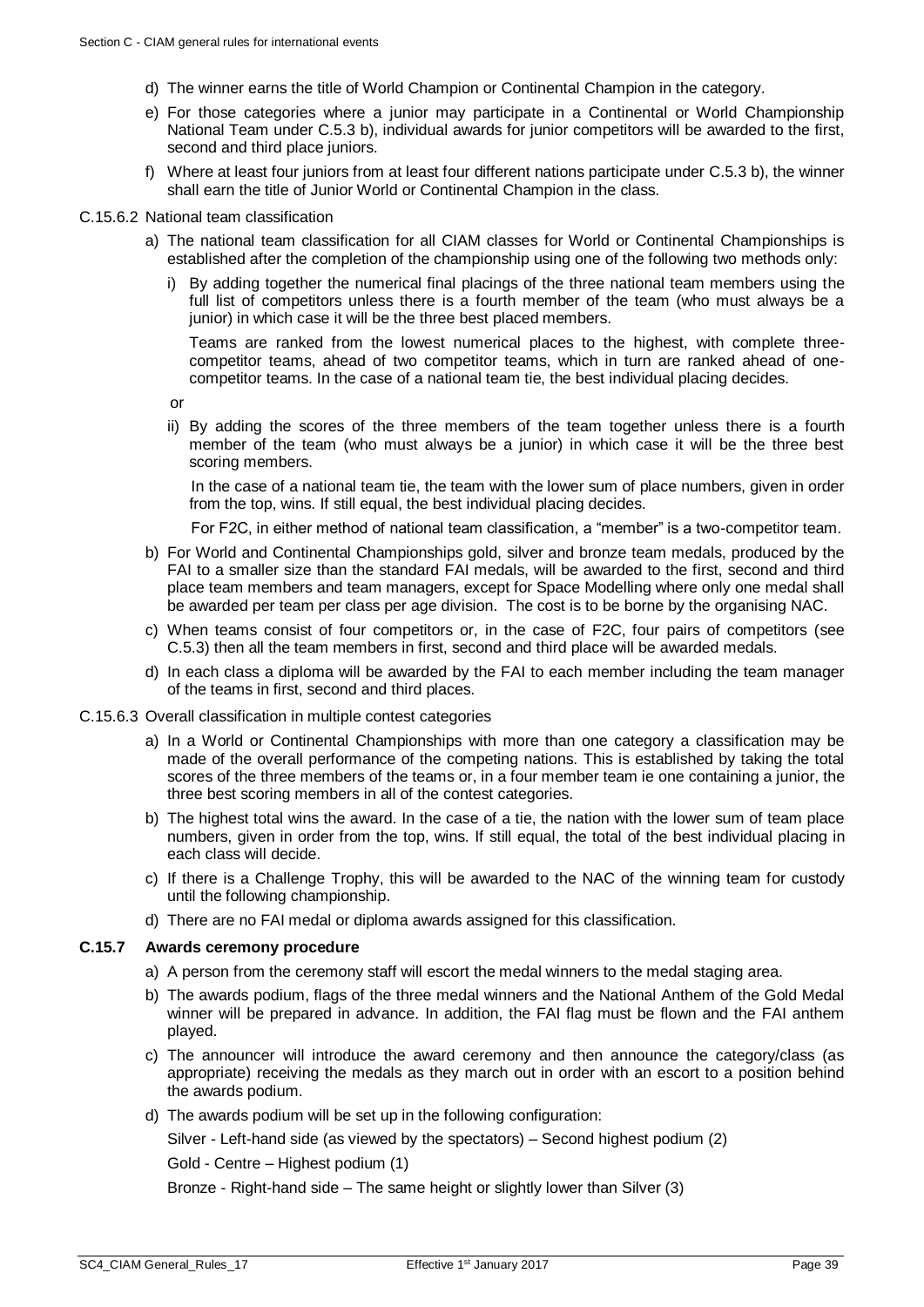d) The winner earns the title of World Champion or Continental Champion in the category.

e) For those categories where a junior may participate in a Continental or World Championship National Team under C.5.3 b), individual awards for junior competitors will be awarded to the first, second and third place juniors.

f) Where at least four juniors from at least four different nations participate under C.5.3 b), the winner shall earn the title of Junior World or Continental Champion in the class.

C.15.6.2 National team classification

a) The national team classification for all CIAM classes for World or Continental Championships is established after the completion of the championship using one of the following two methods only:

i) By adding together the numerical final placings of the three national team members using the full list of competitors unless there is a fourth member of the team (who must always be a junior) in which case it will be the three best placed members.

Teams are ranked from the lowest numerical places to the highest, with complete three-competitor teams, ahead of two competitor teams, which in turn are ranked ahead of one-competitor teams. In the case of a national team tie, the best individual placing decides.

or

ii) By adding the scores of the three members of the team together unless there is a fourth member of the team (who must always be a junior) in which case it will be the three best scoring members.

In the case of a national team tie, the team with the lower sum of place numbers, given in order from the top, wins. If still equal, the best individual placing decides.

For F2C, in either method of national team classification, a "member" is a two-competitor team.

b) For World and Continental Championships gold, silver and bronze team medals, produced by the FAI to a smaller size than the standard FAI medals, will be awarded to the first, second and third place team members and team managers, except for Space Modelling where only one medal shall be awarded per team per class per age division. The cost is to be borne by the organising NAC.

c) When teams consist of four competitors or, in the case of F2C, four pairs of competitors (see C.5.3) then all the team members in first, second and third place will be awarded medals.

d) In each class a diploma will be awarded by the FAI to each member including the team manager of the teams in first, second and third places.

C.15.6.3 Overall classification in multiple contest categories

a) In a World or Continental Championships with more than one category a classification may be made of the overall performance of the competing nations. This is established by taking the total scores of the three members of the teams or, in a four member team ie one containing a junior, the three best scoring members in all of the contest categories.

b) The highest total wins the award. In the case of a tie, the nation with the lower sum of team place numbers, given in order from the top, wins. If still equal, the total of the best individual placing in each class will decide.

c) If there is a Challenge Trophy, this will be awarded to the NAC of the winning team for custody until the following championship.

d) There are no FAI medal or diploma awards assigned for this classification.

### C.15.7 Awards ceremony procedure

a) A person from the ceremony staff will escort the medal winners to the medal staging area.

b) The awards podium, flags of the three medal winners and the National Anthem of the Gold Medal winner will be prepared in advance. In addition, the FAI flag must be flown and the FAI anthem played.

c) The announcer will introduce the award ceremony and then announce the category/class (as appropriate) receiving the medals as they march out in order with an escort to a position behind the awards podium.

d) The awards podium will be set up in the following configuration:

Silver - Left-hand side (as viewed by the spectators) – Second highest podium (2)

Gold - Centre – Highest podium (1)

Bronze - Right-hand side – The same height or slightly lower than Silver (3)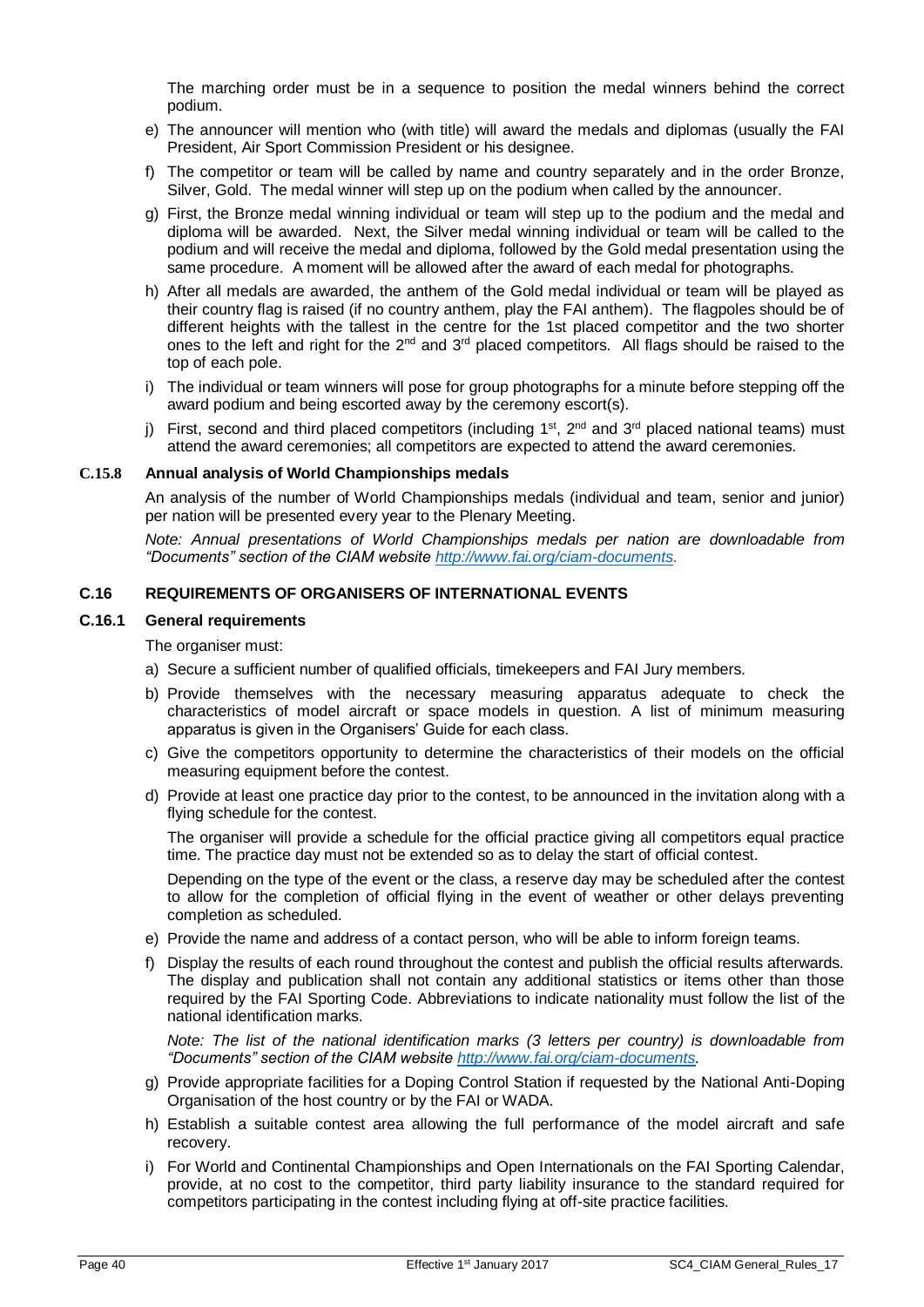The marching order must be in a sequence to position the medal winners behind the correct podium.

e) The announcer will mention who (with title) will award the medals and diplomas (usually the FAI President, Air Sport Commission President or his designee.

f) The competitor or team will be called by name and country separately and in the order Bronze, Silver, Gold. The medal winner will step up on the podium when called by the announcer.

g) First, the Bronze medal winning individual or team will step up to the podium and the medal and diploma will be awarded. Next, the Silver medal winning individual or team will be called to the podium and will receive the medal and diploma, followed by the Gold medal presentation using the same procedure. A moment will be allowed after the award of each medal for photographs.

h) After all medals are awarded, the anthem of the Gold medal individual or team will be played as their country flag is raised (if no country anthem, play the FAI anthem). The flagpoles should be of different heights with the tallest in the centre for the 1st placed competitor and the two shorter ones to the left and right for the 2nd and 3rd placed competitors. All flags should be raised to the top of each pole.

i) The individual or team winners will pose for group photographs for a minute before stepping off the award podium and being escorted away by the ceremony escort(s).

j) First, second and third placed competitors (including 1st, 2nd and 3rd placed national teams) must attend the award ceremonies; all competitors are expected to attend the award ceremonies.

### C.15.8 Annual analysis of World Championships medals

An analysis of the number of World Championships medals (individual and team, senior and junior) per nation will be presented every year to the Plenary Meeting.

*Note: Annual presentations of World Championships medals per nation are downloadable from "Documents" section of the CIAM website [http://www.fai.org/ciam-documents](http://www.fai.org/ciam-documents).*

## C.16 REQUIREMENTS OF ORGANISERS OF INTERNATIONAL EVENTS

### C.16.1 General requirements

The organiser must:

a) Secure a sufficient number of qualified officials, timekeepers and FAI Jury members.

b) Provide themselves with the necessary measuring apparatus adequate to check the characteristics of model aircraft or space models in question. A list of minimum measuring apparatus is given in the Organisers' Guide for each class.

c) Give the competitors opportunity to determine the characteristics of their models on the official measuring equipment before the contest.

d) Provide at least one practice day prior to the contest, to be announced in the invitation along with a flying schedule for the contest.

   The organiser will provide a schedule for the official practice giving all competitors equal practice time. The practice day must not be extended so as to delay the start of official contest.

   Depending on the type of the event or the class, a reserve day may be scheduled after the contest to allow for the completion of official flying in the event of weather or other delays preventing completion as scheduled.

e) Provide the name and address of a contact person, who will be able to inform foreign teams.

f) Display the results of each round throughout the contest and publish the official results afterwards. The display and publication shall not contain any additional statistics or items other than those required by the FAI Sporting Code. Abbreviations to indicate nationality must follow the list of the national identification marks.

   *Note: The list of the national identification marks (3 letters per country) is downloadable from "Documents" section of the CIAM website [http://www.fai.org/ciam-documents](http://www.fai.org/ciam-documents).*

g) Provide appropriate facilities for a Doping Control Station if requested by the National Anti-Doping Organisation of the host country or by the FAI or WADA.

h) Establish a suitable contest area allowing the full performance of the model aircraft and safe recovery.

i) For World and Continental Championships and Open Internationals on the FAI Sporting Calendar, provide, at no cost to the competitor, third party liability insurance to the standard required for competitors participating in the contest including flying at off-site practice facilities.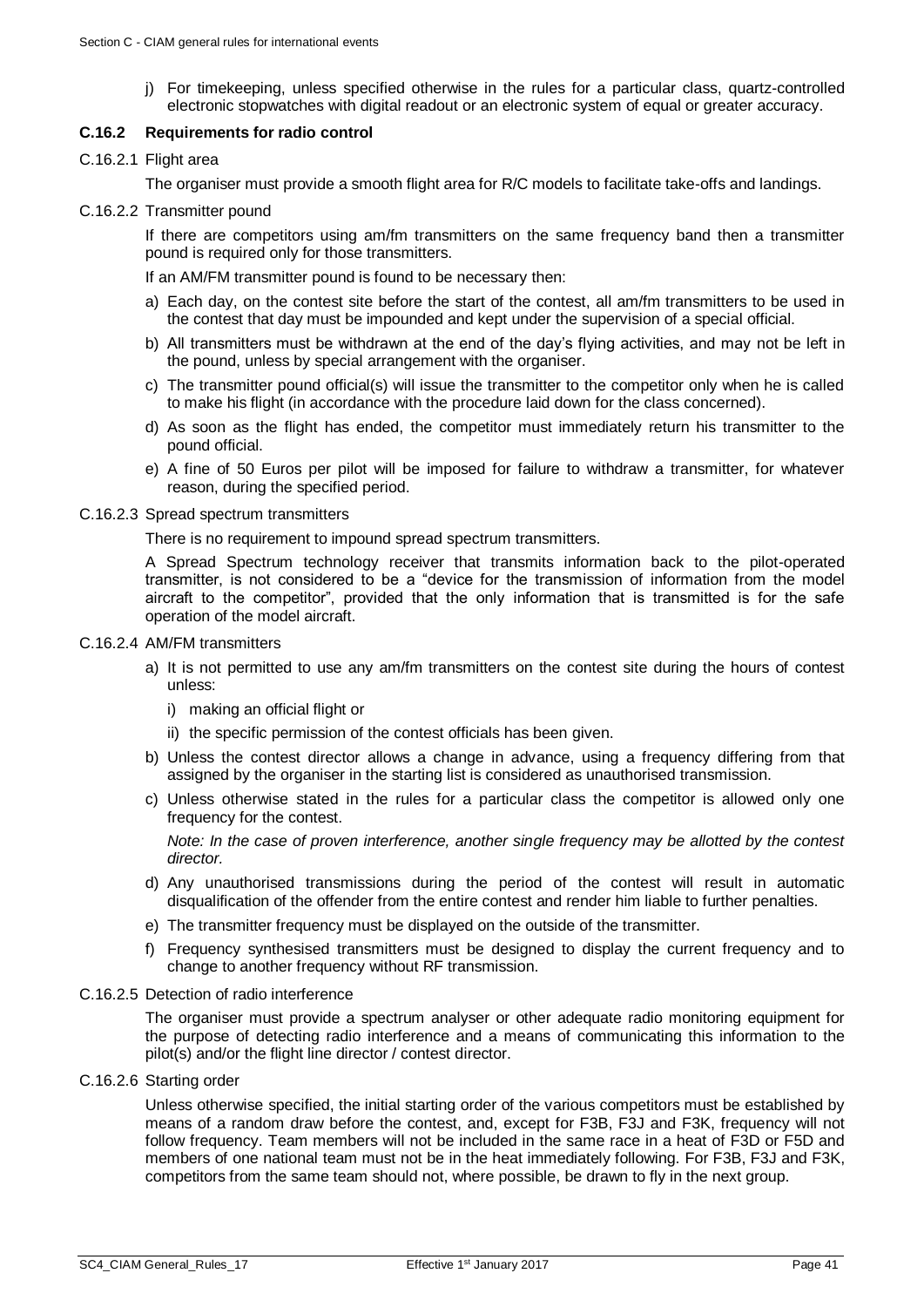j) For timekeeping, unless specified otherwise in the rules for a particular class, quartz-controlled electronic stopwatches with digital readout or an electronic system of equal or greater accuracy.

### C.16.2 Requirements for radio control

C.16.2.1 Flight area

The organiser must provide a smooth flight area for R/C models to facilitate take-offs and landings.

C.16.2.2 Transmitter pound

If there are competitors using am/fm transmitters on the same frequency band then a transmitter pound is required only for those transmitters.

If an AM/FM transmitter pound is found to be necessary then:

a) Each day, on the contest site before the start of the contest, all am/fm transmitters to be used in the contest that day must be impounded and kept under the supervision of a special official.
b) All transmitters must be withdrawn at the end of the day's flying activities, and may not be left in the pound, unless by special arrangement with the organiser.
c) The transmitter pound official(s) will issue the transmitter to the competitor only when he is called to make his flight (in accordance with the procedure laid down for the class concerned).
d) As soon as the flight has ended, the competitor must immediately return his transmitter to the pound official.
e) A fine of 50 Euros per pilot will be imposed for failure to withdraw a transmitter, for whatever reason, during the specified period.

C.16.2.3 Spread spectrum transmitters

There is no requirement to impound spread spectrum transmitters.

A Spread Spectrum technology receiver that transmits information back to the pilot-operated transmitter, is not considered to be a "device for the transmission of information from the model aircraft to the competitor", provided that the only information that is transmitted is for the safe operation of the model aircraft.

C.16.2.4 AM/FM transmitters

a) It is not permitted to use any am/fm transmitters on the contest site during the hours of contest unless:
   i) making an official flight or
   ii) the specific permission of the contest officials has been given.
b) Unless the contest director allows a change in advance, using a frequency differing from that assigned by the organiser in the starting list is considered as unauthorised transmission.
c) Unless otherwise stated in the rules for a particular class the competitor is allowed only one frequency for the contest.

   *Note: In the case of proven interference, another single frequency may be allotted by the contest director.*
d) Any unauthorised transmissions during the period of the contest will result in automatic disqualification of the offender from the entire contest and render him liable to further penalties.
e) The transmitter frequency must be displayed on the outside of the transmitter.
f) Frequency synthesised transmitters must be designed to display the current frequency and to change to another frequency without RF transmission.

C.16.2.5 Detection of radio interference

The organiser must provide a spectrum analyser or other adequate radio monitoring equipment for the purpose of detecting radio interference and a means of communicating this information to the pilot(s) and/or the flight line director / contest director.

C.16.2.6 Starting order

Unless otherwise specified, the initial starting order of the various competitors must be established by means of a random draw before the contest, and, except for F3B, F3J and F3K, frequency will not follow frequency. Team members will not be included in the same race in a heat of F3D or F5D and members of one national team must not be in the heat immediately following. For F3B, F3J and F3K, competitors from the same team should not, where possible, be drawn to fly in the next group.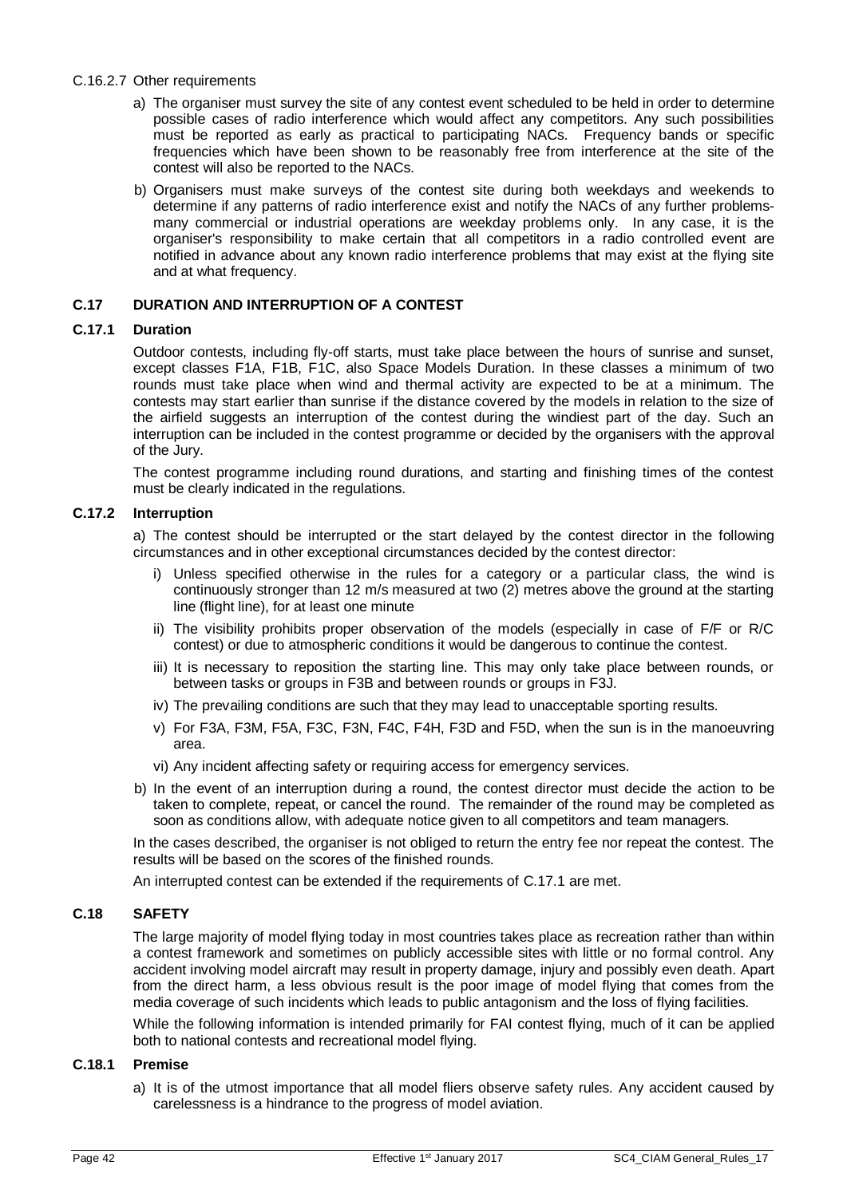C.16.2.7 Other requirements

a) The organiser must survey the site of any contest event scheduled to be held in order to determine possible cases of radio interference which would affect any competitors. Any such possibilities must be reported as early as practical to participating NACs. Frequency bands or specific frequencies which have been shown to be reasonably free from interference at the site of the contest will also be reported to the NACs.

b) Organisers must make surveys of the contest site during both weekdays and weekends to determine if any patterns of radio interference exist and notify the NACs of any further problems-many commercial or industrial operations are weekday problems only. In any case, it is the organiser's responsibility to make certain that all competitors in a radio controlled event are notified in advance about any known radio interference problems that may exist at the flying site and at what frequency.

## C.17 DURATION AND INTERRUPTION OF A CONTEST

### C.17.1 Duration

Outdoor contests, including fly-off starts, must take place between the hours of sunrise and sunset, except classes F1A, F1B, F1C, also Space Models Duration. In these classes a minimum of two rounds must take place when wind and thermal activity are expected to be at a minimum. The contests may start earlier than sunrise if the distance covered by the models in relation to the size of the airfield suggests an interruption of the contest during the windiest part of the day. Such an interruption can be included in the contest programme or decided by the organisers with the approval of the Jury.

The contest programme including round durations, and starting and finishing times of the contest must be clearly indicated in the regulations.

### C.17.2 Interruption

a) The contest should be interrupted or the start delayed by the contest director in the following circumstances and in other exceptional circumstances decided by the contest director:

i) Unless specified otherwise in the rules for a category or a particular class, the wind is continuously stronger than 12 m/s measured at two (2) metres above the ground at the starting line (flight line), for at least one minute

ii) The visibility prohibits proper observation of the models (especially in case of F/F or R/C contest) or due to atmospheric conditions it would be dangerous to continue the contest.

iii) It is necessary to reposition the starting line. This may only take place between rounds, or between tasks or groups in F3B and between rounds or groups in F3J.

iv) The prevailing conditions are such that they may lead to unacceptable sporting results.

v) For F3A, F3M, F5A, F3C, F3N, F4C, F4H, F3D and F5D, when the sun is in the manoeuvring area.

vi) Any incident affecting safety or requiring access for emergency services.

b) In the event of an interruption during a round, the contest director must decide the action to be taken to complete, repeat, or cancel the round. The remainder of the round may be completed as soon as conditions allow, with adequate notice given to all competitors and team managers.

In the cases described, the organiser is not obliged to return the entry fee nor repeat the contest. The results will be based on the scores of the finished rounds.

An interrupted contest can be extended if the requirements of C.17.1 are met.

## C.18 SAFETY

The large majority of model flying today in most countries takes place as recreation rather than within a contest framework and sometimes on publicly accessible sites with little or no formal control. Any accident involving model aircraft may result in property damage, injury and possibly even death. Apart from the direct harm, a less obvious result is the poor image of model flying that comes from the media coverage of such incidents which leads to public antagonism and the loss of flying facilities.

While the following information is intended primarily for FAI contest flying, much of it can be applied both to national contests and recreational model flying.

### C.18.1 Premise

a) It is of the utmost importance that all model fliers observe safety rules. Any accident caused by carelessness is a hindrance to the progress of model aviation.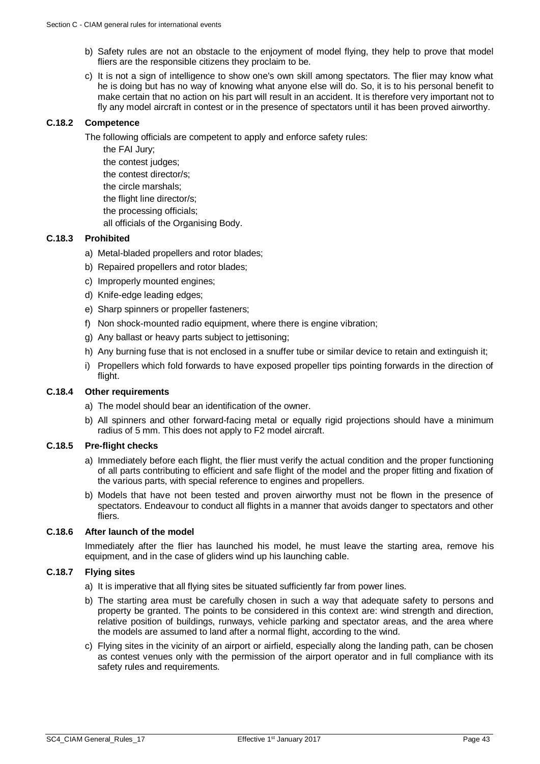b) Safety rules are not an obstacle to the enjoyment of model flying, they help to prove that model fliers are the responsible citizens they proclaim to be.

c) It is not a sign of intelligence to show one's own skill among spectators. The flier may know what he is doing but has no way of knowing what anyone else will do. So, it is to his personal benefit to make certain that no action on his part will result in an accident. It is therefore very important not to fly any model aircraft in contest or in the presence of spectators until it has been proved airworthy.

### C.18.2 Competence

The following officials are competent to apply and enforce safety rules:

the FAI Jury;
the contest judges;
the contest director/s;
the circle marshals;
the flight line director/s;
the processing officials;
all officials of the Organising Body.

### C.18.3 Prohibited

a) Metal-bladed propellers and rotor blades;

b) Repaired propellers and rotor blades;

c) Improperly mounted engines;

d) Knife-edge leading edges;

e) Sharp spinners or propeller fasteners;

f) Non shock-mounted radio equipment, where there is engine vibration;

g) Any ballast or heavy parts subject to jettisoning;

h) Any burning fuse that is not enclosed in a snuffer tube or similar device to retain and extinguish it;

i) Propellers which fold forwards to have exposed propeller tips pointing forwards in the direction of flight.

### C.18.4 Other requirements

a) The model should bear an identification of the owner.

b) All spinners and other forward-facing metal or equally rigid projections should have a minimum radius of 5 mm. This does not apply to F2 model aircraft.

### C.18.5 Pre-flight checks

a) Immediately before each flight, the flier must verify the actual condition and the proper functioning of all parts contributing to efficient and safe flight of the model and the proper fitting and fixation of the various parts, with special reference to engines and propellers.

b) Models that have not been tested and proven airworthy must not be flown in the presence of spectators. Endeavour to conduct all flights in a manner that avoids danger to spectators and other fliers.

### C.18.6 After launch of the model

Immediately after the flier has launched his model, he must leave the starting area, remove his equipment, and in the case of gliders wind up his launching cable.

### C.18.7 Flying sites

a) It is imperative that all flying sites be situated sufficiently far from power lines.

b) The starting area must be carefully chosen in such a way that adequate safety to persons and property be granted. The points to be considered in this context are: wind strength and direction, relative position of buildings, runways, vehicle parking and spectator areas, and the area where the models are assumed to land after a normal flight, according to the wind.

c) Flying sites in the vicinity of an airport or airfield, especially along the landing path, can be chosen as contest venues only with the permission of the airport operator and in full compliance with its safety rules and requirements.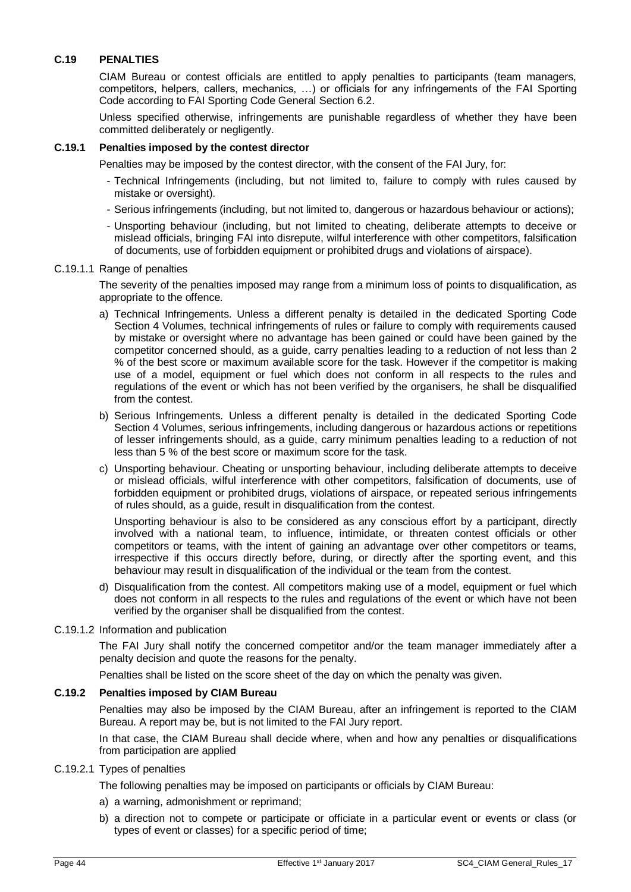### C.19 PENALTIES

CIAM Bureau or contest officials are entitled to apply penalties to participants (team managers, competitors, helpers, callers, mechanics, …) or officials for any infringements of the FAI Sporting Code according to FAI Sporting Code General Section 6.2.

Unless specified otherwise, infringements are punishable regardless of whether they have been committed deliberately or negligently.

#### C.19.1 Penalties imposed by the contest director

Penalties may be imposed by the contest director, with the consent of the FAI Jury, for:

- Technical Infringements (including, but not limited to, failure to comply with rules caused by mistake or oversight).
- Serious infringements (including, but not limited to, dangerous or hazardous behaviour or actions);
- Unsporting behaviour (including, but not limited to cheating, deliberate attempts to deceive or mislead officials, bringing FAI into disrepute, wilful interference with other competitors, falsification of documents, use of forbidden equipment or prohibited drugs and violations of airspace).

C.19.1.1 Range of penalties

The severity of the penalties imposed may range from a minimum loss of points to disqualification, as appropriate to the offence.

a) Technical Infringements. Unless a different penalty is detailed in the dedicated Sporting Code Section 4 Volumes, technical infringements of rules or failure to comply with requirements caused by mistake or oversight where no advantage has been gained or could have been gained by the competitor concerned should, as a guide, carry penalties leading to a reduction of not less than 2 % of the best score or maximum available score for the task. However if the competitor is making use of a model, equipment or fuel which does not conform in all respects to the rules and regulations of the event or which has not been verified by the organisers, he shall be disqualified from the contest.

b) Serious Infringements. Unless a different penalty is detailed in the dedicated Sporting Code Section 4 Volumes, serious infringements, including dangerous or hazardous actions or repetitions of lesser infringements should, as a guide, carry minimum penalties leading to a reduction of not less than 5 % of the best score or maximum score for the task.

c) Unsporting behaviour. Cheating or unsporting behaviour, including deliberate attempts to deceive or mislead officials, wilful interference with other competitors, falsification of documents, use of forbidden equipment or prohibited drugs, violations of airspace, or repeated serious infringements of rules should, as a guide, result in disqualification from the contest.

Unsporting behaviour is also to be considered as any conscious effort by a participant, directly involved with a national team, to influence, intimidate, or threaten contest officials or other competitors or teams, with the intent of gaining an advantage over other competitors or teams, irrespective if this occurs directly before, during, or directly after the sporting event, and this behaviour may result in disqualification of the individual or the team from the contest.

d) Disqualification from the contest. All competitors making use of a model, equipment or fuel which does not conform in all respects to the rules and regulations of the event or which have not been verified by the organiser shall be disqualified from the contest.

C.19.1.2 Information and publication

The FAI Jury shall notify the concerned competitor and/or the team manager immediately after a penalty decision and quote the reasons for the penalty.

Penalties shall be listed on the score sheet of the day on which the penalty was given.

#### C.19.2 Penalties imposed by CIAM Bureau

Penalties may also be imposed by the CIAM Bureau, after an infringement is reported to the CIAM Bureau. A report may be, but is not limited to the FAI Jury report.

In that case, the CIAM Bureau shall decide where, when and how any penalties or disqualifications from participation are applied

C.19.2.1 Types of penalties

The following penalties may be imposed on participants or officials by CIAM Bureau:

a) a warning, admonishment or reprimand;

b) a direction not to compete or participate or officiate in a particular event or events or class (or types of event or classes) for a specific period of time;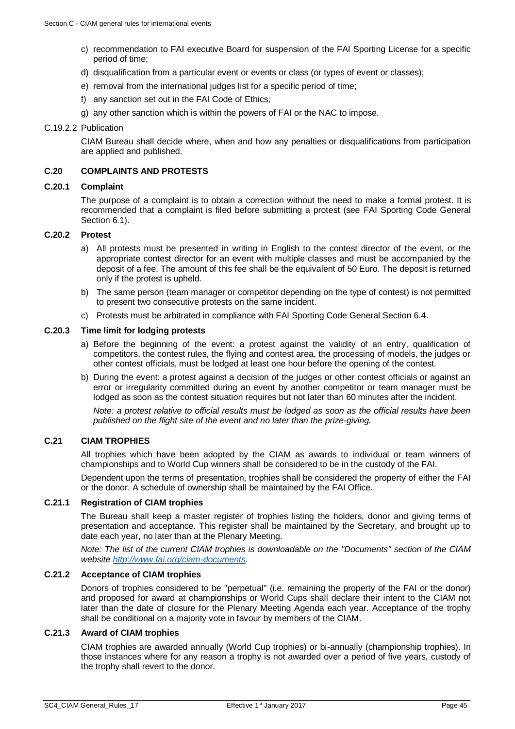c) recommendation to FAI executive Board for suspension of the FAI Sporting License for a specific period of time;

d) disqualification from a particular event or events or class (or types of event or classes);

e) removal from the international judges list for a specific period of time;

f) any sanction set out in the FAI Code of Ethics;

g) any other sanction which is within the powers of FAI or the NAC to impose.

C.19.2.2 Publication

CIAM Bureau shall decide where, when and how any penalties or disqualifications from participation are applied and published.

## C.20 COMPLAINTS AND PROTESTS

### C.20.1 Complaint

The purpose of a complaint is to obtain a correction without the need to make a formal protest. It is recommended that a complaint is filed before submitting a protest (see FAI Sporting Code General Section 6.1).

### C.20.2 Protest

a) All protests must be presented in writing in English to the contest director of the event, or the appropriate contest director for an event with multiple classes and must be accompanied by the deposit of a fee. The amount of this fee shall be the equivalent of 50 Euro. The deposit is returned only if the protest is upheld.

b) The same person (team manager or competitor depending on the type of contest) is not permitted to present two consecutive protests on the same incident.

c) Protests must be arbitrated in compliance with FAI Sporting Code General Section 6.4.

### C.20.3 Time limit for lodging protests

a) Before the beginning of the event: a protest against the validity of an entry, qualification of competitors, the contest rules, the flying and contest area, the processing of models, the judges or other contest officials, must be lodged at least one hour before the opening of the contest.

b) During the event: a protest against a decision of the judges or other contest officials or against an error or irregularity committed during an event by another competitor or team manager must be lodged as soon as the contest situation requires but not later than 60 minutes after the incident.

*Note: a protest relative to official results must be lodged as soon as the official results have been published on the flight site of the event and no later than the prize-giving.*

## C.21 CIAM TROPHIES

All trophies which have been adopted by the CIAM as awards to individual or team winners of championships and to World Cup winners shall be considered to be in the custody of the FAI.

Dependent upon the terms of presentation, trophies shall be considered the property of either the FAI or the donor. A schedule of ownership shall be maintained by the FAI Office.

### C.21.1 Registration of CIAM trophies

The Bureau shall keep a master register of trophies listing the holders, donor and giving terms of presentation and acceptance. This register shall be maintained by the Secretary, and brought up to date each year, no later than at the Plenary Meeting.

*Note: The list of the current CIAM trophies is downloadable on the "Documents" section of the CIAM website http://www.fai.org/ciam-documents.*

### C.21.2 Acceptance of CIAM trophies

Donors of trophies considered to be "perpetual" (i.e. remaining the property of the FAI or the donor) and proposed for award at championships or World Cups shall declare their intent to the CIAM not later than the date of closure for the Plenary Meeting Agenda each year. Acceptance of the trophy shall be conditional on a majority vote in favour by members of the CIAM.

### C.21.3 Award of CIAM trophies

CIAM trophies are awarded annually (World Cup trophies) or bi-annually (championship trophies). In those instances where for any reason a trophy is not awarded over a period of five years, custody of the trophy shall revert to the donor.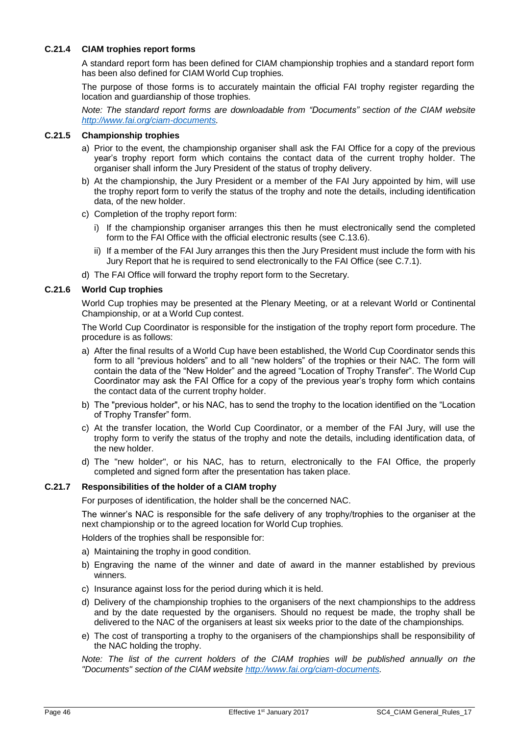### C.21.4 CIAM trophies report forms

A standard report form has been defined for CIAM championship trophies and a standard report form has been also defined for CIAM World Cup trophies.

The purpose of those forms is to accurately maintain the official FAI trophy register regarding the location and guardianship of those trophies.

*Note: The standard report forms are downloadable from "Documents" section of the CIAM website [http://www.fai.org/ciam-documents](http://www.fai.org/ciam-documents).*

### C.21.5 Championship trophies

a) Prior to the event, the championship organiser shall ask the FAI Office for a copy of the previous year's trophy report form which contains the contact data of the current trophy holder. The organiser shall inform the Jury President of the status of trophy delivery.

b) At the championship, the Jury President or a member of the FAI Jury appointed by him, will use the trophy report form to verify the status of the trophy and note the details, including identification data, of the new holder.

c) Completion of the trophy report form:

   i) If the championship organiser arranges this then he must electronically send the completed form to the FAI Office with the official electronic results (see C.13.6).

   ii) If a member of the FAI Jury arranges this then the Jury President must include the form with his Jury Report that he is required to send electronically to the FAI Office (see C.7.1).

d) The FAI Office will forward the trophy report form to the Secretary.

### C.21.6 World Cup trophies

World Cup trophies may be presented at the Plenary Meeting, or at a relevant World or Continental Championship, or at a World Cup contest.

The World Cup Coordinator is responsible for the instigation of the trophy report form procedure. The procedure is as follows:

a) After the final results of a World Cup have been established, the World Cup Coordinator sends this form to all "previous holders" and to all "new holders" of the trophies or their NAC. The form will contain the data of the "New Holder" and the agreed "Location of Trophy Transfer". The World Cup Coordinator may ask the FAI Office for a copy of the previous year's trophy form which contains the contact data of the current trophy holder.

b) The "previous holder", or his NAC, has to send the trophy to the location identified on the "Location of Trophy Transfer" form.

c) At the transfer location, the World Cup Coordinator, or a member of the FAI Jury, will use the trophy form to verify the status of the trophy and note the details, including identification data, of the new holder.

d) The "new holder", or his NAC, has to return, electronically to the FAI Office, the properly completed and signed form after the presentation has taken place.

### C.21.7 Responsibilities of the holder of a CIAM trophy

For purposes of identification, the holder shall be the concerned NAC.

The winner's NAC is responsible for the safe delivery of any trophy/trophies to the organiser at the next championship or to the agreed location for World Cup trophies.

Holders of the trophies shall be responsible for:

a) Maintaining the trophy in good condition.

b) Engraving the name of the winner and date of award in the manner established by previous winners.

c) Insurance against loss for the period during which it is held.

d) Delivery of the championship trophies to the organisers of the next championships to the address and by the date requested by the organisers. Should no request be made, the trophy shall be delivered to the NAC of the organisers at least six weeks prior to the date of the championships.

e) The cost of transporting a trophy to the organisers of the championships shall be responsibility of the NAC holding the trophy.

*Note: The list of the current holders of the CIAM trophies will be published annually on the "Documents" section of the CIAM website [http://www.fai.org/ciam-documents](http://www.fai.org/ciam-documents).*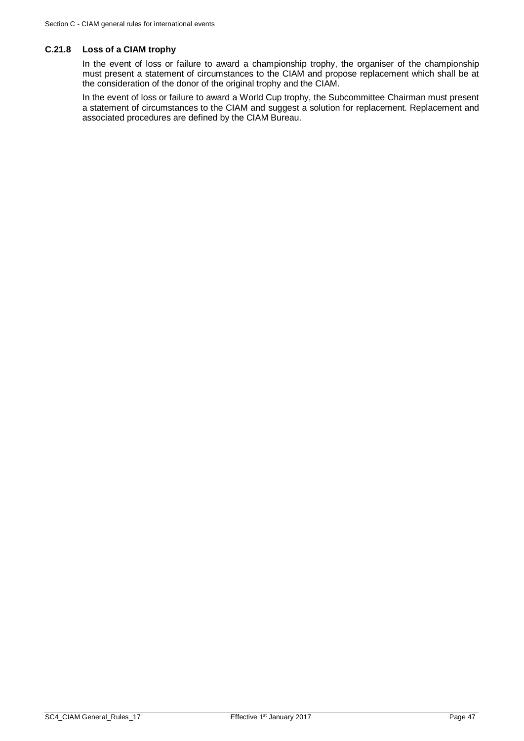### C.21.8 Loss of a CIAM trophy

In the event of loss or failure to award a championship trophy, the organiser of the championship must present a statement of circumstances to the CIAM and propose replacement which shall be at the consideration of the donor of the original trophy and the CIAM.

In the event of loss or failure to award a World Cup trophy, the Subcommittee Chairman must present a statement of circumstances to the CIAM and suggest a solution for replacement. Replacement and associated procedures are defined by the CIAM Bureau.